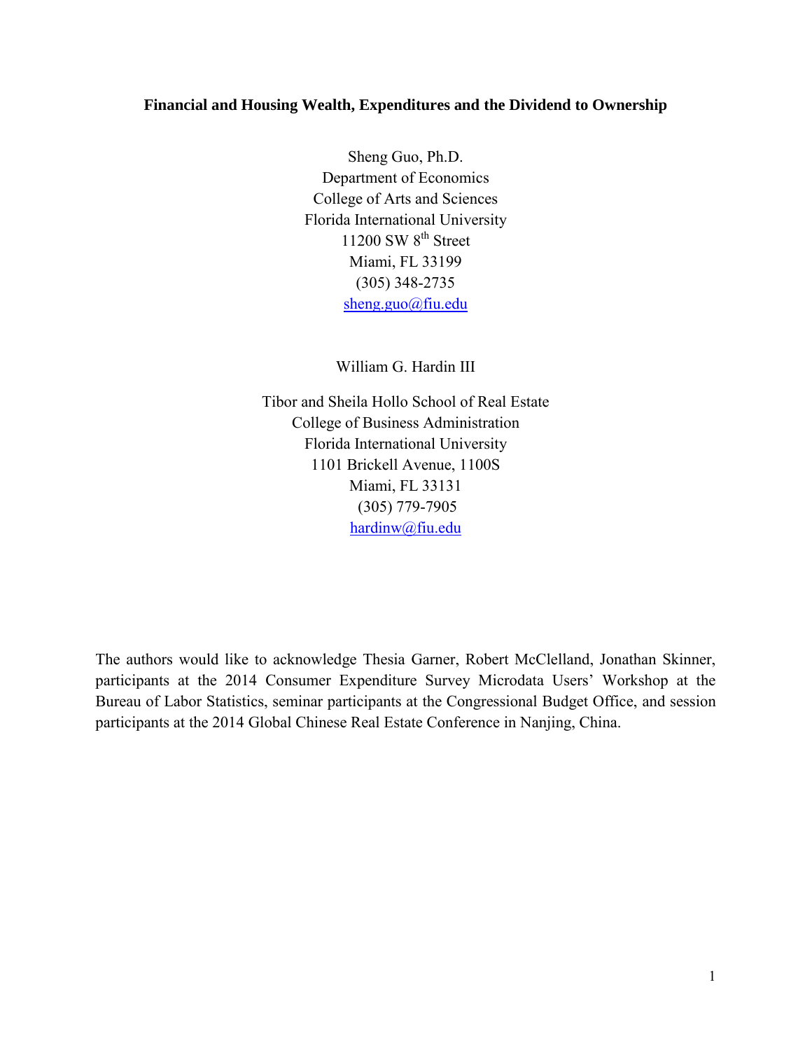# Financial and Housing Wealth, Expenditures and the Dividend to Ownership

Sheng Guo, Ph.D.
Department of Economics
College of Arts and Sciences
Florida International University
11200 SW 8th Street
Miami, FL 33199
(305) 348-2735
sheng.guo@fiu.edu

William G. Hardin III

Tibor and Sheila Hollo School of Real Estate
College of Business Administration
Florida International University
1101 Brickell Avenue, 1100S
Miami, FL 33131
(305) 779-7905
hardinw@fiu.edu

The authors would like to acknowledge Thesia Garner, Robert McClelland, Jonathan Skinner, participants at the 2014 Consumer Expenditure Survey Microdata Users' Workshop at the Bureau of Labor Statistics, seminar participants at the Congressional Budget Office, and session participants at the 2014 Global Chinese Real Estate Conference in Nanjing, China.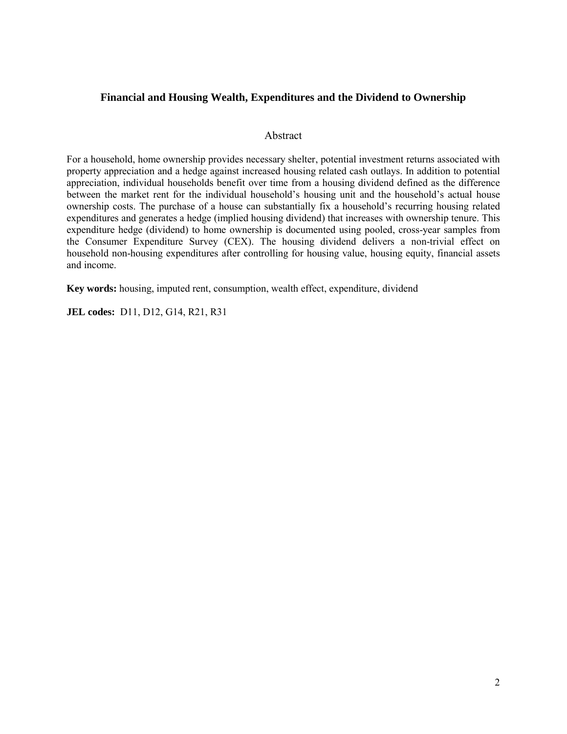## Financial and Housing Wealth, Expenditures and the Dividend to Ownership

### Abstract

For a household, home ownership provides necessary shelter, potential investment returns associated with property appreciation and a hedge against increased housing related cash outlays. In addition to potential appreciation, individual households benefit over time from a housing dividend defined as the difference between the market rent for the individual household's housing unit and the household's actual house ownership costs. The purchase of a house can substantially fix a household's recurring housing related expenditures and generates a hedge (implied housing dividend) that increases with ownership tenure. This expenditure hedge (dividend) to home ownership is documented using pooled, cross-year samples from the Consumer Expenditure Survey (CEX). The housing dividend delivers a non-trivial effect on household non-housing expenditures after controlling for housing value, housing equity, financial assets and income.

**Key words:** housing, imputed rent, consumption, wealth effect, expenditure, dividend

**JEL codes:** D11, D12, G14, R21, R31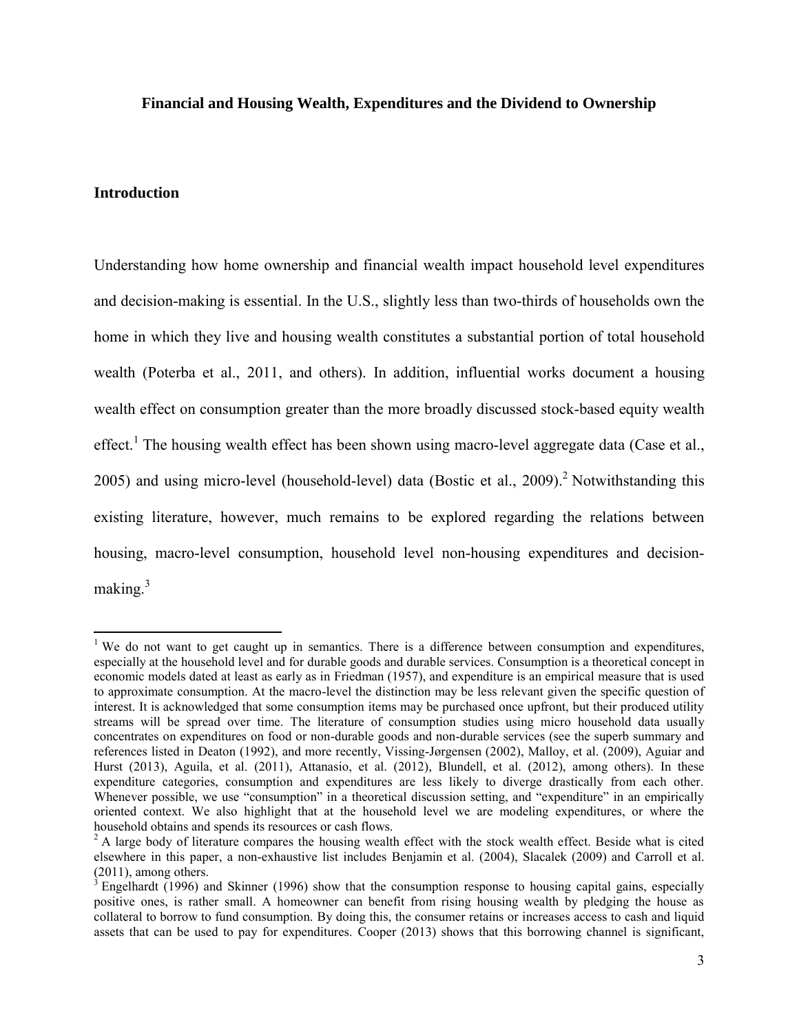**Financial and Housing Wealth, Expenditures and the Dividend to Ownership**

## Introduction

Understanding how home ownership and financial wealth impact household level expenditures and decision-making is essential. In the U.S., slightly less than two-thirds of households own the home in which they live and housing wealth constitutes a substantial portion of total household wealth (Poterba et al., 2011, and others). In addition, influential works document a housing wealth effect on consumption greater than the more broadly discussed stock-based equity wealth effect.[1] The housing wealth effect has been shown using macro-level aggregate data (Case et al., 2005) and using micro-level (household-level) data (Bostic et al., 2009).[2] Notwithstanding this existing literature, however, much remains to be explored regarding the relations between housing, macro-level consumption, household level non-housing expenditures and decision-making.[3]

[1] We do not want to get caught up in semantics. There is a difference between consumption and expenditures, especially at the household level and for durable goods and durable services. Consumption is a theoretical concept in economic models dated at least as early as in Friedman (1957), and expenditure is an empirical measure that is used to approximate consumption. At the macro-level the distinction may be less relevant given the specific question of interest. It is acknowledged that some consumption items may be purchased once upfront, but their produced utility streams will be spread over time. The literature of consumption studies using micro household data usually concentrates on expenditures on food or non-durable goods and non-durable services (see the superb summary and references listed in Deaton (1992), and more recently, Vissing-Jørgensen (2002), Malloy, et al. (2009), Aguiar and Hurst (2013), Aguila, et al. (2011), Attanasio, et al. (2012), Blundell, et al. (2012), among others). In these expenditure categories, consumption and expenditures are less likely to diverge drastically from each other. Whenever possible, we use "consumption" in a theoretical discussion setting, and "expenditure" in an empirically oriented context. We also highlight that at the household level we are modeling expenditures, or where the household obtains and spends its resources or cash flows.

[2] A large body of literature compares the housing wealth effect with the stock wealth effect. Beside what is cited elsewhere in this paper, a non-exhaustive list includes Benjamin et al. (2004), Slacalek (2009) and Carroll et al. (2011), among others.

[3] Engelhardt (1996) and Skinner (1996) show that the consumption response to housing capital gains, especially positive ones, is rather small. A homeowner can benefit from rising housing wealth by pledging the house as collateral to borrow to fund consumption. By doing this, the consumer retains or increases access to cash and liquid assets that can be used to pay for expenditures. Cooper (2013) shows that this borrowing channel is significant,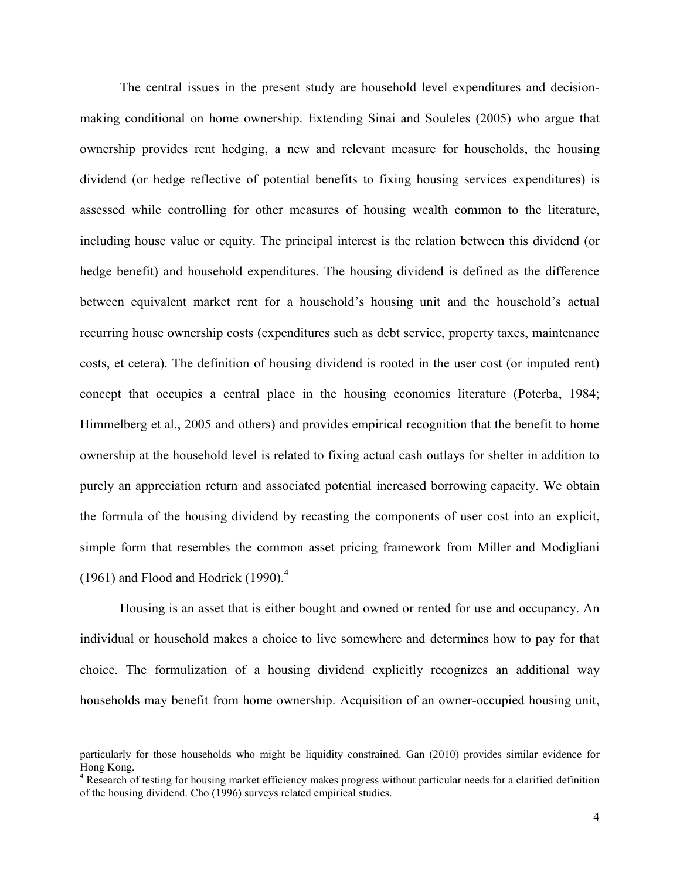The central issues in the present study are household level expenditures and decision-making conditional on home ownership. Extending Sinai and Souleles (2005) who argue that ownership provides rent hedging, a new and relevant measure for households, the housing dividend (or hedge reflective of potential benefits to fixing housing services expenditures) is assessed while controlling for other measures of housing wealth common to the literature, including house value or equity. The principal interest is the relation between this dividend (or hedge benefit) and household expenditures. The housing dividend is defined as the difference between equivalent market rent for a household's housing unit and the household's actual recurring house ownership costs (expenditures such as debt service, property taxes, maintenance costs, et cetera). The definition of housing dividend is rooted in the user cost (or imputed rent) concept that occupies a central place in the housing economics literature (Poterba, 1984; Himmelberg et al., 2005 and others) and provides empirical recognition that the benefit to home ownership at the household level is related to fixing actual cash outlays for shelter in addition to purely an appreciation return and associated potential increased borrowing capacity. We obtain the formula of the housing dividend by recasting the components of user cost into an explicit, simple form that resembles the common asset pricing framework from Miller and Modigliani (1961) and Flood and Hodrick (1990).[4]

Housing is an asset that is either bought and owned or rented for use and occupancy. An individual or household makes a choice to live somewhere and determines how to pay for that choice. The formulization of a housing dividend explicitly recognizes an additional way households may benefit from home ownership. Acquisition of an owner-occupied housing unit,

---

particularly for those households who might be liquidity constrained. Gan (2010) provides similar evidence for Hong Kong.

[4] Research of testing for housing market efficiency makes progress without particular needs for a clarified definition of the housing dividend. Cho (1996) surveys related empirical studies.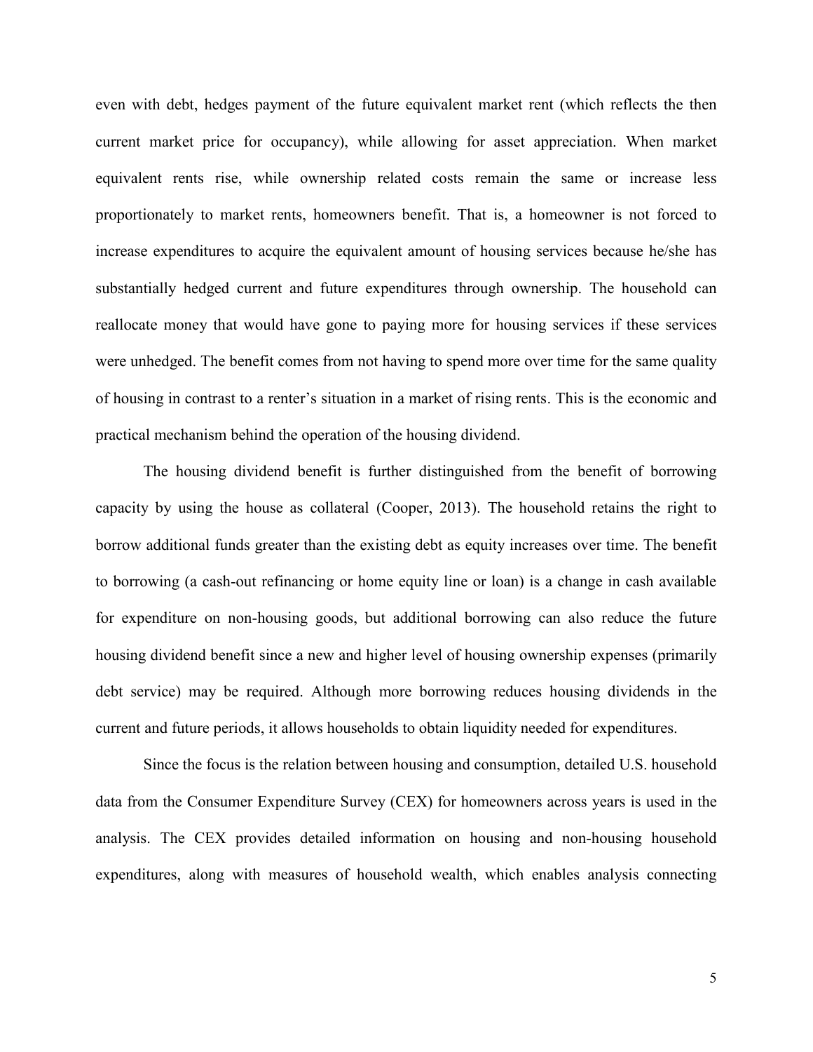even with debt, hedges payment of the future equivalent market rent (which reflects the then current market price for occupancy), while allowing for asset appreciation. When market equivalent rents rise, while ownership related costs remain the same or increase less proportionately to market rents, homeowners benefit. That is, a homeowner is not forced to increase expenditures to acquire the equivalent amount of housing services because he/she has substantially hedged current and future expenditures through ownership. The household can reallocate money that would have gone to paying more for housing services if these services were unhedged. The benefit comes from not having to spend more over time for the same quality of housing in contrast to a renter's situation in a market of rising rents. This is the economic and practical mechanism behind the operation of the housing dividend.

The housing dividend benefit is further distinguished from the benefit of borrowing capacity by using the house as collateral (Cooper, 2013). The household retains the right to borrow additional funds greater than the existing debt as equity increases over time. The benefit to borrowing (a cash-out refinancing or home equity line or loan) is a change in cash available for expenditure on non-housing goods, but additional borrowing can also reduce the future housing dividend benefit since a new and higher level of housing ownership expenses (primarily debt service) may be required. Although more borrowing reduces housing dividends in the current and future periods, it allows households to obtain liquidity needed for expenditures.

Since the focus is the relation between housing and consumption, detailed U.S. household data from the Consumer Expenditure Survey (CEX) for homeowners across years is used in the analysis. The CEX provides detailed information on housing and non-housing household expenditures, along with measures of household wealth, which enables analysis connecting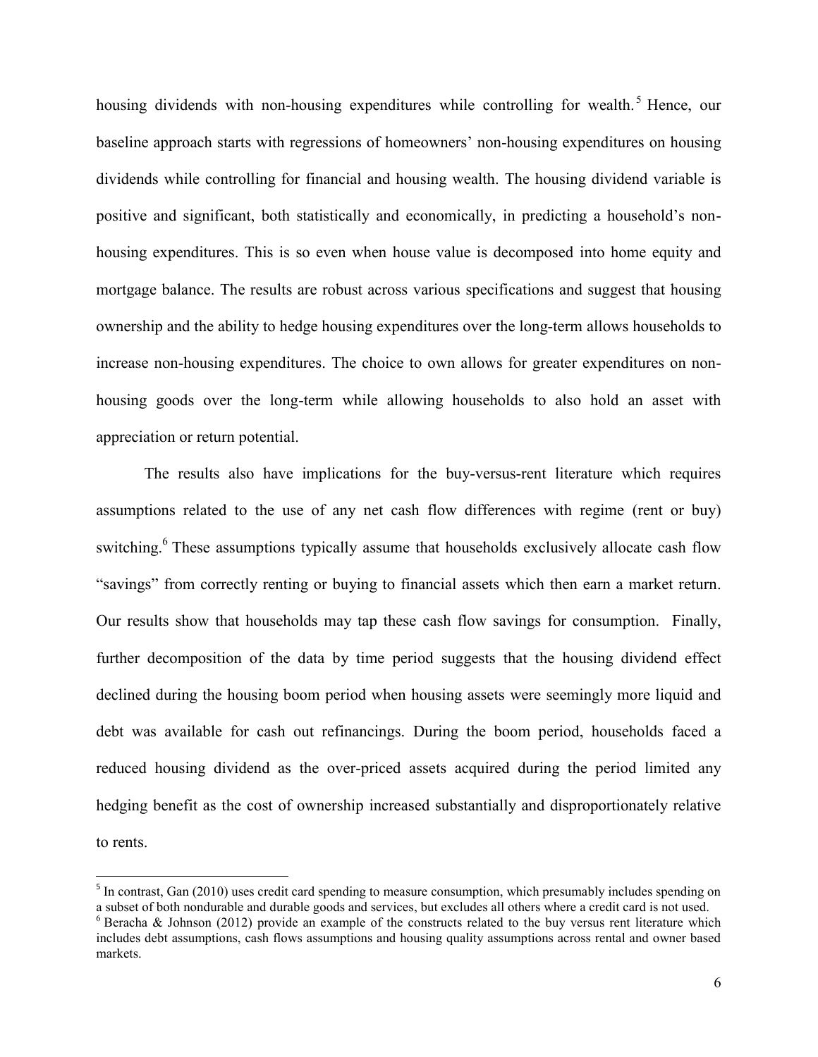housing dividends with non-housing expenditures while controlling for wealth.[5] Hence, our baseline approach starts with regressions of homeowners' non-housing expenditures on housing dividends while controlling for financial and housing wealth. The housing dividend variable is positive and significant, both statistically and economically, in predicting a household's non-housing expenditures. This is so even when house value is decomposed into home equity and mortgage balance. The results are robust across various specifications and suggest that housing ownership and the ability to hedge housing expenditures over the long-term allows households to increase non-housing expenditures. The choice to own allows for greater expenditures on non-housing goods over the long-term while allowing households to also hold an asset with appreciation or return potential.

The results also have implications for the buy-versus-rent literature which requires assumptions related to the use of any net cash flow differences with regime (rent or buy) switching.[6] These assumptions typically assume that households exclusively allocate cash flow "savings" from correctly renting or buying to financial assets which then earn a market return. Our results show that households may tap these cash flow savings for consumption. Finally, further decomposition of the data by time period suggests that the housing dividend effect declined during the housing boom period when housing assets were seemingly more liquid and debt was available for cash out refinancings. During the boom period, households faced a reduced housing dividend as the over-priced assets acquired during the period limited any hedging benefit as the cost of ownership increased substantially and disproportionately relative to rents.

---

[5] In contrast, Gan (2010) uses credit card spending to measure consumption, which presumably includes spending on a subset of both nondurable and durable goods and services, but excludes all others where a credit card is not used.

[6] Beracha & Johnson (2012) provide an example of the constructs related to the buy versus rent literature which includes debt assumptions, cash flows assumptions and housing quality assumptions across rental and owner based markets.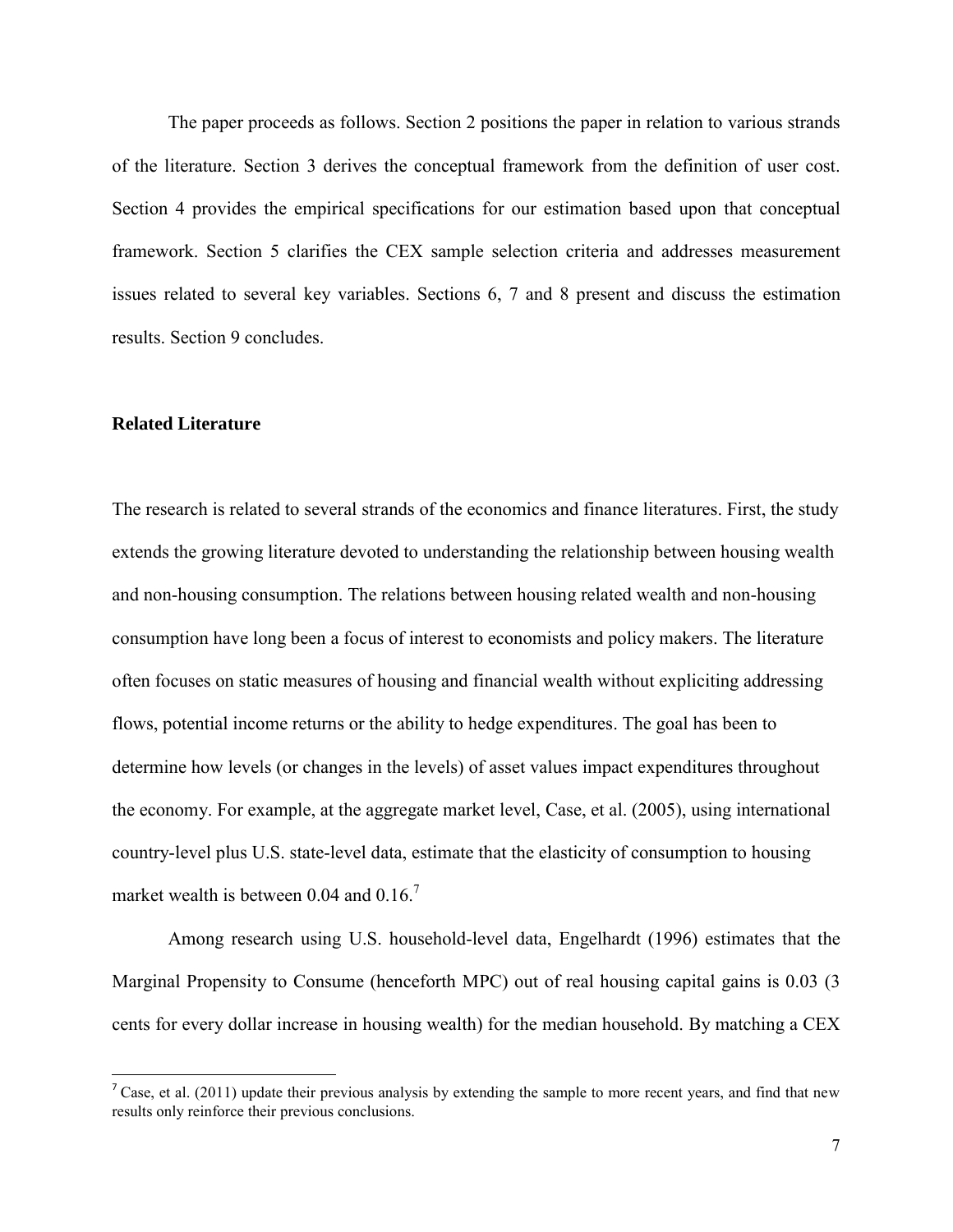The paper proceeds as follows. Section 2 positions the paper in relation to various strands of the literature. Section 3 derives the conceptual framework from the definition of user cost. Section 4 provides the empirical specifications for our estimation based upon that conceptual framework. Section 5 clarifies the CEX sample selection criteria and addresses measurement issues related to several key variables. Sections 6, 7 and 8 present and discuss the estimation results. Section 9 concludes.

## Related Literature

The research is related to several strands of the economics and finance literatures. First, the study extends the growing literature devoted to understanding the relationship between housing wealth and non-housing consumption. The relations between housing related wealth and non-housing consumption have long been a focus of interest to economists and policy makers. The literature often focuses on static measures of housing and financial wealth without expliciting addressing flows, potential income returns or the ability to hedge expenditures. The goal has been to determine how levels (or changes in the levels) of asset values impact expenditures throughout the economy. For example, at the aggregate market level, Case, et al. (2005), using international country-level plus U.S. state-level data, estimate that the elasticity of consumption to housing market wealth is between 0.04 and 0.16.[7]

Among research using U.S. household-level data, Engelhardt (1996) estimates that the Marginal Propensity to Consume (henceforth MPC) out of real housing capital gains is 0.03 (3 cents for every dollar increase in housing wealth) for the median household. By matching a CEX

[7] Case, et al. (2011) update their previous analysis by extending the sample to more recent years, and find that new results only reinforce their previous conclusions.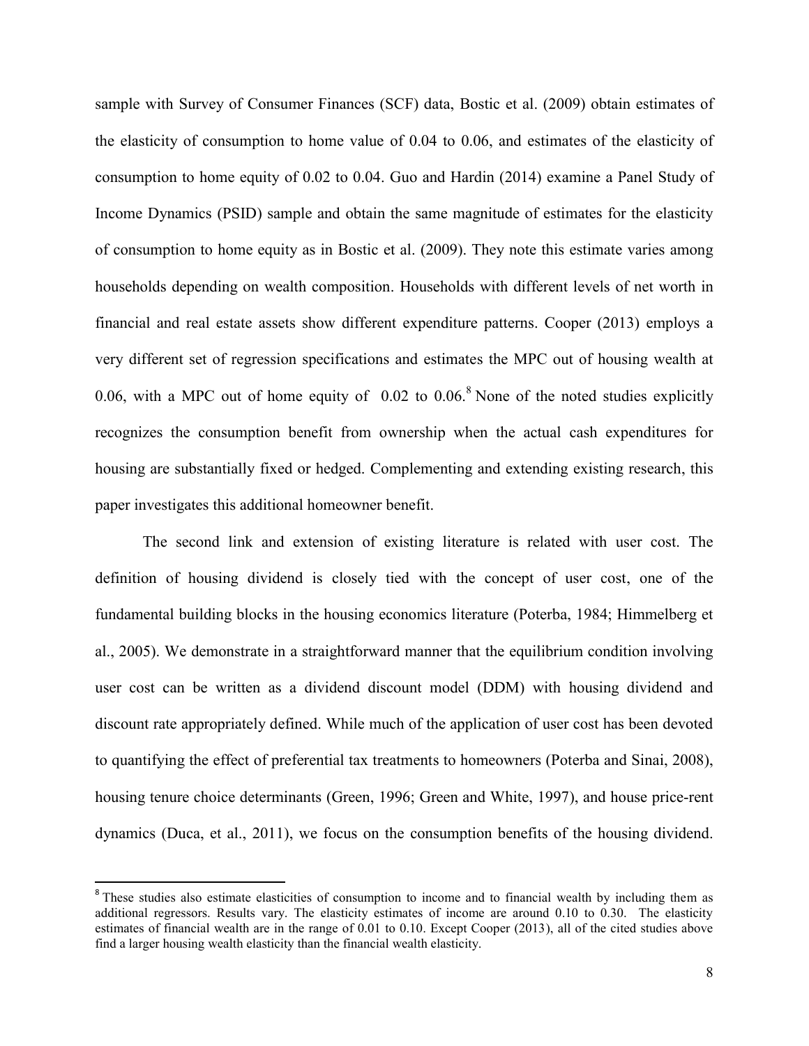sample with Survey of Consumer Finances (SCF) data, Bostic et al. (2009) obtain estimates of the elasticity of consumption to home value of 0.04 to 0.06, and estimates of the elasticity of consumption to home equity of 0.02 to 0.04. Guo and Hardin (2014) examine a Panel Study of Income Dynamics (PSID) sample and obtain the same magnitude of estimates for the elasticity of consumption to home equity as in Bostic et al. (2009). They note this estimate varies among households depending on wealth composition. Households with different levels of net worth in financial and real estate assets show different expenditure patterns. Cooper (2013) employs a very different set of regression specifications and estimates the MPC out of housing wealth at 0.06, with a MPC out of home equity of 0.02 to 0.06.[8] None of the noted studies explicitly recognizes the consumption benefit from ownership when the actual cash expenditures for housing are substantially fixed or hedged. Complementing and extending existing research, this paper investigates this additional homeowner benefit.

The second link and extension of existing literature is related with user cost. The definition of housing dividend is closely tied with the concept of user cost, one of the fundamental building blocks in the housing economics literature (Poterba, 1984; Himmelberg et al., 2005). We demonstrate in a straightforward manner that the equilibrium condition involving user cost can be written as a dividend discount model (DDM) with housing dividend and discount rate appropriately defined. While much of the application of user cost has been devoted to quantifying the effect of preferential tax treatments to homeowners (Poterba and Sinai, 2008), housing tenure choice determinants (Green, 1996; Green and White, 1997), and house price-rent dynamics (Duca, et al., 2011), we focus on the consumption benefits of the housing dividend.

[8] These studies also estimate elasticities of consumption to income and to financial wealth by including them as additional regressors. Results vary. The elasticity estimates of income are around 0.10 to 0.30. The elasticity estimates of financial wealth are in the range of 0.01 to 0.10. Except Cooper (2013), all of the cited studies above find a larger housing wealth elasticity than the financial wealth elasticity.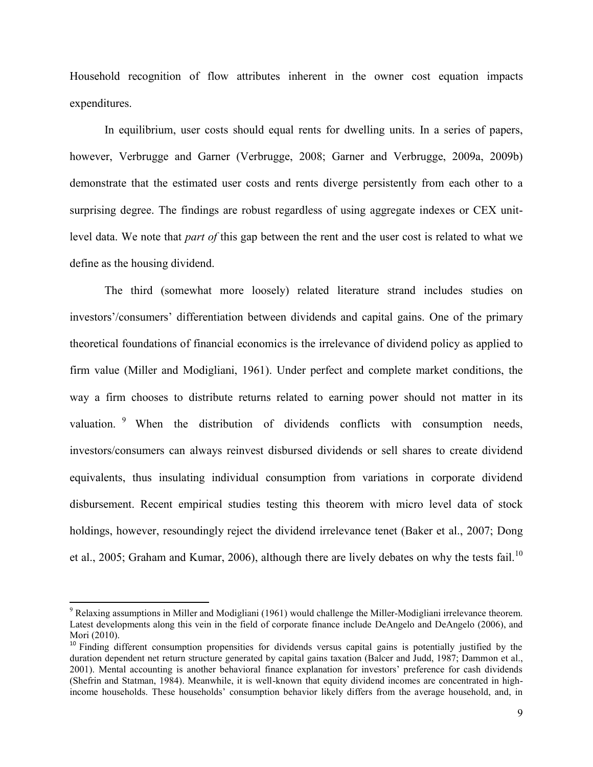Household recognition of flow attributes inherent in the owner cost equation impacts expenditures.

In equilibrium, user costs should equal rents for dwelling units. In a series of papers, however, Verbrugge and Garner (Verbrugge, 2008; Garner and Verbrugge, 2009a, 2009b) demonstrate that the estimated user costs and rents diverge persistently from each other to a surprising degree. The findings are robust regardless of using aggregate indexes or CEX unit-level data. We note that *part of* this gap between the rent and the user cost is related to what we define as the housing dividend.

The third (somewhat more loosely) related literature strand includes studies on investors'/consumers' differentiation between dividends and capital gains. One of the primary theoretical foundations of financial economics is the irrelevance of dividend policy as applied to firm value (Miller and Modigliani, 1961). Under perfect and complete market conditions, the way a firm chooses to distribute returns related to earning power should not matter in its valuation. [9] When the distribution of dividends conflicts with consumption needs, investors/consumers can always reinvest disbursed dividends or sell shares to create dividend equivalents, thus insulating individual consumption from variations in corporate dividend disbursement. Recent empirical studies testing this theorem with micro level data of stock holdings, however, resoundingly reject the dividend irrelevance tenet (Baker et al., 2007; Dong et al., 2005; Graham and Kumar, 2006), although there are lively debates on why the tests fail.[10]

---

[9] Relaxing assumptions in Miller and Modigliani (1961) would challenge the Miller-Modigliani irrelevance theorem. Latest developments along this vein in the field of corporate finance include DeAngelo and DeAngelo (2006), and Mori (2010).

[10] Finding different consumption propensities for dividends versus capital gains is potentially justified by the duration dependent net return structure generated by capital gains taxation (Balcer and Judd, 1987; Dammon et al., 2001). Mental accounting is another behavioral finance explanation for investors' preference for cash dividends (Shefrin and Statman, 1984). Meanwhile, it is well-known that equity dividend incomes are concentrated in high-income households. These households' consumption behavior likely differs from the average household, and, in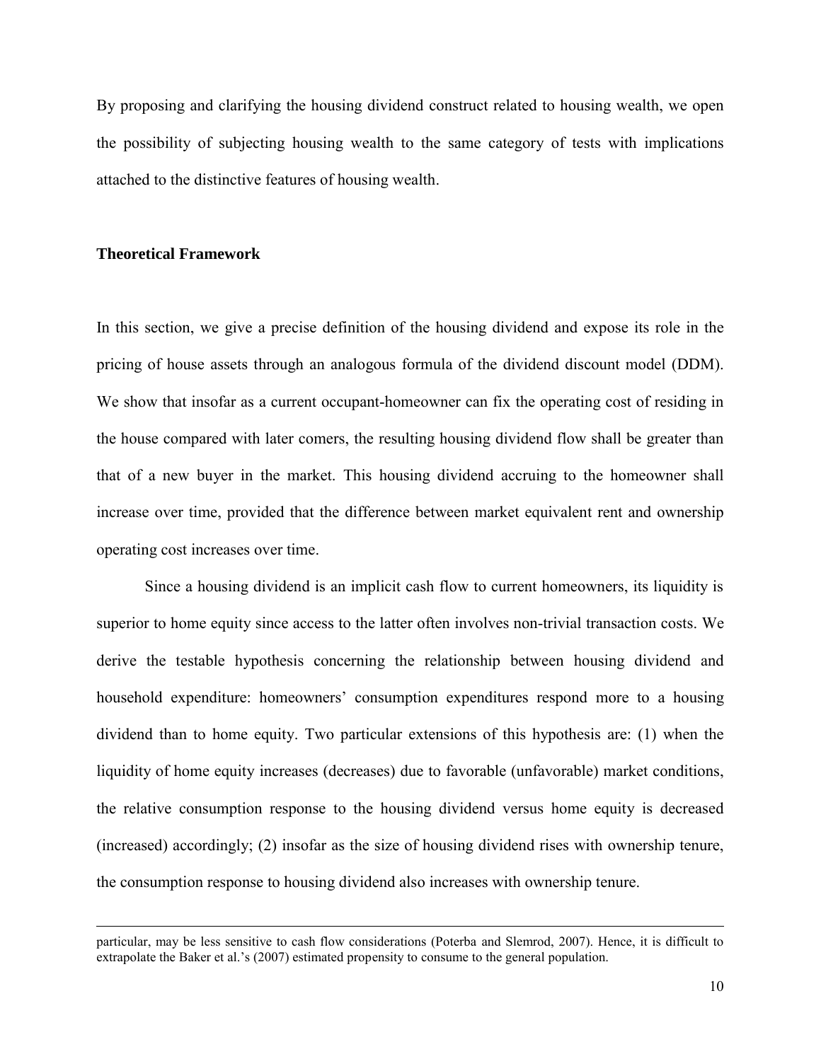By proposing and clarifying the housing dividend construct related to housing wealth, we open the possibility of subjecting housing wealth to the same category of tests with implications attached to the distinctive features of housing wealth.

## Theoretical Framework

In this section, we give a precise definition of the housing dividend and expose its role in the pricing of house assets through an analogous formula of the dividend discount model (DDM). We show that insofar as a current occupant-homeowner can fix the operating cost of residing in the house compared with later comers, the resulting housing dividend flow shall be greater than that of a new buyer in the market. This housing dividend accruing to the homeowner shall increase over time, provided that the difference between market equivalent rent and ownership operating cost increases over time.

Since a housing dividend is an implicit cash flow to current homeowners, its liquidity is superior to home equity since access to the latter often involves non-trivial transaction costs. We derive the testable hypothesis concerning the relationship between housing dividend and household expenditure: homeowners' consumption expenditures respond more to a housing dividend than to home equity. Two particular extensions of this hypothesis are: (1) when the liquidity of home equity increases (decreases) due to favorable (unfavorable) market conditions, the relative consumption response to the housing dividend versus home equity is decreased (increased) accordingly; (2) insofar as the size of housing dividend rises with ownership tenure, the consumption response to housing dividend also increases with ownership tenure.

---

particular, may be less sensitive to cash flow considerations (Poterba and Slemrod, 2007). Hence, it is difficult to extrapolate the Baker et al.'s (2007) estimated propensity to consume to the general population.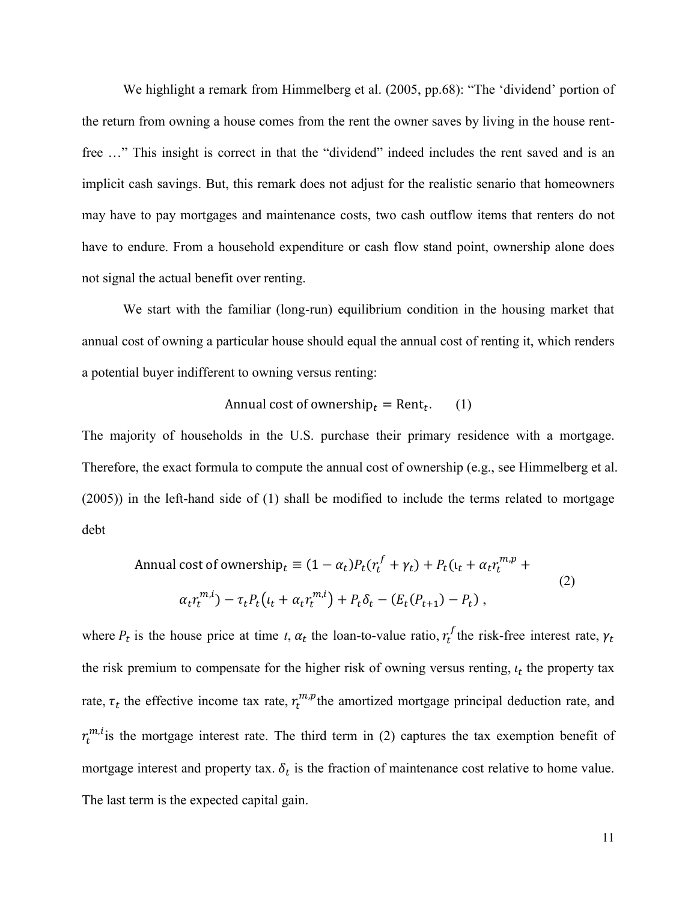We highlight a remark from Himmelberg et al. (2005, pp.68): "The 'dividend' portion of the return from owning a house comes from the rent the owner saves by living in the house rent-free …" This insight is correct in that the "dividend" indeed includes the rent saved and is an implicit cash savings. But, this remark does not adjust for the realistic senario that homeowners may have to pay mortgages and maintenance costs, two cash outflow items that renters do not have to endure. From a household expenditure or cash flow stand point, ownership alone does not signal the actual benefit over renting.

We start with the familiar (long-run) equilibrium condition in the housing market that annual cost of owning a particular house should equal the annual cost of renting it, which renders a potential buyer indifferent to owning versus renting:

$$\text{Annual cost of ownership}_t = \text{Rent}_t. \qquad (1)$$

The majority of households in the U.S. purchase their primary residence with a mortgage. Therefore, the exact formula to compute the annual cost of ownership (e.g., see Himmelberg et al. (2005)) in the left-hand side of (1) shall be modified to include the terms related to mortgage debt

$$\begin{aligned}\text{Annual cost of ownership}_t \equiv (1-\alpha_t)P_t(r_t^f+\gamma_t) + P_t(\iota_t + \alpha_t r_t^{m,p} + \\ \alpha_t r_t^{m,i}) - \tau_t P_t(\iota_t + \alpha_t r_t^{m,i}) + P_t\delta_t - (E_t(P_{t+1}) - P_t)\,,\end{aligned} \qquad (2)$$

where $P_t$ is the house price at time *t*, $\alpha_t$ the loan-to-value ratio, $r_t^f$ the risk-free interest rate, $\gamma_t$ the risk premium to compensate for the higher risk of owning versus renting, $\iota_t$ the property tax rate, $\tau_t$ the effective income tax rate, $r_t^{m,p}$ the amortized mortgage principal deduction rate, and $r_t^{m,i}$ is the mortgage interest rate. The third term in (2) captures the tax exemption benefit of mortgage interest and property tax. $\delta_t$ is the fraction of maintenance cost relative to home value. The last term is the expected capital gain.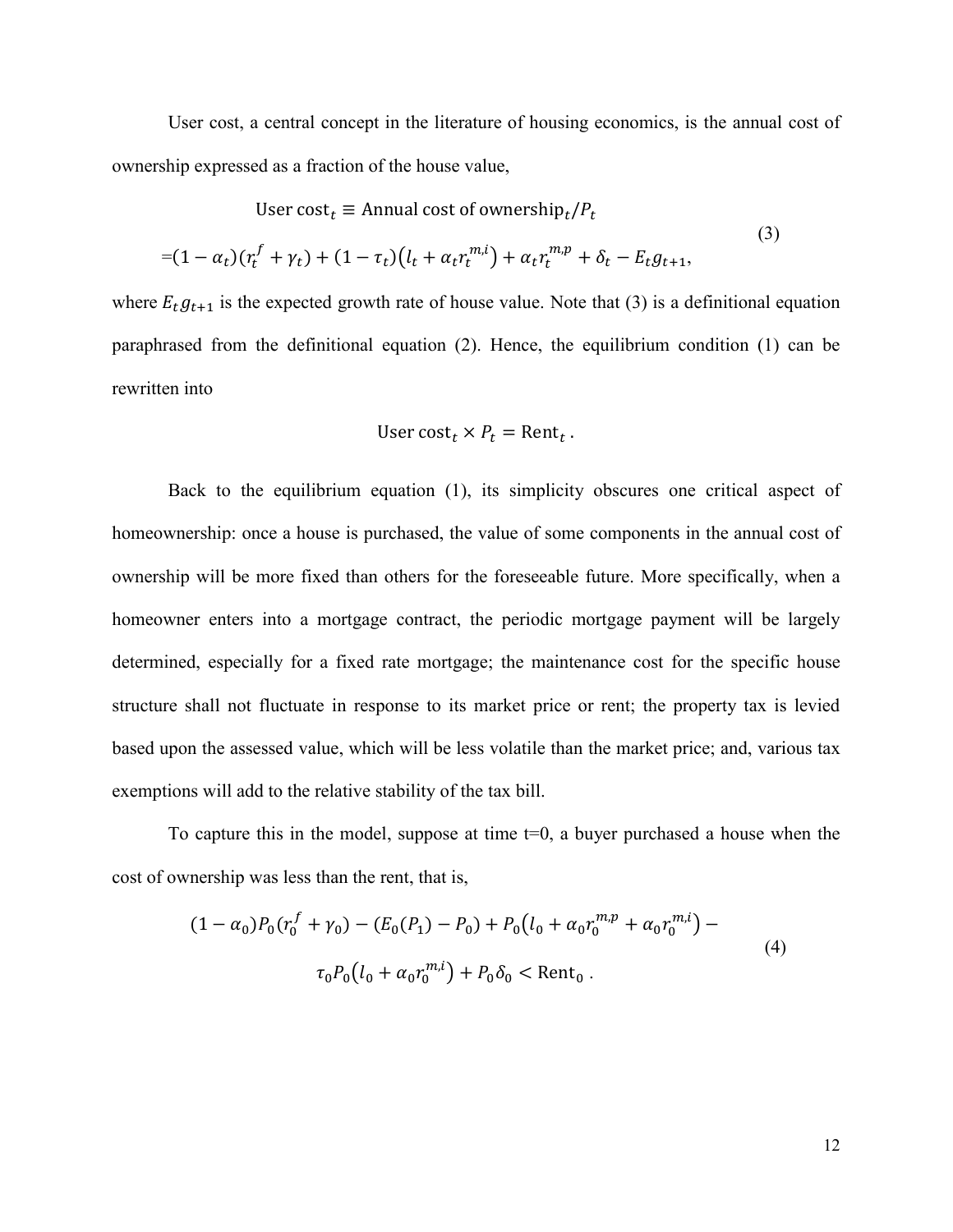User cost, a central concept in the literature of housing economics, is the annual cost of ownership expressed as a fraction of the house value,

$$
\begin{gathered}
\text{User cost}_t \equiv \text{Annual cost of ownership}_t / P_t \\
= (1-\alpha_t)(r_t^f + \gamma_t) + (1-\tau_t)\left(l_t + \alpha_t r_t^{m,i}\right) + \alpha_t r_t^{m,p} + \delta_t - E_t g_{t+1},
\end{gathered}
\tag{3}
$$

where $E_t g_{t+1}$ is the expected growth rate of house value. Note that (3) is a definitional equation paraphrased from the definitional equation (2). Hence, the equilibrium condition (1) can be rewritten into

$$
\text{User cost}_t \times P_t = \text{Rent}_t \, .
$$

Back to the equilibrium equation (1), its simplicity obscures one critical aspect of homeownership: once a house is purchased, the value of some components in the annual cost of ownership will be more fixed than others for the foreseeable future. More specifically, when a homeowner enters into a mortgage contract, the periodic mortgage payment will be largely determined, especially for a fixed rate mortgage; the maintenance cost for the specific house structure shall not fluctuate in response to its market price or rent; the property tax is levied based upon the assessed value, which will be less volatile than the market price; and, various tax exemptions will add to the relative stability of the tax bill.

To capture this in the model, suppose at time t=0, a buyer purchased a house when the cost of ownership was less than the rent, that is,

$$
\begin{gathered}
(1-\alpha_0)P_0(r_0^f + \gamma_0) - (E_0(P_1) - P_0) + P_0\left(l_0 + \alpha_0 r_0^{m,p} + \alpha_0 r_0^{m,i}\right) - \\
\tau_0 P_0\left(l_0 + \alpha_0 r_0^{m,i}\right) + P_0\delta_0 < \text{Rent}_0 \, .
\end{gathered}
\tag{4}
$$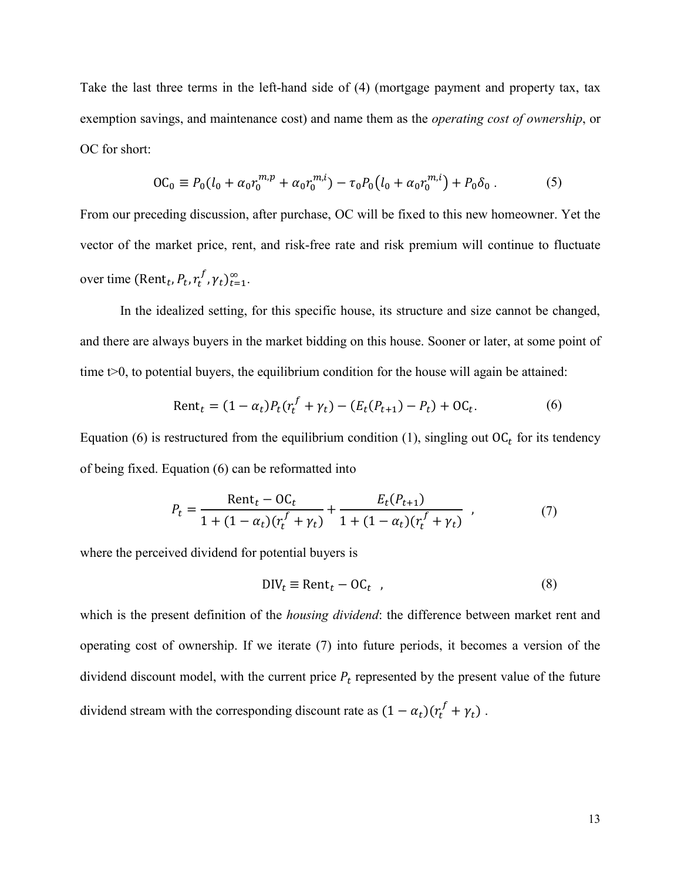Take the last three terms in the left-hand side of (4) (mortgage payment and property tax, tax exemption savings, and maintenance cost) and name them as the *operating cost of ownership*, or OC for short:

$$\mathrm{OC}_0 \equiv P_0(l_0 + \alpha_0 r_0^{m,p} + \alpha_0 r_0^{m,i}) - \tau_0 P_0(l_0 + \alpha_0 r_0^{m,i}) + P_0\delta_0 \ . \tag{5}$$

From our preceding discussion, after purchase, OC will be fixed to this new homeowner. Yet the vector of the market price, rent, and risk-free rate and risk premium will continue to fluctuate over time $(\mathrm{Rent}_t, P_t, r_t^f, \gamma_t)_{t=1}^{\infty}$.

In the idealized setting, for this specific house, its structure and size cannot be changed, and there are always buyers in the market bidding on this house. Sooner or later, at some point of time t>0, to potential buyers, the equilibrium condition for the house will again be attained:

$$\mathrm{Rent}_t = (1-\alpha_t)P_t(r_t^f + \gamma_t) - (E_t(P_{t+1}) - P_t) + \mathrm{OC}_t. \tag{6}$$

Equation (6) is restructured from the equilibrium condition (1), singling out $\mathrm{OC}_t$ for its tendency of being fixed. Equation (6) can be reformatted into

$$P_t = \frac{\mathrm{Rent}_t - \mathrm{OC}_t}{1 + (1-\alpha_t)(r_t^f + \gamma_t)} + \frac{E_t(P_{t+1})}{1 + (1-\alpha_t)(r_t^f + \gamma_t)} \ , \tag{7}$$

where the perceived dividend for potential buyers is

$$\mathrm{DIV}_t \equiv \mathrm{Rent}_t - \mathrm{OC}_t \ , \tag{8}$$

which is the present definition of the *housing dividend*: the difference between market rent and operating cost of ownership. If we iterate (7) into future periods, it becomes a version of the dividend discount model, with the current price $P_t$ represented by the present value of the future dividend stream with the corresponding discount rate as $(1-\alpha_t)(r_t^f + \gamma_t)$ .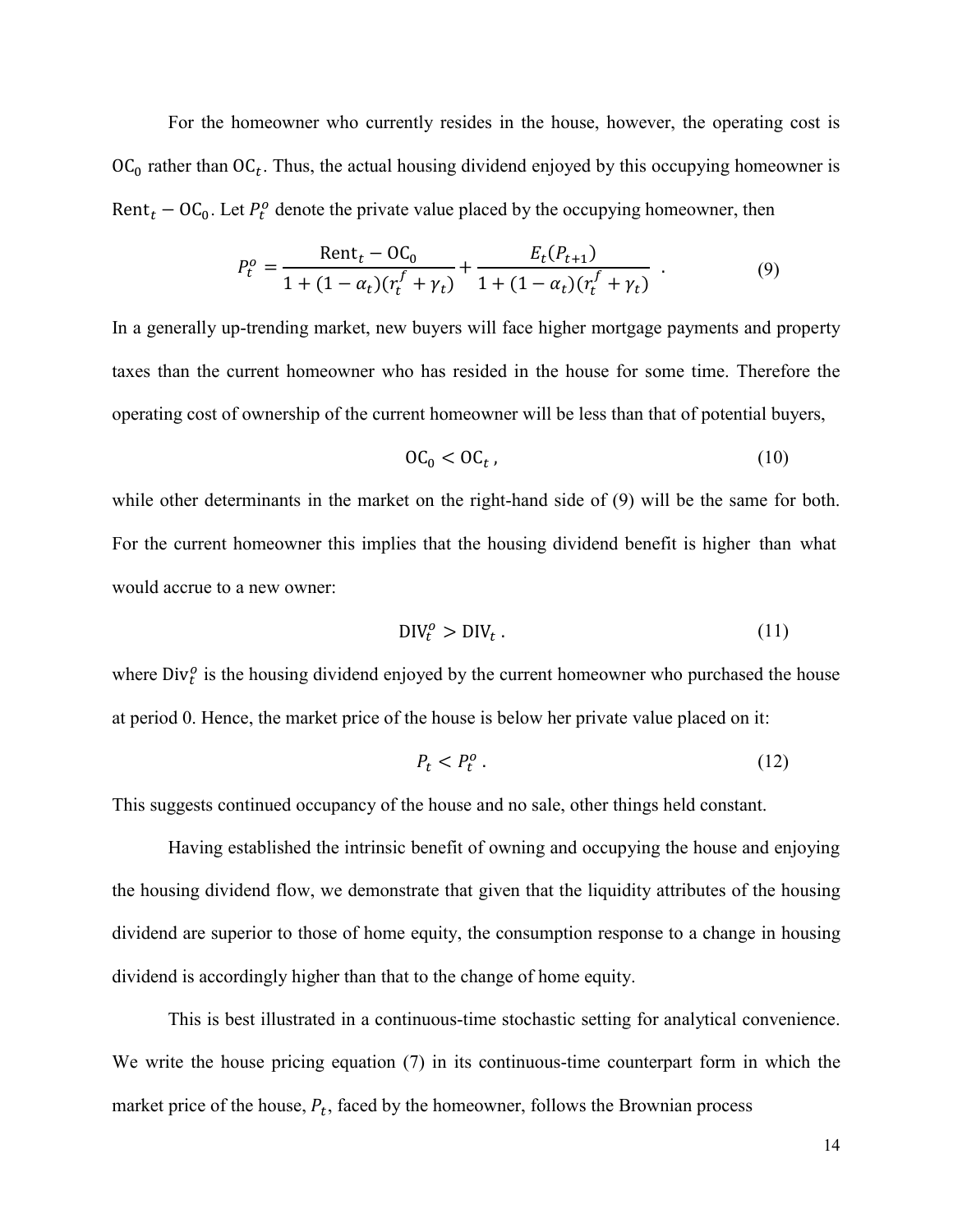For the homeowner who currently resides in the house, however, the operating cost is $\mathrm{OC}_0$ rather than $\mathrm{OC}_t$. Thus, the actual housing dividend enjoyed by this occupying homeowner is $\mathrm{Rent}_t - \mathrm{OC}_0$. Let $P_t^o$ denote the private value placed by the occupying homeowner, then

$$P_t^o = \frac{\mathrm{Rent}_t - \mathrm{OC}_0}{1 + (1 - \alpha_t)(r_t^f + \gamma_t)} + \frac{E_t(P_{t+1})}{1 + (1 - \alpha_t)(r_t^f + \gamma_t)} \quad . \tag{9}$$

In a generally up-trending market, new buyers will face higher mortgage payments and property taxes than the current homeowner who has resided in the house for some time. Therefore the operating cost of ownership of the current homeowner will be less than that of potential buyers,

$$\mathrm{OC}_0 < \mathrm{OC}_t \, , \tag{10}$$

while other determinants in the market on the right-hand side of (9) will be the same for both. For the current homeowner this implies that the housing dividend benefit is higher than what would accrue to a new owner:

$$\mathrm{DIV}_t^o > \mathrm{DIV}_t \, . \tag{11}$$

where $\mathrm{Div}_t^o$ is the housing dividend enjoyed by the current homeowner who purchased the house at period 0. Hence, the market price of the house is below her private value placed on it:

$$P_t < P_t^o \, . \tag{12}$$

This suggests continued occupancy of the house and no sale, other things held constant.

Having established the intrinsic benefit of owning and occupying the house and enjoying the housing dividend flow, we demonstrate that given that the liquidity attributes of the housing dividend are superior to those of home equity, the consumption response to a change in housing dividend is accordingly higher than that to the change of home equity.

This is best illustrated in a continuous-time stochastic setting for analytical convenience. We write the house pricing equation (7) in its continuous-time counterpart form in which the market price of the house, $P_t$, faced by the homeowner, follows the Brownian process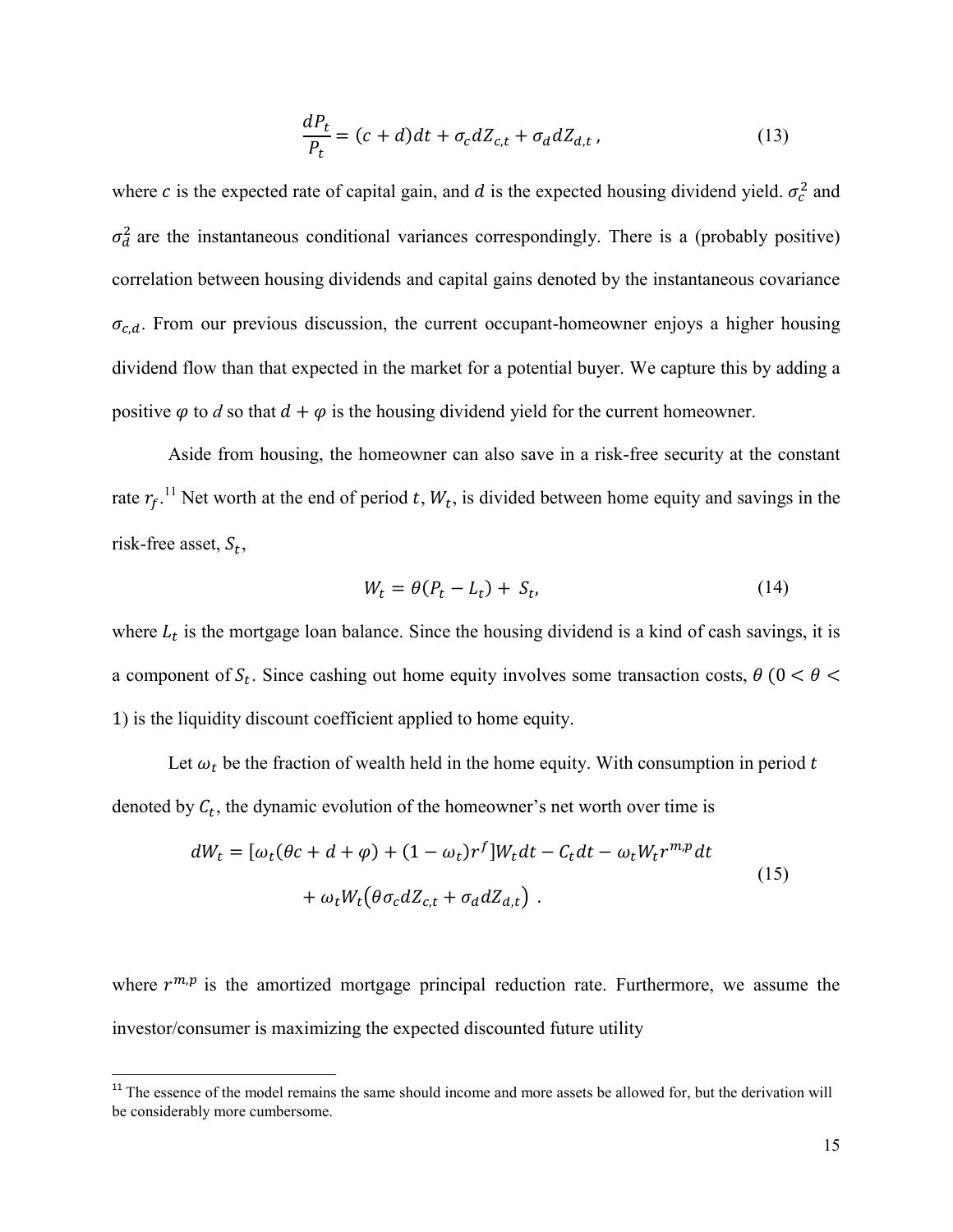$$\frac{dP_t}{P_t} = (c + d)dt + \sigma_c dZ_{c,t} + \sigma_d dZ_{d,t} \,, \tag{13}$$

where $c$ is the expected rate of capital gain, and $d$ is the expected housing dividend yield. $\sigma_c^2$ and $\sigma_d^2$ are the instantaneous conditional variances correspondingly. There is a (probably positive) correlation between housing dividends and capital gains denoted by the instantaneous covariance $\sigma_{c,d}$. From our previous discussion, the current occupant-homeowner enjoys a higher housing dividend flow than that expected in the market for a potential buyer. We capture this by adding a positive $\varphi$ to $d$ so that $d + \varphi$ is the housing dividend yield for the current homeowner.

Aside from housing, the homeowner can also save in a risk-free security at the constant rate $r_f$.[11] Net worth at the end of period $t$, $W_t$, is divided between home equity and savings in the risk-free asset, $S_t$,

$$W_t = \theta(P_t - L_t) + S_t, \tag{14}$$

where $L_t$ is the mortgage loan balance. Since the housing dividend is a kind of cash savings, it is a component of $S_t$. Since cashing out home equity involves some transaction costs, $\theta$ ($0 < \theta < 1$) is the liquidity discount coefficient applied to home equity.

Let $\omega_t$ be the fraction of wealth held in the home equity. With consumption in period $t$ denoted by $C_t$, the dynamic evolution of the homeowner's net worth over time is

$$\begin{aligned} dW_t = [\omega_t(\theta c + d + \varphi) + (1 - \omega_t)r^f]W_t dt - C_t dt - \omega_t W_t r^{m,p} dt \\ + \omega_t W_t\big(\theta\sigma_c dZ_{c,t} + \sigma_d dZ_{d,t}\big) \,. \end{aligned} \tag{15}$$

where $r^{m,p}$ is the amortized mortgage principal reduction rate. Furthermore, we assume the investor/consumer is maximizing the expected discounted future utility

[11] The essence of the model remains the same should income and more assets be allowed for, but the derivation will be considerably more cumbersome.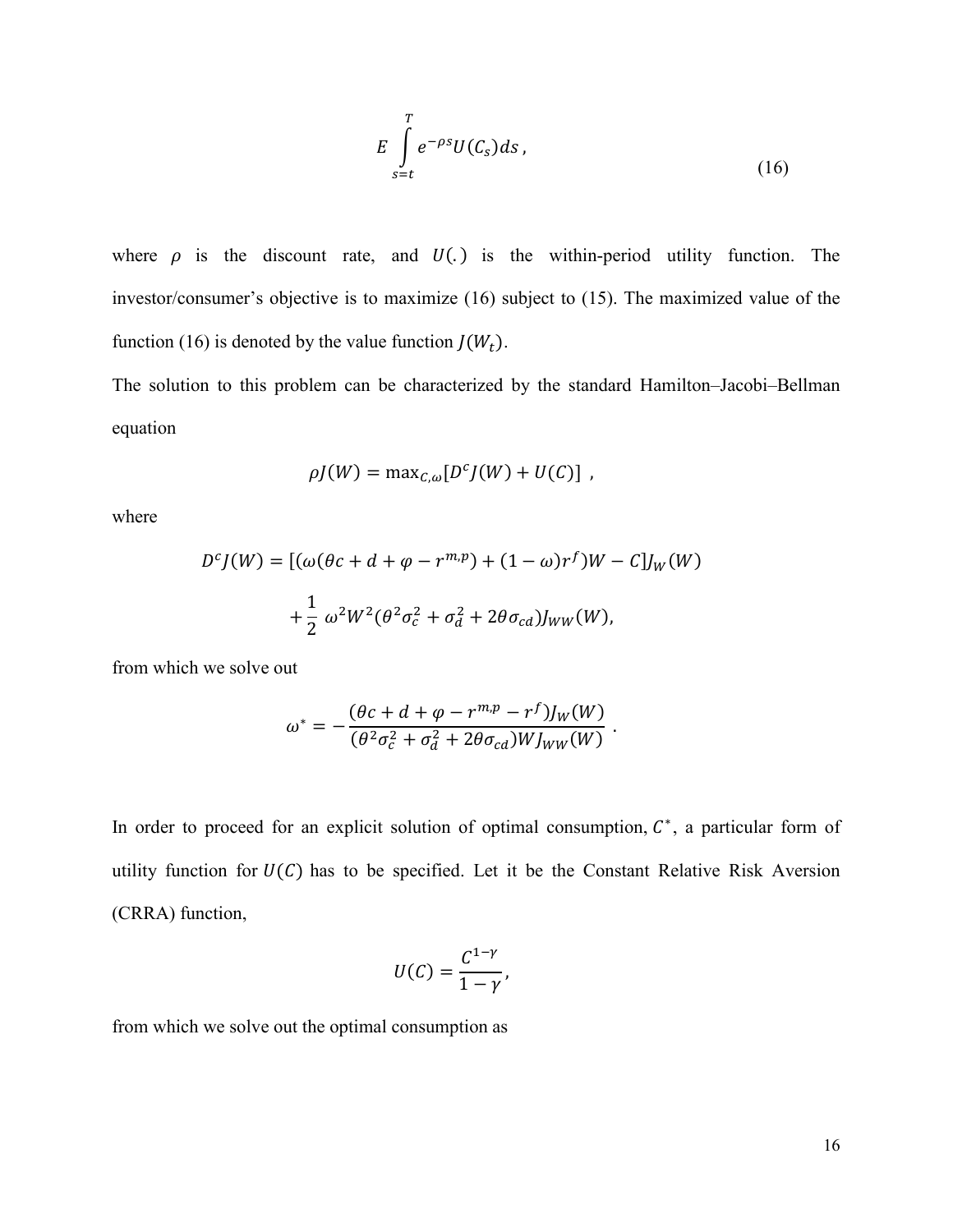$$E \int_{s=t}^{T} e^{-\rho s} U(C_s) ds \, , \tag{16}$$

where $\rho$ is the discount rate, and $U(.)$ is the within-period utility function. The investor/consumer's objective is to maximize (16) subject to (15). The maximized value of the function (16) is denoted by the value function $J(W_t)$.

The solution to this problem can be characterized by the standard Hamilton–Jacobi–Bellman equation

$$\rho J(W) = \max_{C,\omega}[D^c J(W) + U(C)] \ ,$$

where

$$D^c J(W) = [(\omega(\theta c + d + \varphi - r^{m,p}) + (1-\omega) r^f)W - C] J_W(W)$$

$$+ \frac{1}{2} \, \omega^2 W^2 (\theta^2 \sigma_c^2 + \sigma_d^2 + 2\theta \sigma_{cd}) J_{WW}(W),$$

from which we solve out

$$\omega^* = -\frac{(\theta c + d + \varphi - r^{m,p} - r^f) J_W(W)}{(\theta^2 \sigma_c^2 + \sigma_d^2 + 2\theta \sigma_{cd}) W J_{WW}(W)} \ .$$

In order to proceed for an explicit solution of optimal consumption, $C^*$, a particular form of utility function for $U(C)$ has to be specified. Let it be the Constant Relative Risk Aversion (CRRA) function,

$$U(C) = \frac{C^{1-\gamma}}{1-\gamma},$$

from which we solve out the optimal consumption as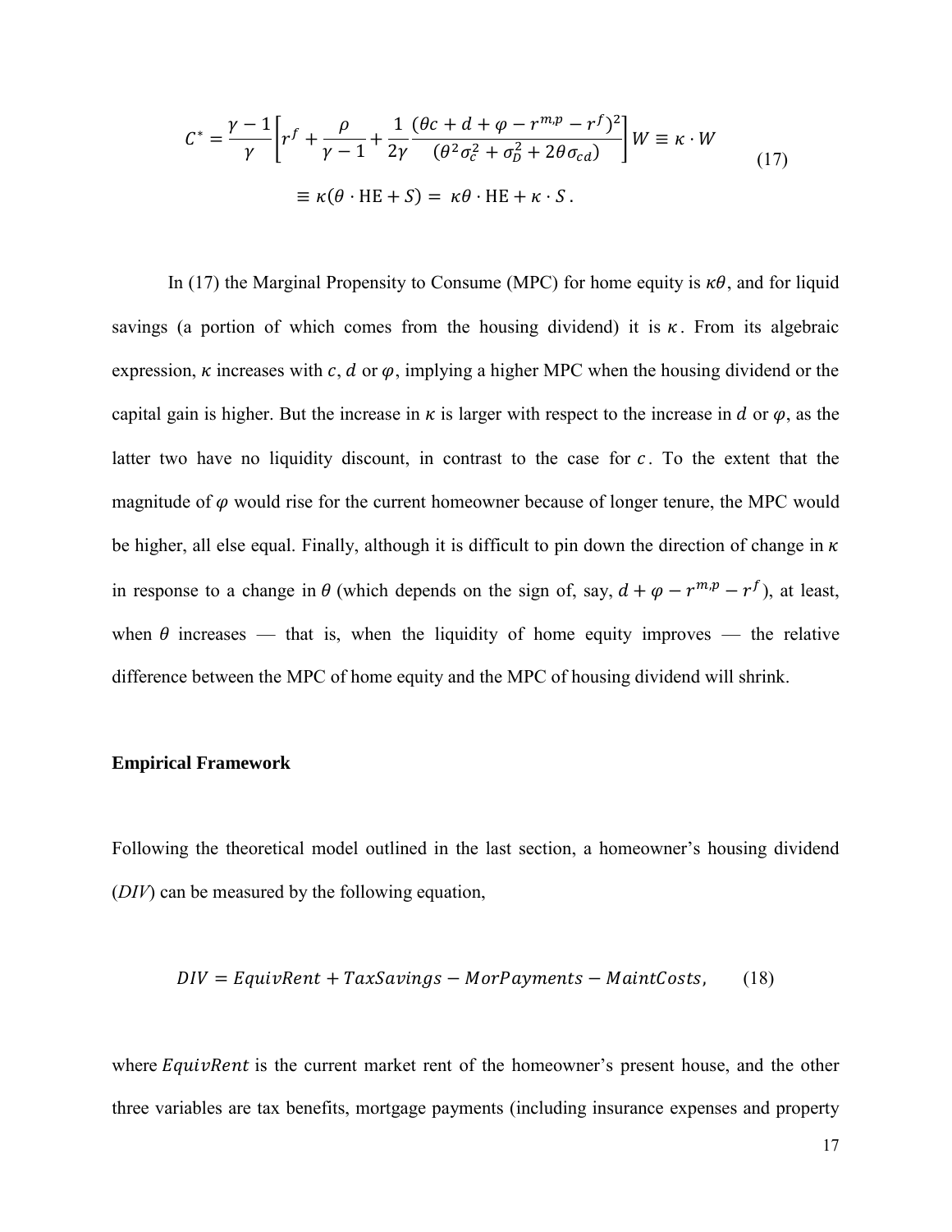$$C^* = \frac{\gamma - 1}{\gamma}\left[r^f + \frac{\rho}{\gamma - 1} + \frac{1}{2\gamma}\frac{(\theta c + d + \varphi - r^{m,p} - r^f)^2}{(\theta^2\sigma_c^2 + \sigma_D^2 + 2\theta\sigma_{cd})}\right]W \equiv \kappa \cdot W$$

$$\equiv \kappa(\theta \cdot \mathrm{HE} + S) = \kappa\theta \cdot \mathrm{HE} + \kappa \cdot S. \tag{17}$$

In (17) the Marginal Propensity to Consume (MPC) for home equity is $\kappa\theta$, and for liquid savings (a portion of which comes from the housing dividend) it is $\kappa$. From its algebraic expression, $\kappa$ increases with $c$, $d$ or $\varphi$, implying a higher MPC when the housing dividend or the capital gain is higher. But the increase in $\kappa$ is larger with respect to the increase in $d$ or $\varphi$, as the latter two have no liquidity discount, in contrast to the case for $c$. To the extent that the magnitude of $\varphi$ would rise for the current homeowner because of longer tenure, the MPC would be higher, all else equal. Finally, although it is difficult to pin down the direction of change in $\kappa$ in response to a change in $\theta$ (which depends on the sign of, say, $d + \varphi - r^{m,p} - r^f$), at least, when $\theta$ increases — that is, when the liquidity of home equity improves — the relative difference between the MPC of home equity and the MPC of housing dividend will shrink.

**Empirical Framework**

Following the theoretical model outlined in the last section, a homeowner's housing dividend (*DIV*) can be measured by the following equation,

$$DIV = EquivRent + TaxSavings - MorPayments - MaintCosts, \tag{18}$$

where $EquivRent$ is the current market rent of the homeowner's present house, and the other three variables are tax benefits, mortgage payments (including insurance expenses and property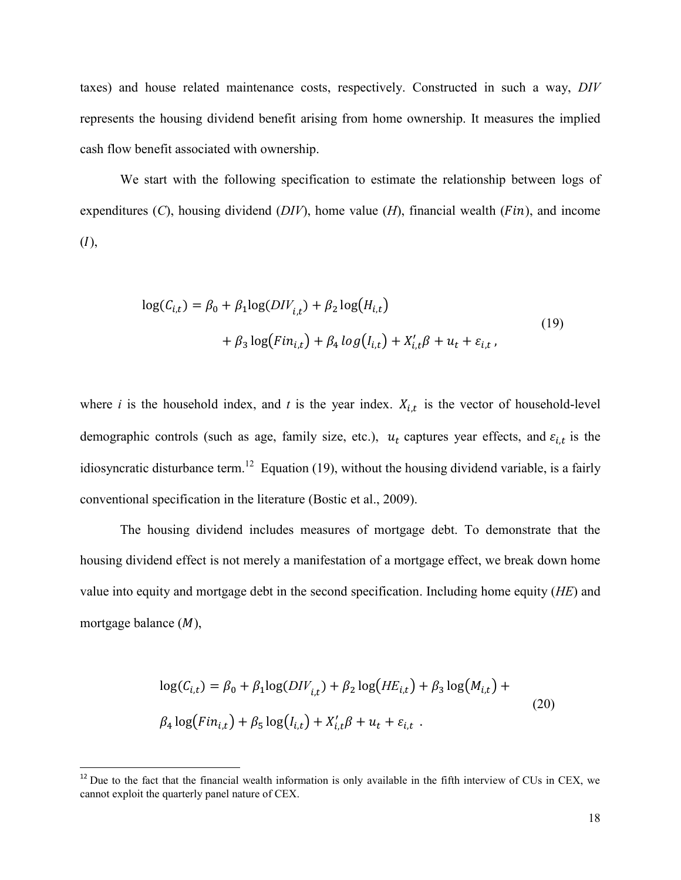taxes) and house related maintenance costs, respectively. Constructed in such a way, *DIV* represents the housing dividend benefit arising from home ownership. It measures the implied cash flow benefit associated with ownership.

We start with the following specification to estimate the relationship between logs of expenditures ($C$), housing dividend ($DIV$), home value ($H$), financial wealth ($Fin$), and income ($I$),

$$
\begin{aligned}
\log(C_{i,t}) = \beta_0 + \beta_1 \log(DIV_{i,t}) + \beta_2 \log(H_{i,t}) \\
+ \beta_3 \log(Fin_{i,t}) + \beta_4 \log(I_{i,t}) + X_{i,t}'\beta + u_t + \varepsilon_{i,t}\,,
\end{aligned}
\tag{19}
$$

where $i$ is the household index, and $t$ is the year index. $X_{i,t}$ is the vector of household-level demographic controls (such as age, family size, etc.), $u_t$ captures year effects, and $\varepsilon_{i,t}$ is the idiosyncratic disturbance term.[12] Equation (19), without the housing dividend variable, is a fairly conventional specification in the literature (Bostic et al., 2009).

The housing dividend includes measures of mortgage debt. To demonstrate that the housing dividend effect is not merely a manifestation of a mortgage effect, we break down home value into equity and mortgage debt in the second specification. Including home equity ($HE$) and mortgage balance ($M$),

$$
\begin{aligned}
\log(C_{i,t}) = \beta_0 + \beta_1 \log(DIV_{i,t}) + \beta_2 \log(HE_{i,t}) + \beta_3 \log(M_{i,t}) + \\
\beta_4 \log(Fin_{i,t}) + \beta_5 \log(I_{i,t}) + X_{i,t}'\beta + u_t + \varepsilon_{i,t}\;.
\end{aligned}
\tag{20}
$$

[12] Due to the fact that the financial wealth information is only available in the fifth interview of CUs in CEX, we cannot exploit the quarterly panel nature of CEX.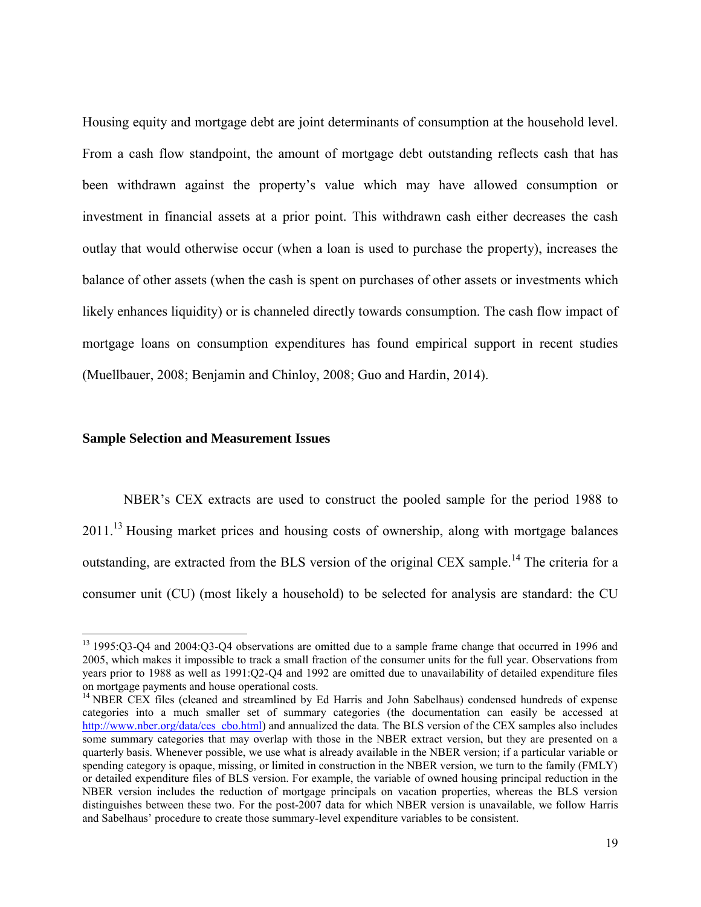Housing equity and mortgage debt are joint determinants of consumption at the household level. From a cash flow standpoint, the amount of mortgage debt outstanding reflects cash that has been withdrawn against the property's value which may have allowed consumption or investment in financial assets at a prior point. This withdrawn cash either decreases the cash outlay that would otherwise occur (when a loan is used to purchase the property), increases the balance of other assets (when the cash is spent on purchases of other assets or investments which likely enhances liquidity) or is channeled directly towards consumption. The cash flow impact of mortgage loans on consumption expenditures has found empirical support in recent studies (Muellbauer, 2008; Benjamin and Chinloy, 2008; Guo and Hardin, 2014).

### Sample Selection and Measurement Issues

NBER's CEX extracts are used to construct the pooled sample for the period 1988 to 2011.[13] Housing market prices and housing costs of ownership, along with mortgage balances outstanding, are extracted from the BLS version of the original CEX sample.[14] The criteria for a consumer unit (CU) (most likely a household) to be selected for analysis are standard: the CU

---

[13] 1995:Q3-Q4 and 2004:Q3-Q4 observations are omitted due to a sample frame change that occurred in 1996 and 2005, which makes it impossible to track a small fraction of the consumer units for the full year. Observations from years prior to 1988 as well as 1991:Q2-Q4 and 1992 are omitted due to unavailability of detailed expenditure files on mortgage payments and house operational costs.

[14] NBER CEX files (cleaned and streamlined by Ed Harris and John Sabelhaus) condensed hundreds of expense categories into a much smaller set of summary categories (the documentation can easily be accessed at http://www.nber.org/data/ces_cbo.html) and annualized the data. The BLS version of the CEX samples also includes some summary categories that may overlap with those in the NBER extract version, but they are presented on a quarterly basis. Whenever possible, we use what is already available in the NBER version; if a particular variable or spending category is opaque, missing, or limited in construction in the NBER version, we turn to the family (FMLY) or detailed expenditure files of BLS version. For example, the variable of owned housing principal reduction in the NBER version includes the reduction of mortgage principals on vacation properties, whereas the BLS version distinguishes between these two. For the post-2007 data for which NBER version is unavailable, we follow Harris and Sabelhaus' procedure to create those summary-level expenditure variables to be consistent.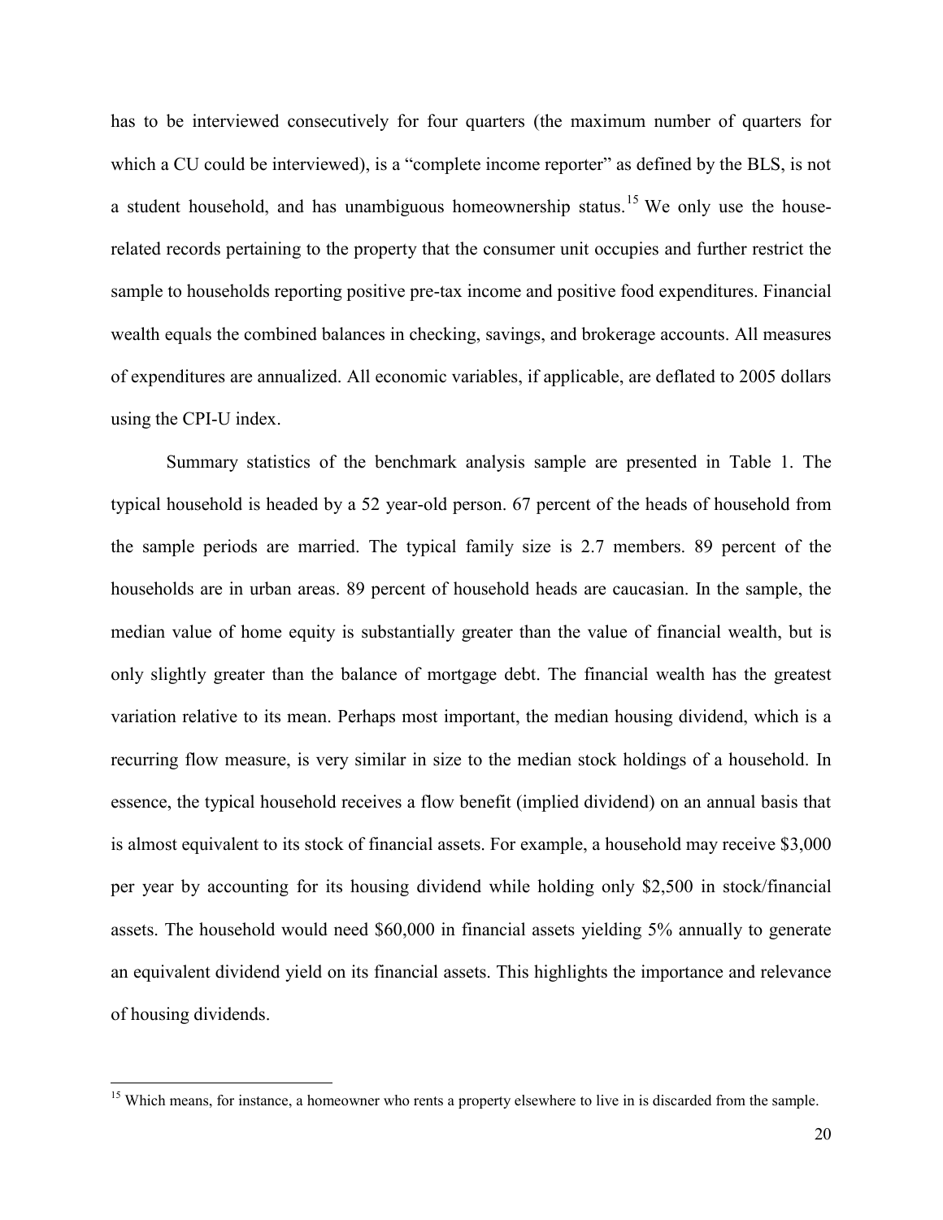has to be interviewed consecutively for four quarters (the maximum number of quarters for which a CU could be interviewed), is a "complete income reporter" as defined by the BLS, is not a student household, and has unambiguous homeownership status.[15] We only use the house-related records pertaining to the property that the consumer unit occupies and further restrict the sample to households reporting positive pre-tax income and positive food expenditures. Financial wealth equals the combined balances in checking, savings, and brokerage accounts. All measures of expenditures are annualized. All economic variables, if applicable, are deflated to 2005 dollars using the CPI-U index.

Summary statistics of the benchmark analysis sample are presented in Table 1. The typical household is headed by a 52 year-old person. 67 percent of the heads of household from the sample periods are married. The typical family size is 2.7 members. 89 percent of the households are in urban areas. 89 percent of household heads are caucasian. In the sample, the median value of home equity is substantially greater than the value of financial wealth, but is only slightly greater than the balance of mortgage debt. The financial wealth has the greatest variation relative to its mean. Perhaps most important, the median housing dividend, which is a recurring flow measure, is very similar in size to the median stock holdings of a household. In essence, the typical household receives a flow benefit (implied dividend) on an annual basis that is almost equivalent to its stock of financial assets. For example, a household may receive $3,000 per year by accounting for its housing dividend while holding only $2,500 in stock/financial assets. The household would need $60,000 in financial assets yielding 5% annually to generate an equivalent dividend yield on its financial assets. This highlights the importance and relevance of housing dividends.

[15] Which means, for instance, a homeowner who rents a property elsewhere to live in is discarded from the sample.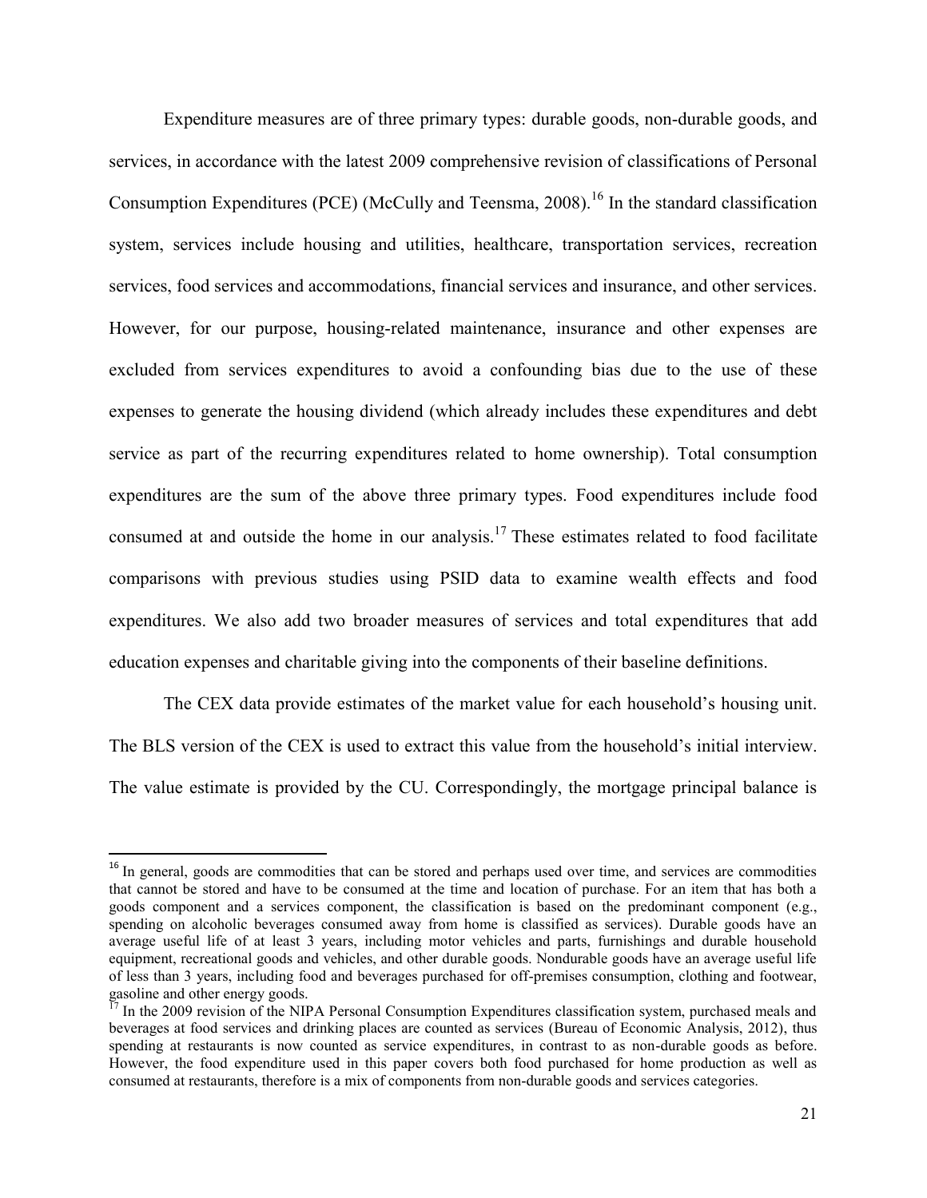Expenditure measures are of three primary types: durable goods, non-durable goods, and services, in accordance with the latest 2009 comprehensive revision of classifications of Personal Consumption Expenditures (PCE) (McCully and Teensma, 2008).[16] In the standard classification system, services include housing and utilities, healthcare, transportation services, recreation services, food services and accommodations, financial services and insurance, and other services. However, for our purpose, housing-related maintenance, insurance and other expenses are excluded from services expenditures to avoid a confounding bias due to the use of these expenses to generate the housing dividend (which already includes these expenditures and debt service as part of the recurring expenditures related to home ownership). Total consumption expenditures are the sum of the above three primary types. Food expenditures include food consumed at and outside the home in our analysis.[17] These estimates related to food facilitate comparisons with previous studies using PSID data to examine wealth effects and food expenditures. We also add two broader measures of services and total expenditures that add education expenses and charitable giving into the components of their baseline definitions.

The CEX data provide estimates of the market value for each household's housing unit. The BLS version of the CEX is used to extract this value from the household's initial interview. The value estimate is provided by the CU. Correspondingly, the mortgage principal balance is

[16] In general, goods are commodities that can be stored and perhaps used over time, and services are commodities that cannot be stored and have to be consumed at the time and location of purchase. For an item that has both a goods component and a services component, the classification is based on the predominant component (e.g., spending on alcoholic beverages consumed away from home is classified as services). Durable goods have an average useful life of at least 3 years, including motor vehicles and parts, furnishings and durable household equipment, recreational goods and vehicles, and other durable goods. Nondurable goods have an average useful life of less than 3 years, including food and beverages purchased for off-premises consumption, clothing and footwear, gasoline and other energy goods.

[17] In the 2009 revision of the NIPA Personal Consumption Expenditures classification system, purchased meals and beverages at food services and drinking places are counted as services (Bureau of Economic Analysis, 2012), thus spending at restaurants is now counted as service expenditures, in contrast to as non-durable goods as before. However, the food expenditure used in this paper covers both food purchased for home production as well as consumed at restaurants, therefore is a mix of components from non-durable goods and services categories.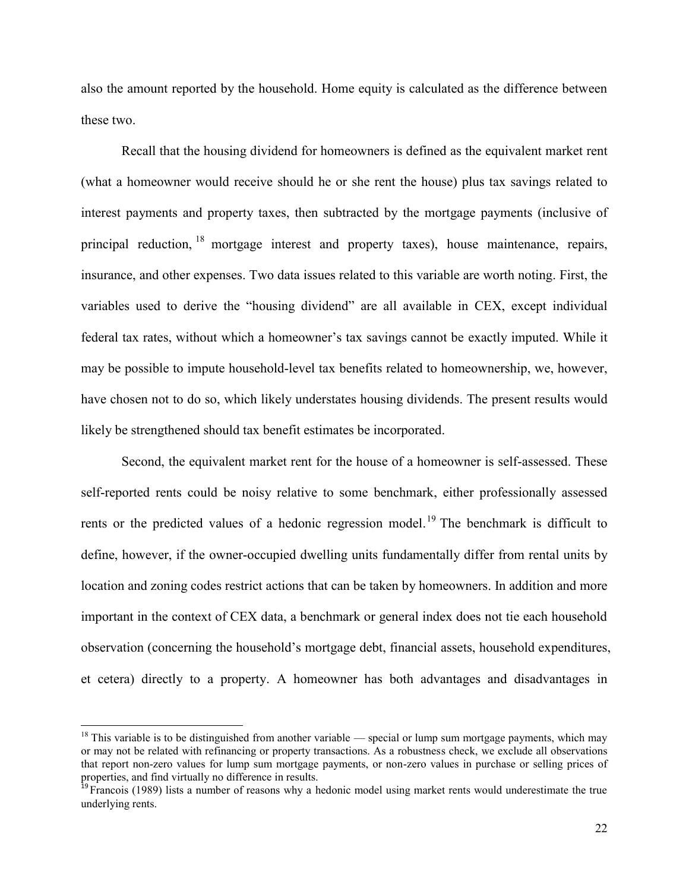also the amount reported by the household. Home equity is calculated as the difference between these two.

Recall that the housing dividend for homeowners is defined as the equivalent market rent (what a homeowner would receive should he or she rent the house) plus tax savings related to interest payments and property taxes, then subtracted by the mortgage payments (inclusive of principal reduction,[18] mortgage interest and property taxes), house maintenance, repairs, insurance, and other expenses. Two data issues related to this variable are worth noting. First, the variables used to derive the "housing dividend" are all available in CEX, except individual federal tax rates, without which a homeowner's tax savings cannot be exactly imputed. While it may be possible to impute household-level tax benefits related to homeownership, we, however, have chosen not to do so, which likely understates housing dividends. The present results would likely be strengthened should tax benefit estimates be incorporated.

Second, the equivalent market rent for the house of a homeowner is self-assessed. These self-reported rents could be noisy relative to some benchmark, either professionally assessed rents or the predicted values of a hedonic regression model.[19] The benchmark is difficult to define, however, if the owner-occupied dwelling units fundamentally differ from rental units by location and zoning codes restrict actions that can be taken by homeowners. In addition and more important in the context of CEX data, a benchmark or general index does not tie each household observation (concerning the household's mortgage debt, financial assets, household expenditures, et cetera) directly to a property. A homeowner has both advantages and disadvantages in

[18] This variable is to be distinguished from another variable — special or lump sum mortgage payments, which may or may not be related with refinancing or property transactions. As a robustness check, we exclude all observations that report non-zero values for lump sum mortgage payments, or non-zero values in purchase or selling prices of properties, and find virtually no difference in results.

[19] Francois (1989) lists a number of reasons why a hedonic model using market rents would underestimate the true underlying rents.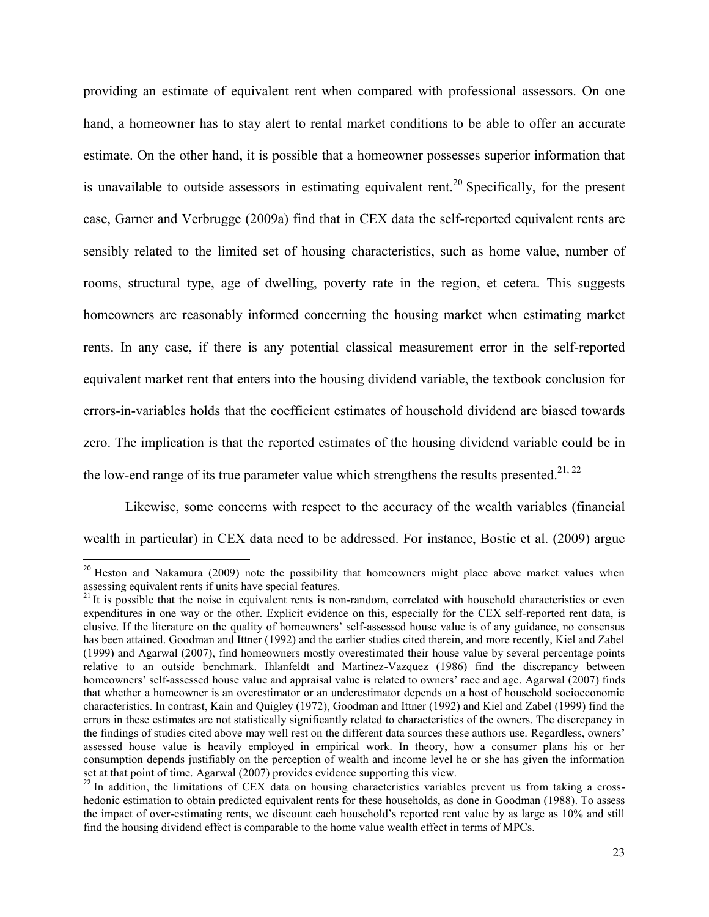providing an estimate of equivalent rent when compared with professional assessors. On one hand, a homeowner has to stay alert to rental market conditions to be able to offer an accurate estimate. On the other hand, it is possible that a homeowner possesses superior information that is unavailable to outside assessors in estimating equivalent rent.[20] Specifically, for the present case, Garner and Verbrugge (2009a) find that in CEX data the self-reported equivalent rents are sensibly related to the limited set of housing characteristics, such as home value, number of rooms, structural type, age of dwelling, poverty rate in the region, et cetera. This suggests homeowners are reasonably informed concerning the housing market when estimating market rents. In any case, if there is any potential classical measurement error in the self-reported equivalent market rent that enters into the housing dividend variable, the textbook conclusion for errors-in-variables holds that the coefficient estimates of household dividend are biased towards zero. The implication is that the reported estimates of the housing dividend variable could be in the low-end range of its true parameter value which strengthens the results presented.[21, 22]

Likewise, some concerns with respect to the accuracy of the wealth variables (financial wealth in particular) in CEX data need to be addressed. For instance, Bostic et al. (2009) argue

---

[20] Heston and Nakamura (2009) note the possibility that homeowners might place above market values when assessing equivalent rents if units have special features.

[21] It is possible that the noise in equivalent rents is non-random, correlated with household characteristics or even expenditures in one way or the other. Explicit evidence on this, especially for the CEX self-reported rent data, is elusive. If the literature on the quality of homeowners' self-assessed house value is of any guidance, no consensus has been attained. Goodman and Ittner (1992) and the earlier studies cited therein, and more recently, Kiel and Zabel (1999) and Agarwal (2007), find homeowners mostly overestimated their house value by several percentage points relative to an outside benchmark. Ihlanfeldt and Martinez-Vazquez (1986) find the discrepancy between homeowners' self-assessed house value and appraisal value is related to owners' race and age. Agarwal (2007) finds that whether a homeowner is an overestimator or an underestimator depends on a host of household socioeconomic characteristics. In contrast, Kain and Quigley (1972), Goodman and Ittner (1992) and Kiel and Zabel (1999) find the errors in these estimates are not statistically significantly related to characteristics of the owners. The discrepancy in the findings of studies cited above may well rest on the different data sources these authors use. Regardless, owners' assessed house value is heavily employed in empirical work. In theory, how a consumer plans his or her consumption depends justifiably on the perception of wealth and income level he or she has given the information set at that point of time. Agarwal (2007) provides evidence supporting this view.

[22] In addition, the limitations of CEX data on housing characteristics variables prevent us from taking a cross-hedonic estimation to obtain predicted equivalent rents for these households, as done in Goodman (1988). To assess the impact of over-estimating rents, we discount each household's reported rent value by as large as 10% and still find the housing dividend effect is comparable to the home value wealth effect in terms of MPCs.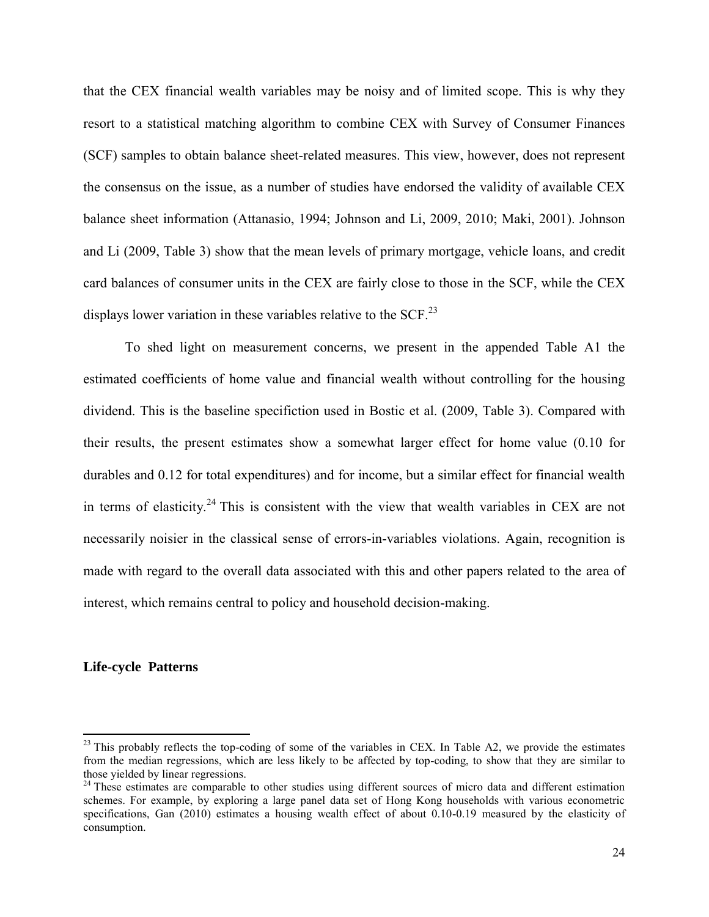that the CEX financial wealth variables may be noisy and of limited scope. This is why they resort to a statistical matching algorithm to combine CEX with Survey of Consumer Finances (SCF) samples to obtain balance sheet-related measures. This view, however, does not represent the consensus on the issue, as a number of studies have endorsed the validity of available CEX balance sheet information (Attanasio, 1994; Johnson and Li, 2009, 2010; Maki, 2001). Johnson and Li (2009, Table 3) show that the mean levels of primary mortgage, vehicle loans, and credit card balances of consumer units in the CEX are fairly close to those in the SCF, while the CEX displays lower variation in these variables relative to the SCF.[23]

To shed light on measurement concerns, we present in the appended Table A1 the estimated coefficients of home value and financial wealth without controlling for the housing dividend. This is the baseline specifiction used in Bostic et al. (2009, Table 3). Compared with their results, the present estimates show a somewhat larger effect for home value (0.10 for durables and 0.12 for total expenditures) and for income, but a similar effect for financial wealth in terms of elasticity.[24] This is consistent with the view that wealth variables in CEX are not necessarily noisier in the classical sense of errors-in-variables violations. Again, recognition is made with regard to the overall data associated with this and other papers related to the area of interest, which remains central to policy and household decision-making.

### Life-cycle Patterns

[23] This probably reflects the top-coding of some of the variables in CEX. In Table A2, we provide the estimates from the median regressions, which are less likely to be affected by top-coding, to show that they are similar to those yielded by linear regressions.

[24] These estimates are comparable to other studies using different sources of micro data and different estimation schemes. For example, by exploring a large panel data set of Hong Kong households with various econometric specifications, Gan (2010) estimates a housing wealth effect of about 0.10-0.19 measured by the elasticity of consumption.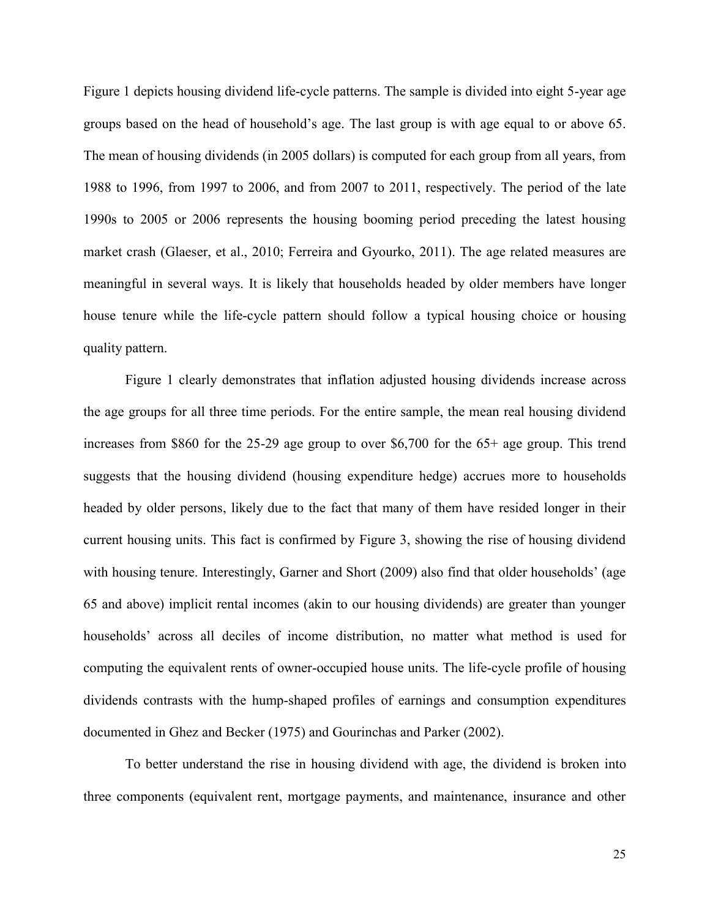Figure 1 depicts housing dividend life-cycle patterns. The sample is divided into eight 5-year age groups based on the head of household's age. The last group is with age equal to or above 65. The mean of housing dividends (in 2005 dollars) is computed for each group from all years, from 1988 to 1996, from 1997 to 2006, and from 2007 to 2011, respectively. The period of the late 1990s to 2005 or 2006 represents the housing booming period preceding the latest housing market crash (Glaeser, et al., 2010; Ferreira and Gyourko, 2011). The age related measures are meaningful in several ways. It is likely that households headed by older members have longer house tenure while the life-cycle pattern should follow a typical housing choice or housing quality pattern.

Figure 1 clearly demonstrates that inflation adjusted housing dividends increase across the age groups for all three time periods. For the entire sample, the mean real housing dividend increases from $860 for the 25-29 age group to over $6,700 for the 65+ age group. This trend suggests that the housing dividend (housing expenditure hedge) accrues more to households headed by older persons, likely due to the fact that many of them have resided longer in their current housing units. This fact is confirmed by Figure 3, showing the rise of housing dividend with housing tenure. Interestingly, Garner and Short (2009) also find that older households' (age 65 and above) implicit rental incomes (akin to our housing dividends) are greater than younger households' across all deciles of income distribution, no matter what method is used for computing the equivalent rents of owner-occupied house units. The life-cycle profile of housing dividends contrasts with the hump-shaped profiles of earnings and consumption expenditures documented in Ghez and Becker (1975) and Gourinchas and Parker (2002).

To better understand the rise in housing dividend with age, the dividend is broken into three components (equivalent rent, mortgage payments, and maintenance, insurance and other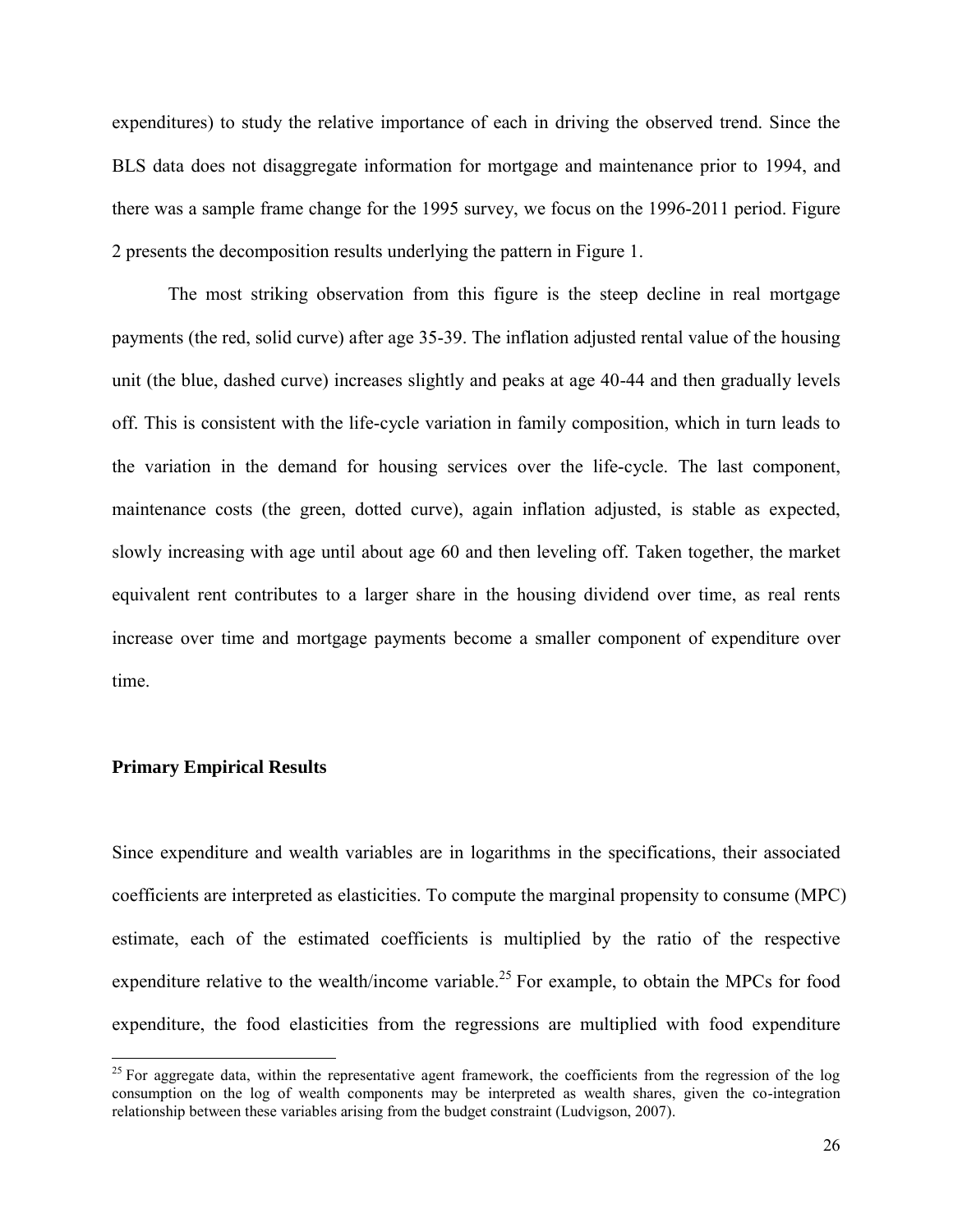expenditures) to study the relative importance of each in driving the observed trend. Since the BLS data does not disaggregate information for mortgage and maintenance prior to 1994, and there was a sample frame change for the 1995 survey, we focus on the 1996-2011 period. Figure 2 presents the decomposition results underlying the pattern in Figure 1.

The most striking observation from this figure is the steep decline in real mortgage payments (the red, solid curve) after age 35-39. The inflation adjusted rental value of the housing unit (the blue, dashed curve) increases slightly and peaks at age 40-44 and then gradually levels off. This is consistent with the life-cycle variation in family composition, which in turn leads to the variation in the demand for housing services over the life-cycle. The last component, maintenance costs (the green, dotted curve), again inflation adjusted, is stable as expected, slowly increasing with age until about age 60 and then leveling off. Taken together, the market equivalent rent contributes to a larger share in the housing dividend over time, as real rents increase over time and mortgage payments become a smaller component of expenditure over time.

### Primary Empirical Results

Since expenditure and wealth variables are in logarithms in the specifications, their associated coefficients are interpreted as elasticities. To compute the marginal propensity to consume (MPC) estimate, each of the estimated coefficients is multiplied by the ratio of the respective expenditure relative to the wealth/income variable.[25] For example, to obtain the MPCs for food expenditure, the food elasticities from the regressions are multiplied with food expenditure

[25] For aggregate data, within the representative agent framework, the coefficients from the regression of the log consumption on the log of wealth components may be interpreted as wealth shares, given the co-integration relationship between these variables arising from the budget constraint (Ludvigson, 2007).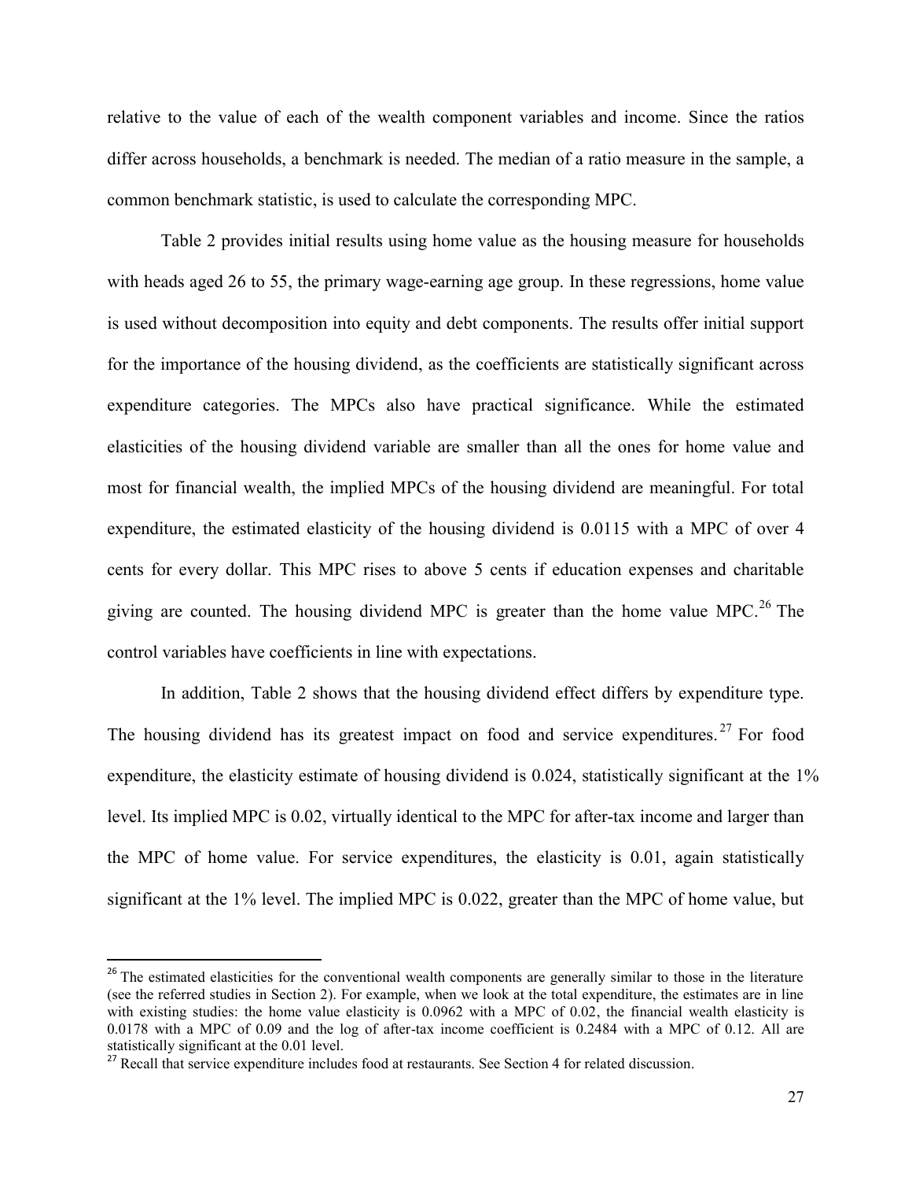relative to the value of each of the wealth component variables and income. Since the ratios differ across households, a benchmark is needed. The median of a ratio measure in the sample, a common benchmark statistic, is used to calculate the corresponding MPC.

Table 2 provides initial results using home value as the housing measure for households with heads aged 26 to 55, the primary wage-earning age group. In these regressions, home value is used without decomposition into equity and debt components. The results offer initial support for the importance of the housing dividend, as the coefficients are statistically significant across expenditure categories. The MPCs also have practical significance. While the estimated elasticities of the housing dividend variable are smaller than all the ones for home value and most for financial wealth, the implied MPCs of the housing dividend are meaningful. For total expenditure, the estimated elasticity of the housing dividend is 0.0115 with a MPC of over 4 cents for every dollar. This MPC rises to above 5 cents if education expenses and charitable giving are counted. The housing dividend MPC is greater than the home value MPC.[26] The control variables have coefficients in line with expectations.

In addition, Table 2 shows that the housing dividend effect differs by expenditure type. The housing dividend has its greatest impact on food and service expenditures.[27] For food expenditure, the elasticity estimate of housing dividend is 0.024, statistically significant at the 1% level. Its implied MPC is 0.02, virtually identical to the MPC for after-tax income and larger than the MPC of home value. For service expenditures, the elasticity is 0.01, again statistically significant at the 1% level. The implied MPC is 0.022, greater than the MPC of home value, but

---

[26] The estimated elasticities for the conventional wealth components are generally similar to those in the literature (see the referred studies in Section 2). For example, when we look at the total expenditure, the estimates are in line with existing studies: the home value elasticity is 0.0962 with a MPC of 0.02, the financial wealth elasticity is 0.0178 with a MPC of 0.09 and the log of after-tax income coefficient is 0.2484 with a MPC of 0.12. All are statistically significant at the 0.01 level.

[27] Recall that service expenditure includes food at restaurants. See Section 4 for related discussion.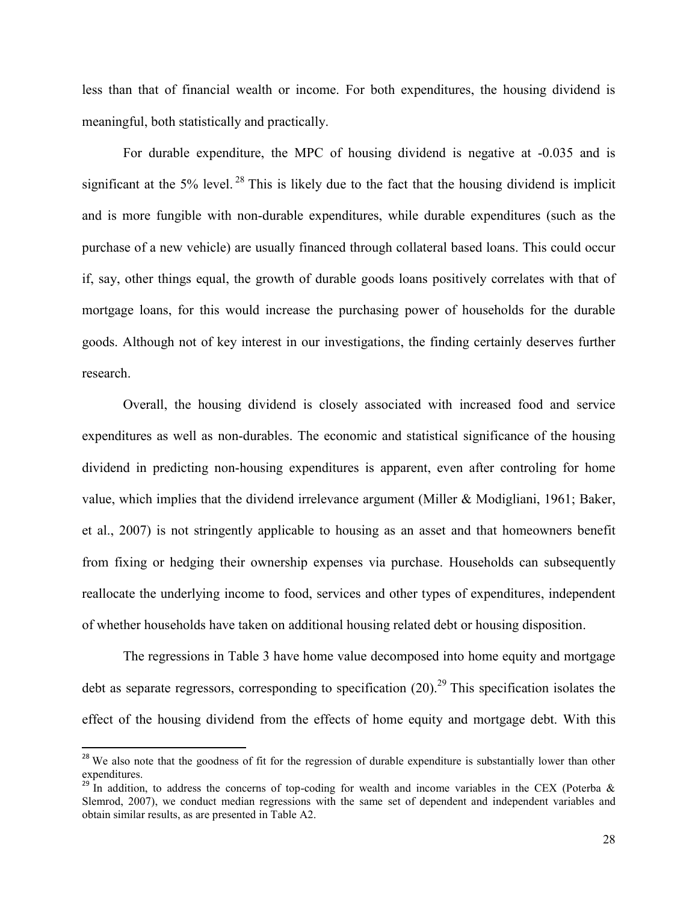less than that of financial wealth or income. For both expenditures, the housing dividend is meaningful, both statistically and practically.

For durable expenditure, the MPC of housing dividend is negative at -0.035 and is significant at the 5% level.[28] This is likely due to the fact that the housing dividend is implicit and is more fungible with non-durable expenditures, while durable expenditures (such as the purchase of a new vehicle) are usually financed through collateral based loans. This could occur if, say, other things equal, the growth of durable goods loans positively correlates with that of mortgage loans, for this would increase the purchasing power of households for the durable goods. Although not of key interest in our investigations, the finding certainly deserves further research.

Overall, the housing dividend is closely associated with increased food and service expenditures as well as non-durables. The economic and statistical significance of the housing dividend in predicting non-housing expenditures is apparent, even after controling for home value, which implies that the dividend irrelevance argument (Miller & Modigliani, 1961; Baker, et al., 2007) is not stringently applicable to housing as an asset and that homeowners benefit from fixing or hedging their ownership expenses via purchase. Households can subsequently reallocate the underlying income to food, services and other types of expenditures, independent of whether households have taken on additional housing related debt or housing disposition.

The regressions in Table 3 have home value decomposed into home equity and mortgage debt as separate regressors, corresponding to specification (20).[29] This specification isolates the effect of the housing dividend from the effects of home equity and mortgage debt. With this

---

[28] We also note that the goodness of fit for the regression of durable expenditure is substantially lower than other expenditures.

[29] In addition, to address the concerns of top-coding for wealth and income variables in the CEX (Poterba & Slemrod, 2007), we conduct median regressions with the same set of dependent and independent variables and obtain similar results, as are presented in Table A2.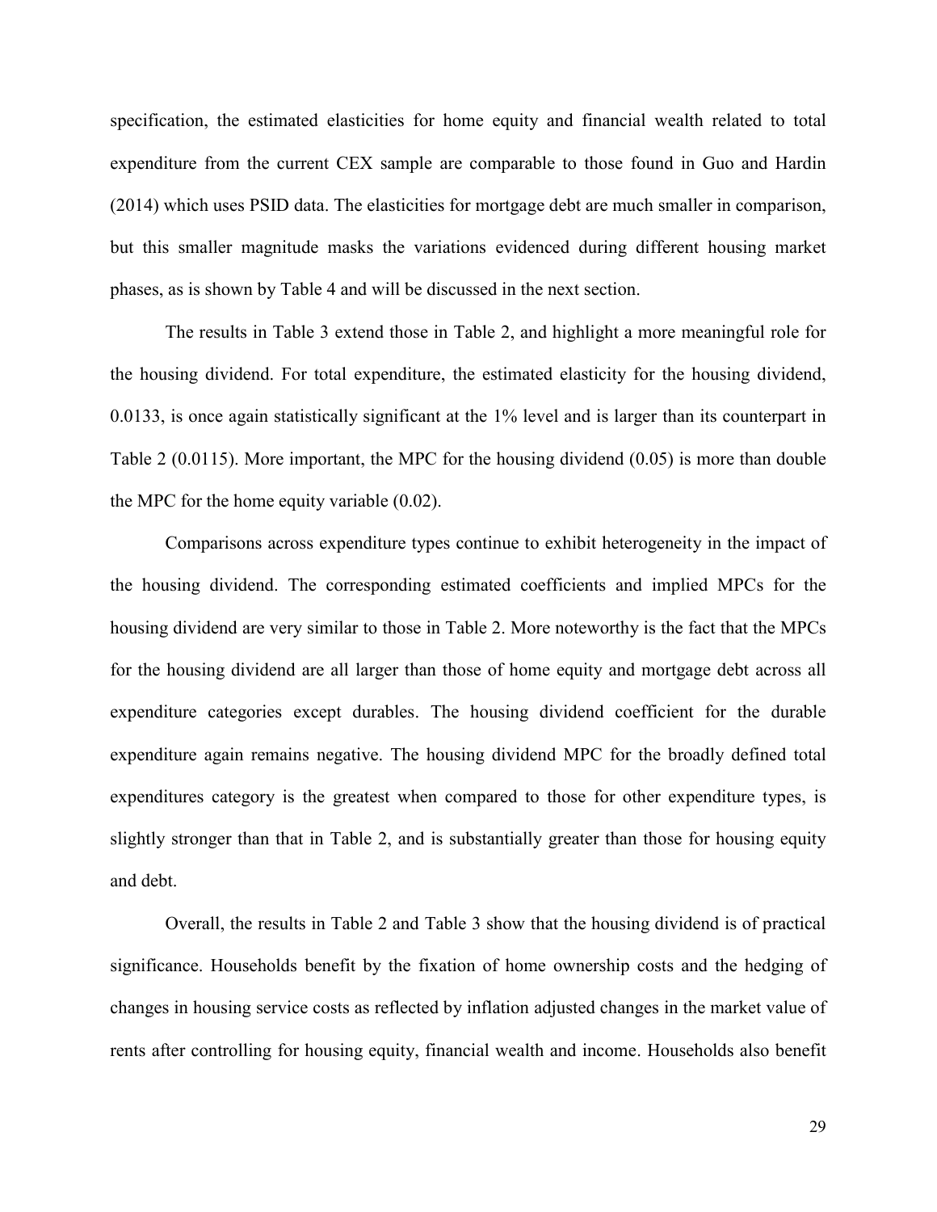specification, the estimated elasticities for home equity and financial wealth related to total expenditure from the current CEX sample are comparable to those found in Guo and Hardin (2014) which uses PSID data. The elasticities for mortgage debt are much smaller in comparison, but this smaller magnitude masks the variations evidenced during different housing market phases, as is shown by Table 4 and will be discussed in the next section.

The results in Table 3 extend those in Table 2, and highlight a more meaningful role for the housing dividend. For total expenditure, the estimated elasticity for the housing dividend, 0.0133, is once again statistically significant at the 1% level and is larger than its counterpart in Table 2 (0.0115). More important, the MPC for the housing dividend (0.05) is more than double the MPC for the home equity variable (0.02).

Comparisons across expenditure types continue to exhibit heterogeneity in the impact of the housing dividend. The corresponding estimated coefficients and implied MPCs for the housing dividend are very similar to those in Table 2. More noteworthy is the fact that the MPCs for the housing dividend are all larger than those of home equity and mortgage debt across all expenditure categories except durables. The housing dividend coefficient for the durable expenditure again remains negative. The housing dividend MPC for the broadly defined total expenditures category is the greatest when compared to those for other expenditure types, is slightly stronger than that in Table 2, and is substantially greater than those for housing equity and debt.

Overall, the results in Table 2 and Table 3 show that the housing dividend is of practical significance. Households benefit by the fixation of home ownership costs and the hedging of changes in housing service costs as reflected by inflation adjusted changes in the market value of rents after controlling for housing equity, financial wealth and income. Households also benefit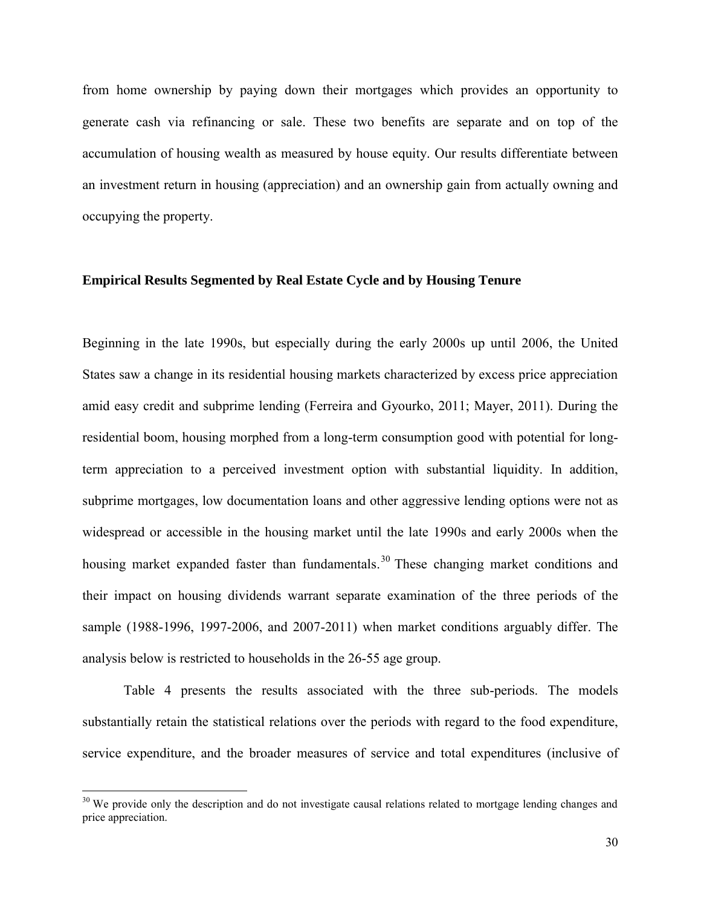from home ownership by paying down their mortgages which provides an opportunity to generate cash via refinancing or sale. These two benefits are separate and on top of the accumulation of housing wealth as measured by house equity. Our results differentiate between an investment return in housing (appreciation) and an ownership gain from actually owning and occupying the property.

**Empirical Results Segmented by Real Estate Cycle and by Housing Tenure**

Beginning in the late 1990s, but especially during the early 2000s up until 2006, the United States saw a change in its residential housing markets characterized by excess price appreciation amid easy credit and subprime lending (Ferreira and Gyourko, 2011; Mayer, 2011). During the residential boom, housing morphed from a long-term consumption good with potential for long-term appreciation to a perceived investment option with substantial liquidity. In addition, subprime mortgages, low documentation loans and other aggressive lending options were not as widespread or accessible in the housing market until the late 1990s and early 2000s when the housing market expanded faster than fundamentals.[30] These changing market conditions and their impact on housing dividends warrant separate examination of the three periods of the sample (1988-1996, 1997-2006, and 2007-2011) when market conditions arguably differ. The analysis below is restricted to households in the 26-55 age group.

Table 4 presents the results associated with the three sub-periods. The models substantially retain the statistical relations over the periods with regard to the food expenditure, service expenditure, and the broader measures of service and total expenditures (inclusive of

[30] We provide only the description and do not investigate causal relations related to mortgage lending changes and price appreciation.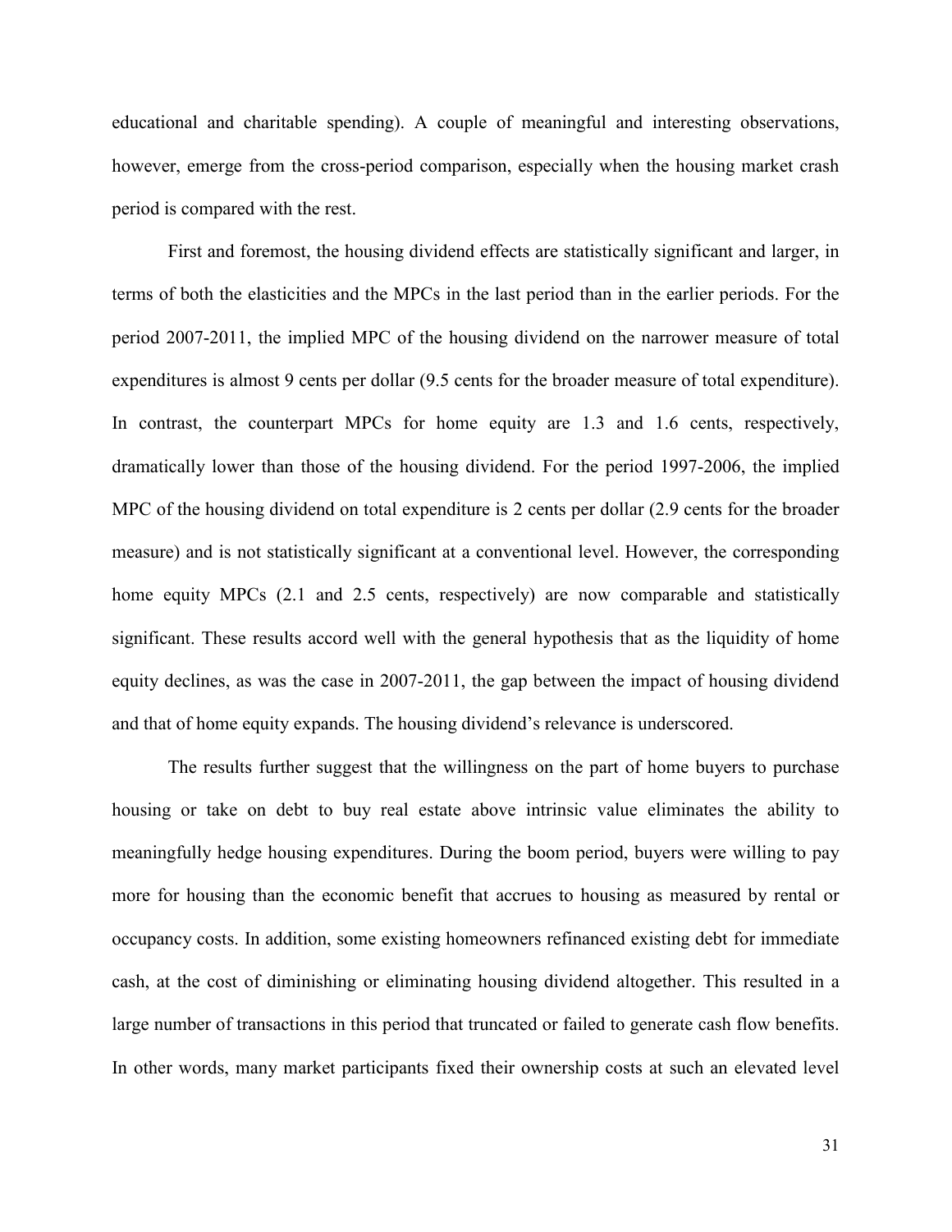educational and charitable spending). A couple of meaningful and interesting observations, however, emerge from the cross-period comparison, especially when the housing market crash period is compared with the rest.

First and foremost, the housing dividend effects are statistically significant and larger, in terms of both the elasticities and the MPCs in the last period than in the earlier periods. For the period 2007-2011, the implied MPC of the housing dividend on the narrower measure of total expenditures is almost 9 cents per dollar (9.5 cents for the broader measure of total expenditure). In contrast, the counterpart MPCs for home equity are 1.3 and 1.6 cents, respectively, dramatically lower than those of the housing dividend. For the period 1997-2006, the implied MPC of the housing dividend on total expenditure is 2 cents per dollar (2.9 cents for the broader measure) and is not statistically significant at a conventional level. However, the corresponding home equity MPCs (2.1 and 2.5 cents, respectively) are now comparable and statistically significant. These results accord well with the general hypothesis that as the liquidity of home equity declines, as was the case in 2007-2011, the gap between the impact of housing dividend and that of home equity expands. The housing dividend's relevance is underscored.

The results further suggest that the willingness on the part of home buyers to purchase housing or take on debt to buy real estate above intrinsic value eliminates the ability to meaningfully hedge housing expenditures. During the boom period, buyers were willing to pay more for housing than the economic benefit that accrues to housing as measured by rental or occupancy costs. In addition, some existing homeowners refinanced existing debt for immediate cash, at the cost of diminishing or eliminating housing dividend altogether. This resulted in a large number of transactions in this period that truncated or failed to generate cash flow benefits. In other words, many market participants fixed their ownership costs at such an elevated level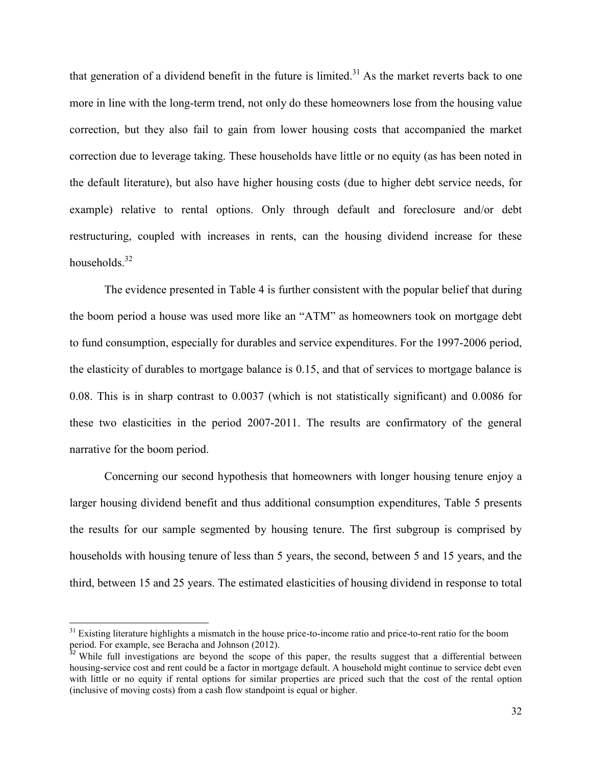that generation of a dividend benefit in the future is limited.[31] As the market reverts back to one more in line with the long-term trend, not only do these homeowners lose from the housing value correction, but they also fail to gain from lower housing costs that accompanied the market correction due to leverage taking. These households have little or no equity (as has been noted in the default literature), but also have higher housing costs (due to higher debt service needs, for example) relative to rental options. Only through default and foreclosure and/or debt restructuring, coupled with increases in rents, can the housing dividend increase for these households.[32]

The evidence presented in Table 4 is further consistent with the popular belief that during the boom period a house was used more like an "ATM" as homeowners took on mortgage debt to fund consumption, especially for durables and service expenditures. For the 1997-2006 period, the elasticity of durables to mortgage balance is 0.15, and that of services to mortgage balance is 0.08. This is in sharp contrast to 0.0037 (which is not statistically significant) and 0.0086 for these two elasticities in the period 2007-2011. The results are confirmatory of the general narrative for the boom period.

Concerning our second hypothesis that homeowners with longer housing tenure enjoy a larger housing dividend benefit and thus additional consumption expenditures, Table 5 presents the results for our sample segmented by housing tenure. The first subgroup is comprised by households with housing tenure of less than 5 years, the second, between 5 and 15 years, and the third, between 15 and 25 years. The estimated elasticities of housing dividend in response to total

[31] Existing literature highlights a mismatch in the house price-to-income ratio and price-to-rent ratio for the boom period. For example, see Beracha and Johnson (2012).

[32] While full investigations are beyond the scope of this paper, the results suggest that a differential between housing-service cost and rent could be a factor in mortgage default. A household might continue to service debt even with little or no equity if rental options for similar properties are priced such that the cost of the rental option (inclusive of moving costs) from a cash flow standpoint is equal or higher.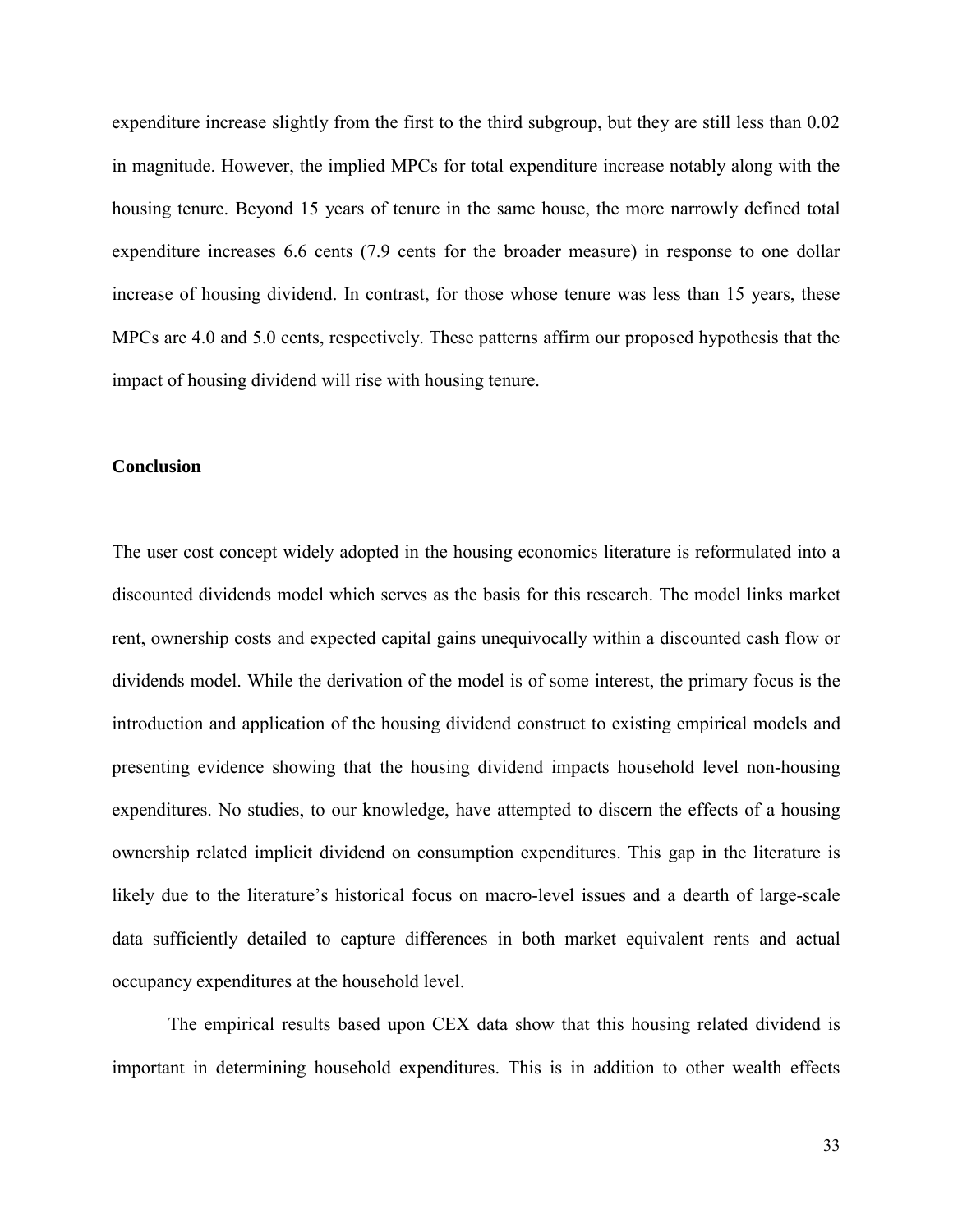expenditure increase slightly from the first to the third subgroup, but they are still less than 0.02 in magnitude. However, the implied MPCs for total expenditure increase notably along with the housing tenure. Beyond 15 years of tenure in the same house, the more narrowly defined total expenditure increases 6.6 cents (7.9 cents for the broader measure) in response to one dollar increase of housing dividend. In contrast, for those whose tenure was less than 15 years, these MPCs are 4.0 and 5.0 cents, respectively. These patterns affirm our proposed hypothesis that the impact of housing dividend will rise with housing tenure.

### Conclusion

The user cost concept widely adopted in the housing economics literature is reformulated into a discounted dividends model which serves as the basis for this research. The model links market rent, ownership costs and expected capital gains unequivocally within a discounted cash flow or dividends model. While the derivation of the model is of some interest, the primary focus is the introduction and application of the housing dividend construct to existing empirical models and presenting evidence showing that the housing dividend impacts household level non-housing expenditures. No studies, to our knowledge, have attempted to discern the effects of a housing ownership related implicit dividend on consumption expenditures. This gap in the literature is likely due to the literature's historical focus on macro-level issues and a dearth of large-scale data sufficiently detailed to capture differences in both market equivalent rents and actual occupancy expenditures at the household level.

The empirical results based upon CEX data show that this housing related dividend is important in determining household expenditures. This is in addition to other wealth effects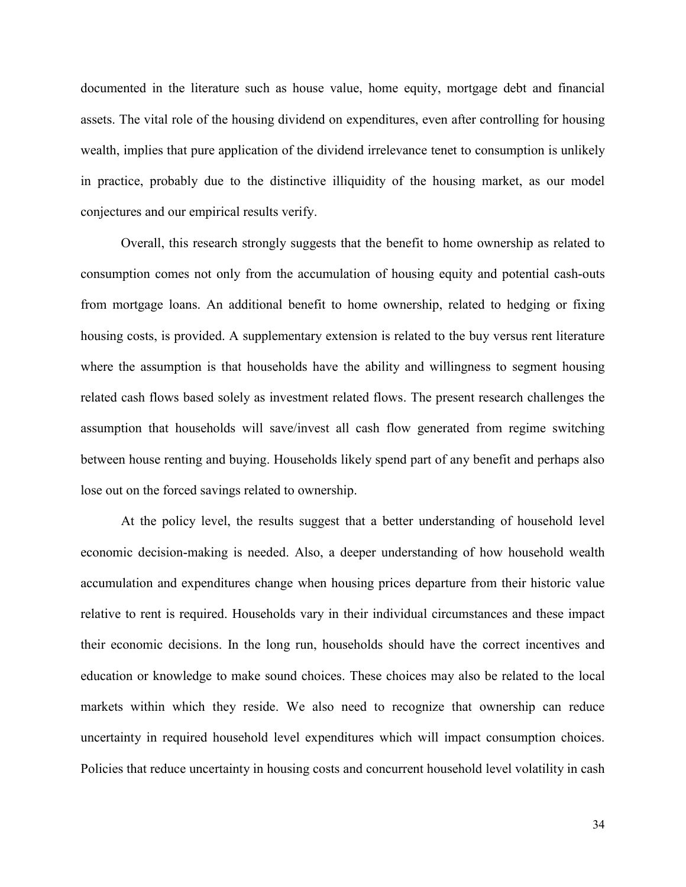documented in the literature such as house value, home equity, mortgage debt and financial assets. The vital role of the housing dividend on expenditures, even after controlling for housing wealth, implies that pure application of the dividend irrelevance tenet to consumption is unlikely in practice, probably due to the distinctive illiquidity of the housing market, as our model conjectures and our empirical results verify.

Overall, this research strongly suggests that the benefit to home ownership as related to consumption comes not only from the accumulation of housing equity and potential cash-outs from mortgage loans. An additional benefit to home ownership, related to hedging or fixing housing costs, is provided. A supplementary extension is related to the buy versus rent literature where the assumption is that households have the ability and willingness to segment housing related cash flows based solely as investment related flows. The present research challenges the assumption that households will save/invest all cash flow generated from regime switching between house renting and buying. Households likely spend part of any benefit and perhaps also lose out on the forced savings related to ownership.

At the policy level, the results suggest that a better understanding of household level economic decision-making is needed. Also, a deeper understanding of how household wealth accumulation and expenditures change when housing prices departure from their historic value relative to rent is required. Households vary in their individual circumstances and these impact their economic decisions. In the long run, households should have the correct incentives and education or knowledge to make sound choices. These choices may also be related to the local markets within which they reside. We also need to recognize that ownership can reduce uncertainty in required household level expenditures which will impact consumption choices. Policies that reduce uncertainty in housing costs and concurrent household level volatility in cash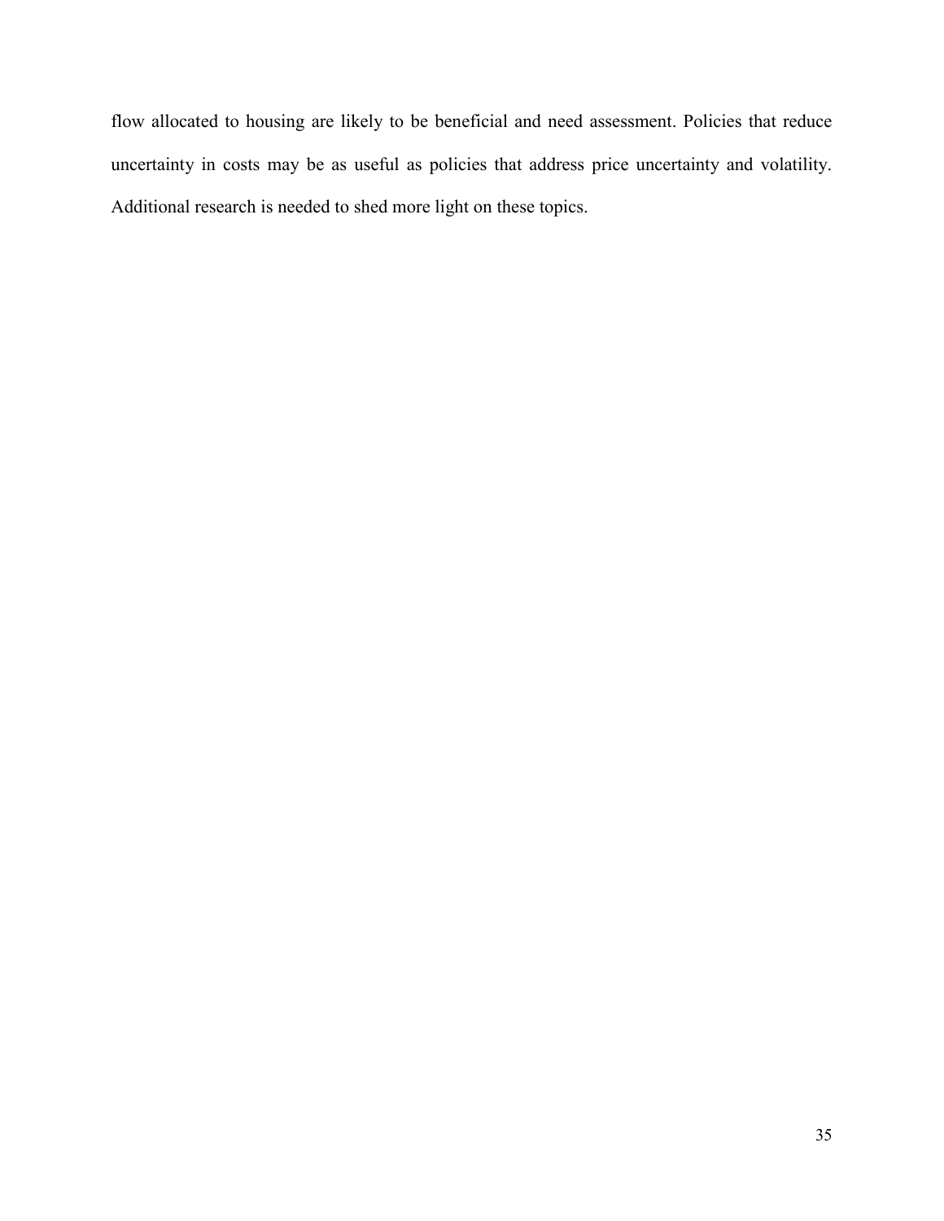flow allocated to housing are likely to be beneficial and need assessment. Policies that reduce uncertainty in costs may be as useful as policies that address price uncertainty and volatility. Additional research is needed to shed more light on these topics.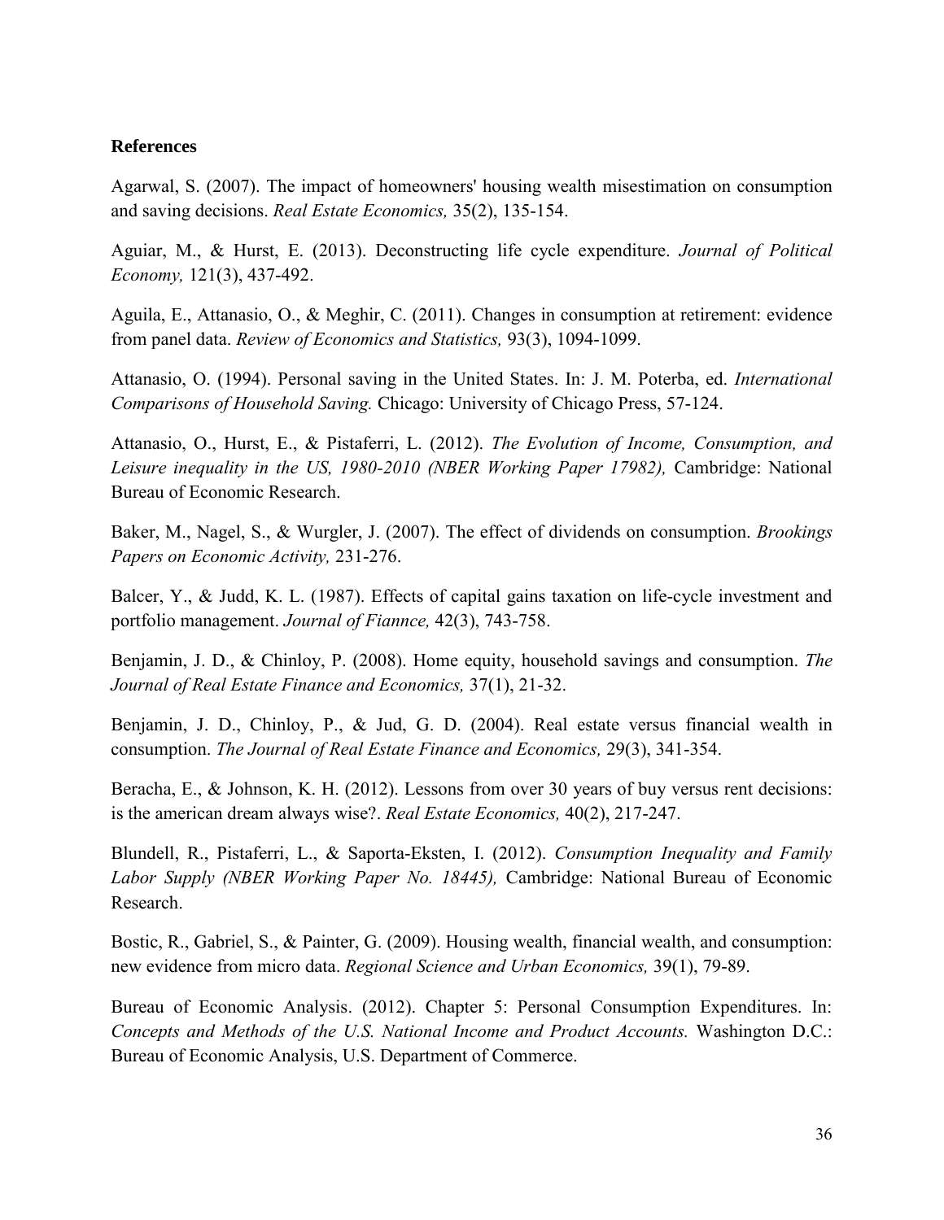## References

Agarwal, S. (2007). The impact of homeowners' housing wealth misestimation on consumption and saving decisions. *Real Estate Economics,* 35(2), 135-154.

Aguiar, M., & Hurst, E. (2013). Deconstructing life cycle expenditure. *Journal of Political Economy,* 121(3), 437-492.

Aguila, E., Attanasio, O., & Meghir, C. (2011). Changes in consumption at retirement: evidence from panel data. *Review of Economics and Statistics,* 93(3), 1094-1099.

Attanasio, O. (1994). Personal saving in the United States. In: J. M. Poterba, ed. *International Comparisons of Household Saving.* Chicago: University of Chicago Press, 57-124.

Attanasio, O., Hurst, E., & Pistaferri, L. (2012). *The Evolution of Income, Consumption, and Leisure inequality in the US, 1980-2010 (NBER Working Paper 17982),* Cambridge: National Bureau of Economic Research.

Baker, M., Nagel, S., & Wurgler, J. (2007). The effect of dividends on consumption. *Brookings Papers on Economic Activity,* 231-276.

Balcer, Y., & Judd, K. L. (1987). Effects of capital gains taxation on life-cycle investment and portfolio management. *Journal of Fiannce,* 42(3), 743-758.

Benjamin, J. D., & Chinloy, P. (2008). Home equity, household savings and consumption. *The Journal of Real Estate Finance and Economics,* 37(1), 21-32.

Benjamin, J. D., Chinloy, P., & Jud, G. D. (2004). Real estate versus financial wealth in consumption. *The Journal of Real Estate Finance and Economics,* 29(3), 341-354.

Beracha, E., & Johnson, K. H. (2012). Lessons from over 30 years of buy versus rent decisions: is the american dream always wise?. *Real Estate Economics,* 40(2), 217-247.

Blundell, R., Pistaferri, L., & Saporta-Eksten, I. (2012). *Consumption Inequality and Family Labor Supply (NBER Working Paper No. 18445),* Cambridge: National Bureau of Economic Research.

Bostic, R., Gabriel, S., & Painter, G. (2009). Housing wealth, financial wealth, and consumption: new evidence from micro data. *Regional Science and Urban Economics,* 39(1), 79-89.

Bureau of Economic Analysis. (2012). Chapter 5: Personal Consumption Expenditures. In: *Concepts and Methods of the U.S. National Income and Product Accounts.* Washington D.C.: Bureau of Economic Analysis, U.S. Department of Commerce.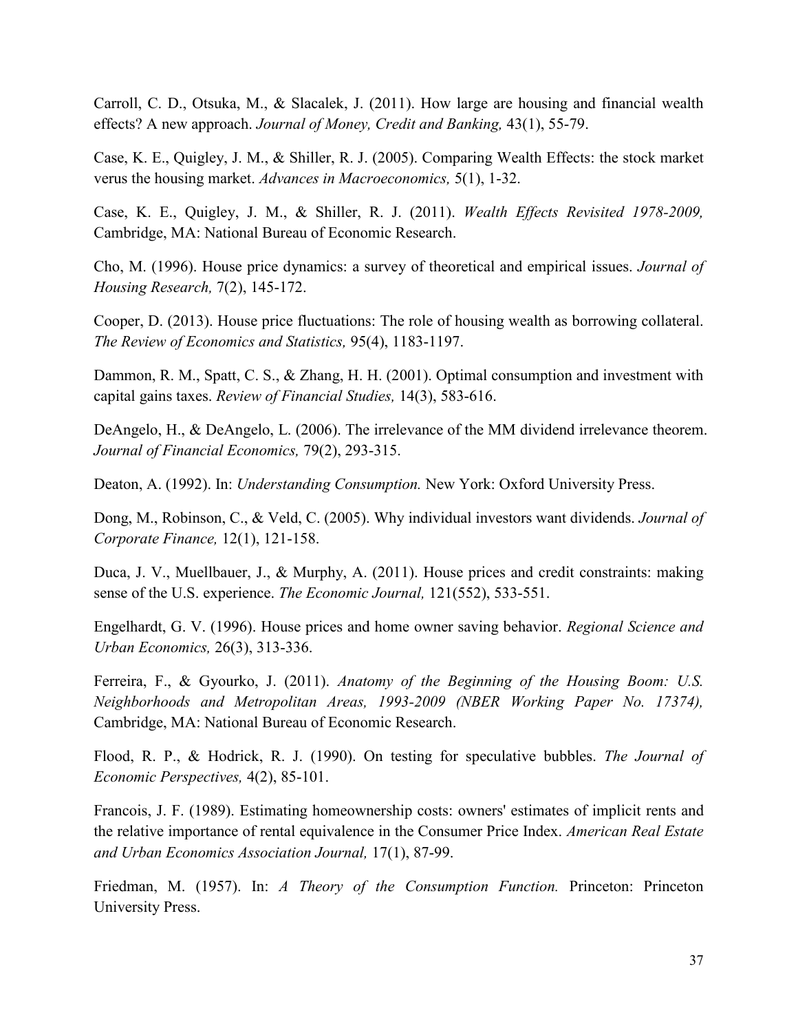Carroll, C. D., Otsuka, M., & Slacalek, J. (2011). How large are housing and financial wealth effects? A new approach. *Journal of Money, Credit and Banking,* 43(1), 55-79.

Case, K. E., Quigley, J. M., & Shiller, R. J. (2005). Comparing Wealth Effects: the stock market verus the housing market. *Advances in Macroeconomics,* 5(1), 1-32.

Case, K. E., Quigley, J. M., & Shiller, R. J. (2011). *Wealth Effects Revisited 1978-2009,* Cambridge, MA: National Bureau of Economic Research.

Cho, M. (1996). House price dynamics: a survey of theoretical and empirical issues. *Journal of Housing Research,* 7(2), 145-172.

Cooper, D. (2013). House price fluctuations: The role of housing wealth as borrowing collateral. *The Review of Economics and Statistics,* 95(4), 1183-1197.

Dammon, R. M., Spatt, C. S., & Zhang, H. H. (2001). Optimal consumption and investment with capital gains taxes. *Review of Financial Studies,* 14(3), 583-616.

DeAngelo, H., & DeAngelo, L. (2006). The irrelevance of the MM dividend irrelevance theorem. *Journal of Financial Economics,* 79(2), 293-315.

Deaton, A. (1992). In: *Understanding Consumption.* New York: Oxford University Press.

Dong, M., Robinson, C., & Veld, C. (2005). Why individual investors want dividends. *Journal of Corporate Finance,* 12(1), 121-158.

Duca, J. V., Muellbauer, J., & Murphy, A. (2011). House prices and credit constraints: making sense of the U.S. experience. *The Economic Journal,* 121(552), 533-551.

Engelhardt, G. V. (1996). House prices and home owner saving behavior. *Regional Science and Urban Economics,* 26(3), 313-336.

Ferreira, F., & Gyourko, J. (2011). *Anatomy of the Beginning of the Housing Boom: U.S. Neighborhoods and Metropolitan Areas, 1993-2009 (NBER Working Paper No. 17374),* Cambridge, MA: National Bureau of Economic Research.

Flood, R. P., & Hodrick, R. J. (1990). On testing for speculative bubbles. *The Journal of Economic Perspectives,* 4(2), 85-101.

Francois, J. F. (1989). Estimating homeownership costs: owners' estimates of implicit rents and the relative importance of rental equivalence in the Consumer Price Index. *American Real Estate and Urban Economics Association Journal,* 17(1), 87-99.

Friedman, M. (1957). In: *A Theory of the Consumption Function.* Princeton: Princeton University Press.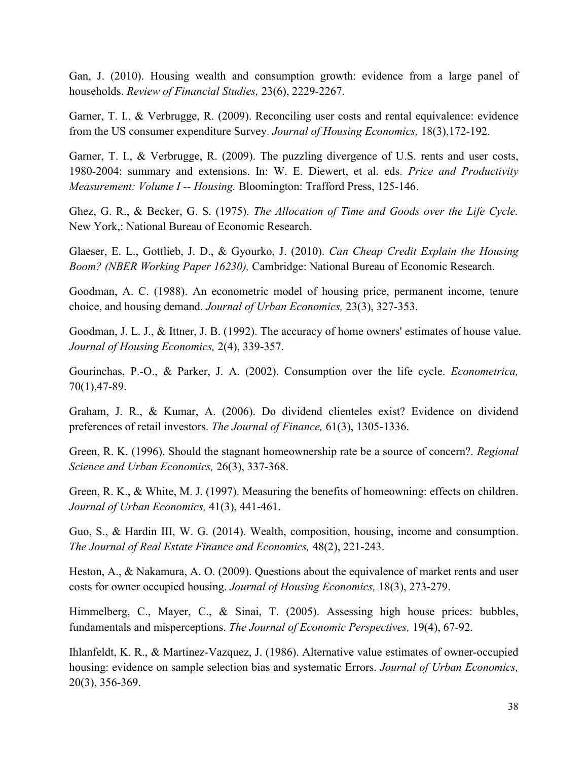Gan, J. (2010). Housing wealth and consumption growth: evidence from a large panel of households. *Review of Financial Studies,* 23(6), 2229-2267.

Garner, T. I., & Verbrugge, R. (2009). Reconciling user costs and rental equivalence: evidence from the US consumer expenditure Survey. *Journal of Housing Economics,* 18(3),172-192.

Garner, T. I., & Verbrugge, R. (2009). The puzzling divergence of U.S. rents and user costs, 1980-2004: summary and extensions. In: W. E. Diewert, et al. eds. *Price and Productivity Measurement: Volume I -- Housing.* Bloomington: Trafford Press, 125-146.

Ghez, G. R., & Becker, G. S. (1975). *The Allocation of Time and Goods over the Life Cycle.* New York,: National Bureau of Economic Research.

Glaeser, E. L., Gottlieb, J. D., & Gyourko, J. (2010). *Can Cheap Credit Explain the Housing Boom? (NBER Working Paper 16230),* Cambridge: National Bureau of Economic Research.

Goodman, A. C. (1988). An econometric model of housing price, permanent income, tenure choice, and housing demand. *Journal of Urban Economics,* 23(3), 327-353.

Goodman, J. L. J., & Ittner, J. B. (1992). The accuracy of home owners' estimates of house value. *Journal of Housing Economics,* 2(4), 339-357.

Gourinchas, P.-O., & Parker, J. A. (2002). Consumption over the life cycle. *Econometrica,* 70(1),47-89.

Graham, J. R., & Kumar, A. (2006). Do dividend clienteles exist? Evidence on dividend preferences of retail investors. *The Journal of Finance,* 61(3), 1305-1336.

Green, R. K. (1996). Should the stagnant homeownership rate be a source of concern?. *Regional Science and Urban Economics,* 26(3), 337-368.

Green, R. K., & White, M. J. (1997). Measuring the benefits of homeowning: effects on children. *Journal of Urban Economics,* 41(3), 441-461.

Guo, S., & Hardin III, W. G. (2014). Wealth, composition, housing, income and consumption. *The Journal of Real Estate Finance and Economics,* 48(2), 221-243.

Heston, A., & Nakamura, A. O. (2009). Questions about the equivalence of market rents and user costs for owner occupied housing. *Journal of Housing Economics,* 18(3), 273-279.

Himmelberg, C., Mayer, C., & Sinai, T. (2005). Assessing high house prices: bubbles, fundamentals and misperceptions. *The Journal of Economic Perspectives,* 19(4), 67-92.

Ihlanfeldt, K. R., & Martinez-Vazquez, J. (1986). Alternative value estimates of owner-occupied housing: evidence on sample selection bias and systematic Errors. *Journal of Urban Economics,* 20(3), 356-369.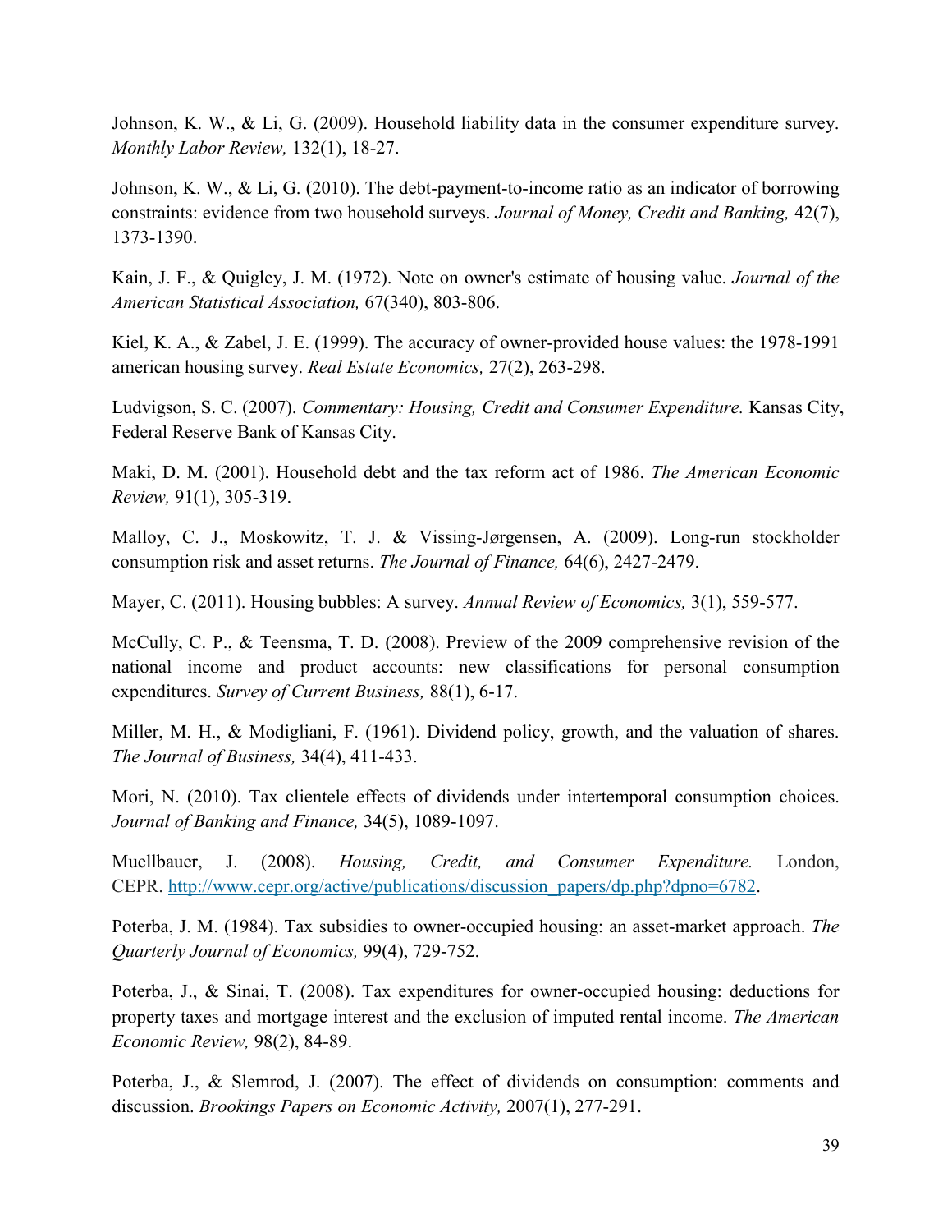Johnson, K. W., & Li, G. (2009). Household liability data in the consumer expenditure survey. *Monthly Labor Review,* 132(1), 18-27.

Johnson, K. W., & Li, G. (2010). The debt-payment-to-income ratio as an indicator of borrowing constraints: evidence from two household surveys. *Journal of Money, Credit and Banking,* 42(7), 1373-1390.

Kain, J. F., & Quigley, J. M. (1972). Note on owner's estimate of housing value. *Journal of the American Statistical Association,* 67(340), 803-806.

Kiel, K. A., & Zabel, J. E. (1999). The accuracy of owner-provided house values: the 1978-1991 american housing survey. *Real Estate Economics,* 27(2), 263-298.

Ludvigson, S. C. (2007). *Commentary: Housing, Credit and Consumer Expenditure.* Kansas City, Federal Reserve Bank of Kansas City.

Maki, D. M. (2001). Household debt and the tax reform act of 1986. *The American Economic Review,* 91(1), 305-319.

Malloy, C. J., Moskowitz, T. J. & Vissing-Jørgensen, A. (2009). Long-run stockholder consumption risk and asset returns. *The Journal of Finance,* 64(6), 2427-2479.

Mayer, C. (2011). Housing bubbles: A survey. *Annual Review of Economics,* 3(1), 559-577.

McCully, C. P., & Teensma, T. D. (2008). Preview of the 2009 comprehensive revision of the national income and product accounts: new classifications for personal consumption expenditures. *Survey of Current Business,* 88(1), 6-17.

Miller, M. H., & Modigliani, F. (1961). Dividend policy, growth, and the valuation of shares. *The Journal of Business,* 34(4), 411-433.

Mori, N. (2010). Tax clientele effects of dividends under intertemporal consumption choices. *Journal of Banking and Finance,* 34(5), 1089-1097.

Muellbauer, J. (2008). *Housing, Credit, and Consumer Expenditure.* London, CEPR. http://www.cepr.org/active/publications/discussion_papers/dp.php?dpno=6782.

Poterba, J. M. (1984). Tax subsidies to owner-occupied housing: an asset-market approach. *The Quarterly Journal of Economics,* 99(4), 729-752.

Poterba, J., & Sinai, T. (2008). Tax expenditures for owner-occupied housing: deductions for property taxes and mortgage interest and the exclusion of imputed rental income. *The American Economic Review,* 98(2), 84-89.

Poterba, J., & Slemrod, J. (2007). The effect of dividends on consumption: comments and discussion. *Brookings Papers on Economic Activity,* 2007(1), 277-291.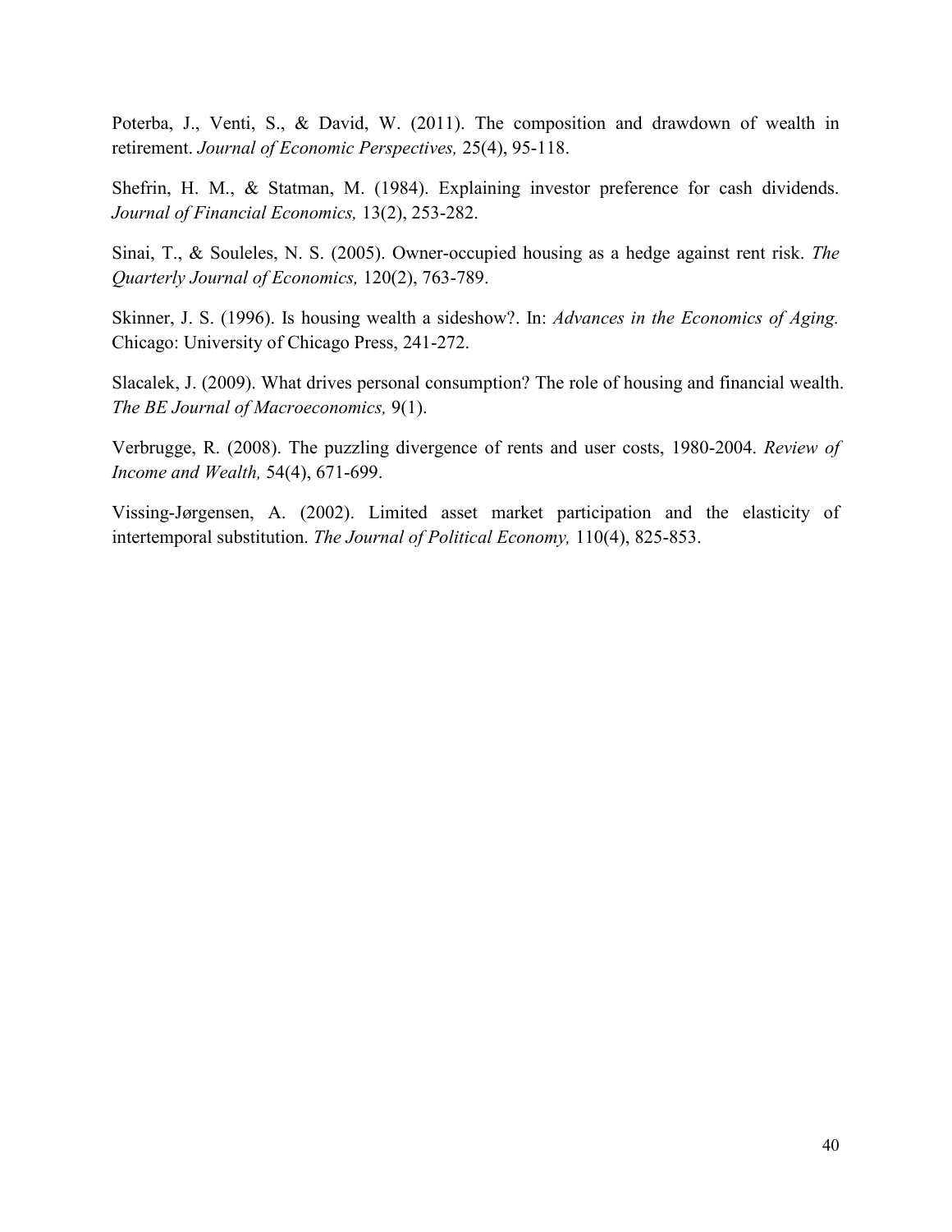Poterba, J., Venti, S., & David, W. (2011). The composition and drawdown of wealth in retirement. *Journal of Economic Perspectives,* 25(4), 95-118.

Shefrin, H. M., & Statman, M. (1984). Explaining investor preference for cash dividends. *Journal of Financial Economics,* 13(2), 253-282.

Sinai, T., & Souleles, N. S. (2005). Owner-occupied housing as a hedge against rent risk. *The Quarterly Journal of Economics,* 120(2), 763-789.

Skinner, J. S. (1996). Is housing wealth a sideshow?. In: *Advances in the Economics of Aging.* Chicago: University of Chicago Press, 241-272.

Slacalek, J. (2009). What drives personal consumption? The role of housing and financial wealth. *The BE Journal of Macroeconomics,* 9(1).

Verbrugge, R. (2008). The puzzling divergence of rents and user costs, 1980-2004. *Review of Income and Wealth,* 54(4), 671-699.

Vissing-Jørgensen, A. (2002). Limited asset market participation and the elasticity of intertemporal substitution. *The Journal of Political Economy,* 110(4), 825-853.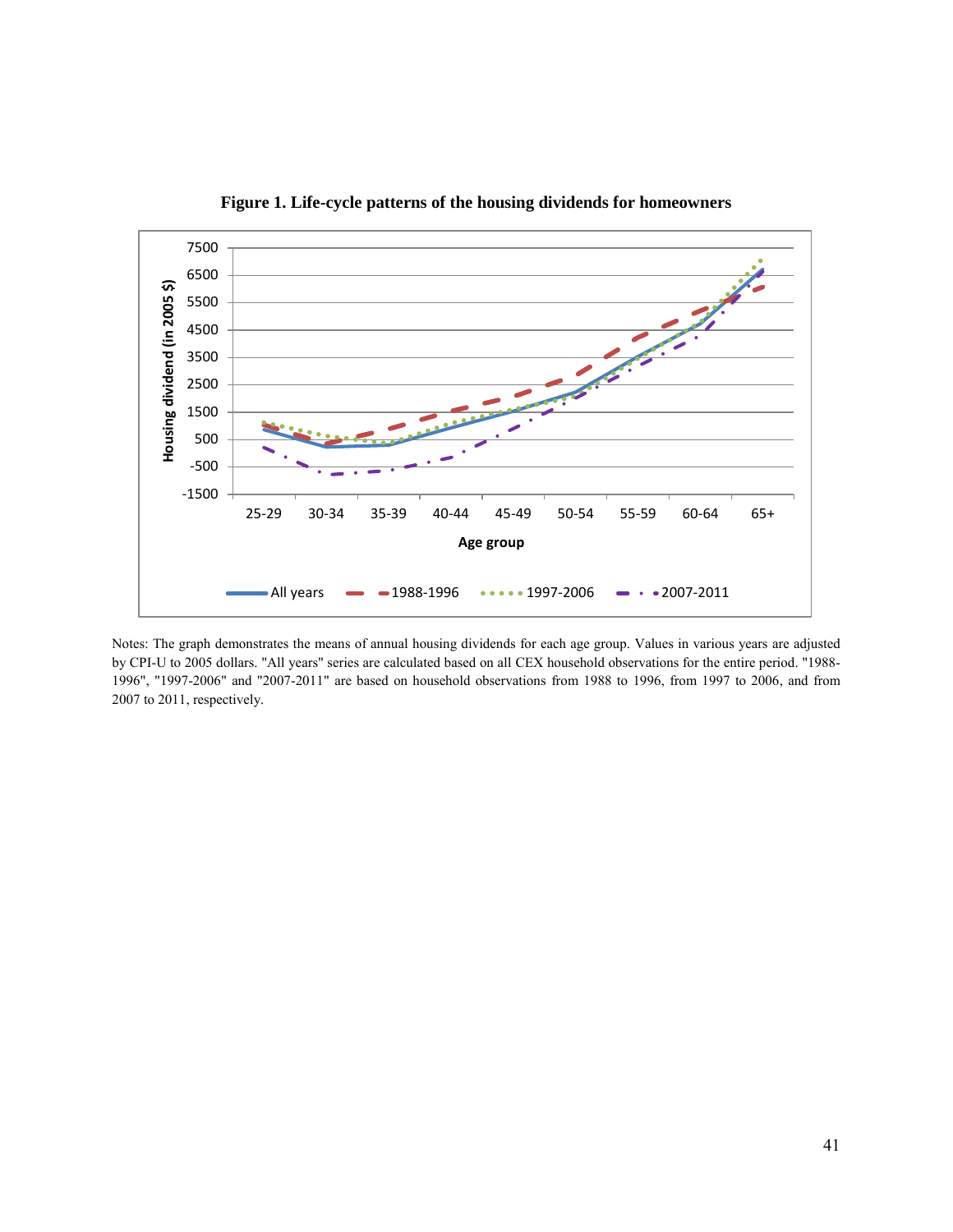**Figure 1. Life-cycle patterns of the housing dividends for homeowners**

Notes: The graph demonstrates the means of annual housing dividends for each age group. Values in various years are adjusted by CPI-U to 2005 dollars. "All years" series are calculated based on all CEX household observations for the entire period. "1988-1996", "1997-2006" and "2007-2011" are based on household observations from 1988 to 1996, from 1997 to 2006, and from 2007 to 2011, respectively.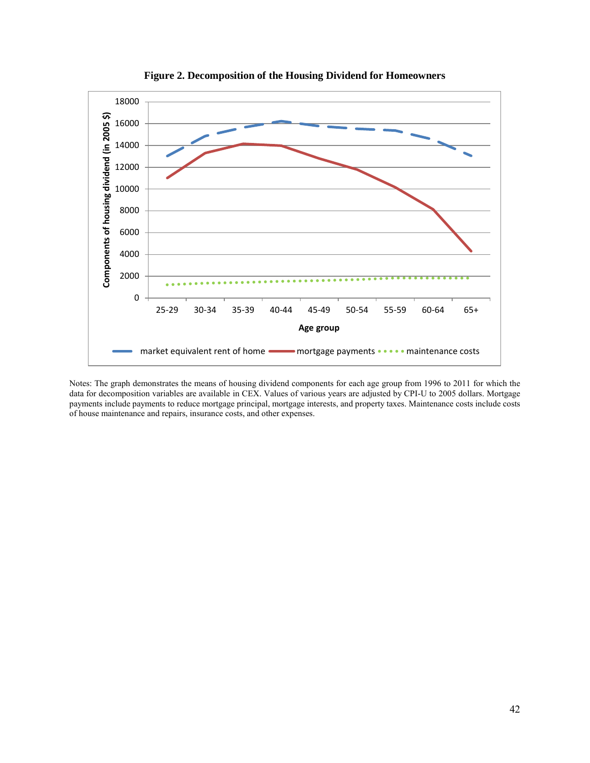**Figure 2. Decomposition of the Housing Dividend for Homeowners**

Notes: The graph demonstrates the means of housing dividend components for each age group from 1996 to 2011 for which the data for decomposition variables are available in CEX. Values of various years are adjusted by CPI-U to 2005 dollars. Mortgage payments include payments to reduce mortgage principal, mortgage interests, and property taxes. Maintenance costs include costs of house maintenance and repairs, insurance costs, and other expenses.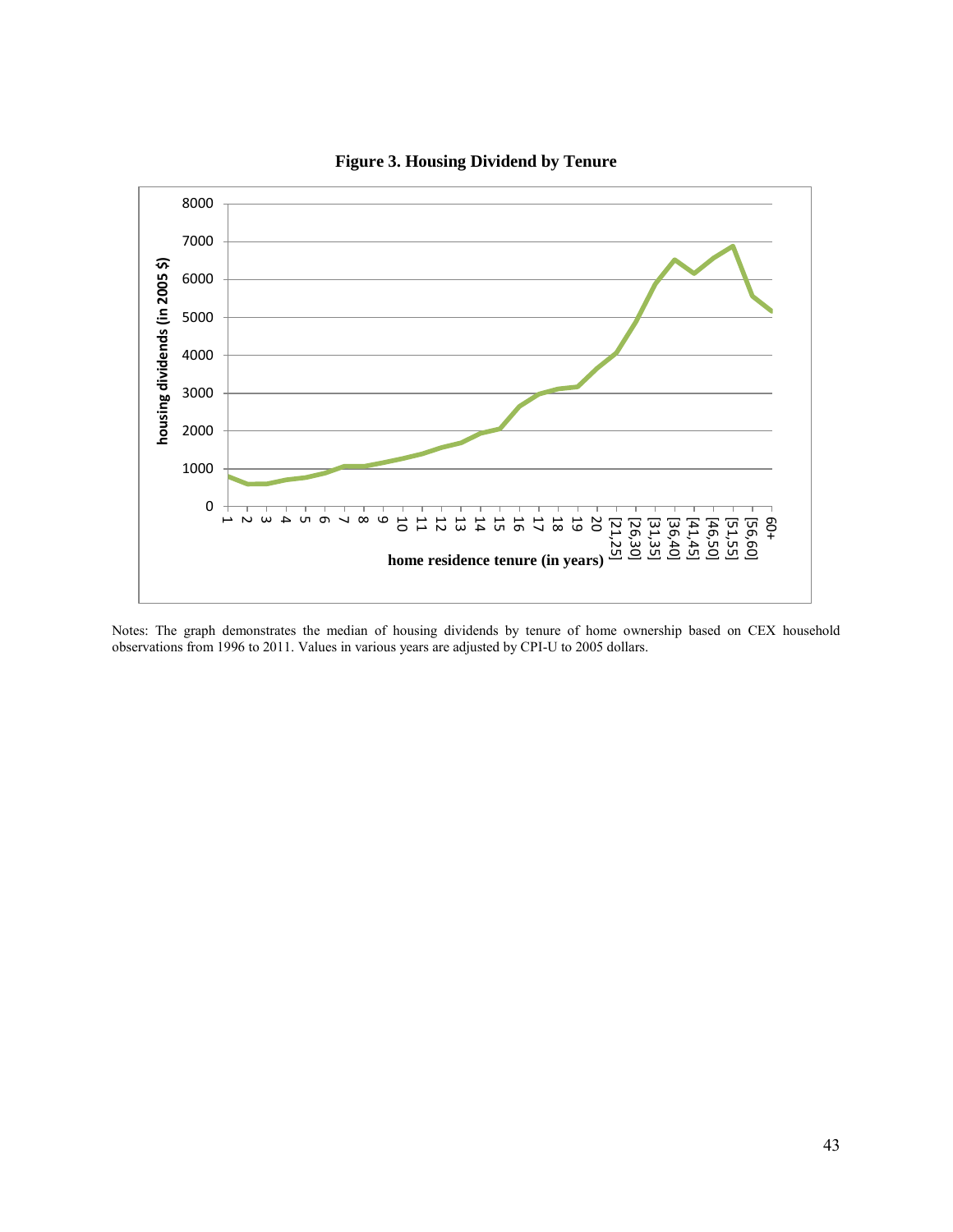**Figure 3. Housing Dividend by Tenure**

Notes: The graph demonstrates the median of housing dividends by tenure of home ownership based on CEX household observations from 1996 to 2011. Values in various years are adjusted by CPI-U to 2005 dollars.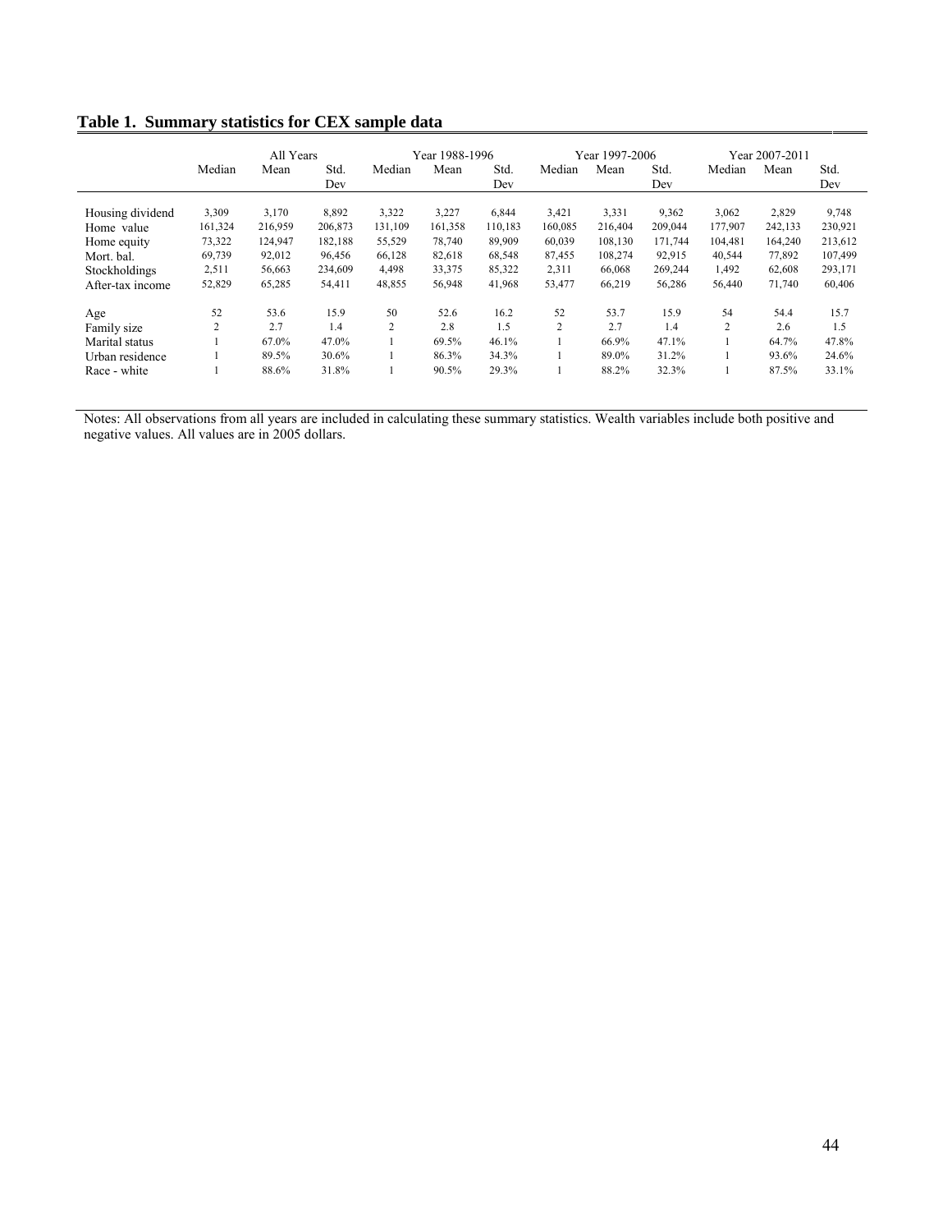**Table 1. Summary statistics for CEX sample data**

| | All Years | | | Year 1988-1996 | | | Year 1997-2006 | | | Year 2007-2011 | | |
|---|---|---|---|---|---|---|---|---|---|---|---|---|
| | Median | Mean | Std. Dev | Median | Mean | Std. Dev | Median | Mean | Std. Dev | Median | Mean | Std. Dev |
| Housing dividend | 3,309 | 3,170 | 8,892 | 3,322 | 3,227 | 6,844 | 3,421 | 3,331 | 9,362 | 3,062 | 2,829 | 9,748 |
| Home value | 161,324 | 216,959 | 206,873 | 131,109 | 161,358 | 110,183 | 160,085 | 216,404 | 209,044 | 177,907 | 242,133 | 230,921 |
| Home equity | 73,322 | 124,947 | 182,188 | 55,529 | 78,740 | 89,909 | 60,039 | 108,130 | 171,744 | 104,481 | 164,240 | 213,612 |
| Mort. bal. | 69,739 | 92,012 | 96,456 | 66,128 | 82,618 | 68,548 | 87,455 | 108,274 | 92,915 | 40,544 | 77,892 | 107,499 |
| Stockholdings | 2,511 | 56,663 | 234,609 | 4,498 | 33,375 | 85,322 | 2,311 | 66,068 | 269,244 | 1,492 | 62,608 | 293,171 |
| After-tax income | 52,829 | 65,285 | 54,411 | 48,855 | 56,948 | 41,968 | 53,477 | 66,219 | 56,286 | 56,440 | 71,740 | 60,406 |
| Age | 52 | 53.6 | 15.9 | 50 | 52.6 | 16.2 | 52 | 53.7 | 15.9 | 54 | 54.4 | 15.7 |
| Family size | 2 | 2.7 | 1.4 | 2 | 2.8 | 1.5 | 2 | 2.7 | 1.4 | 2 | 2.6 | 1.5 |
| Marital status | 1 | 67.0% | 47.0% | 1 | 69.5% | 46.1% | 1 | 66.9% | 47.1% | 1 | 64.7% | 47.8% |
| Urban residence | 1 | 89.5% | 30.6% | 1 | 86.3% | 34.3% | 1 | 89.0% | 31.2% | 1 | 93.6% | 24.6% |
| Race - white | 1 | 88.6% | 31.8% | 1 | 90.5% | 29.3% | 1 | 88.2% | 32.3% | 1 | 87.5% | 33.1% |

Notes: All observations from all years are included in calculating these summary statistics. Wealth variables include both positive and negative values. All values are in 2005 dollars.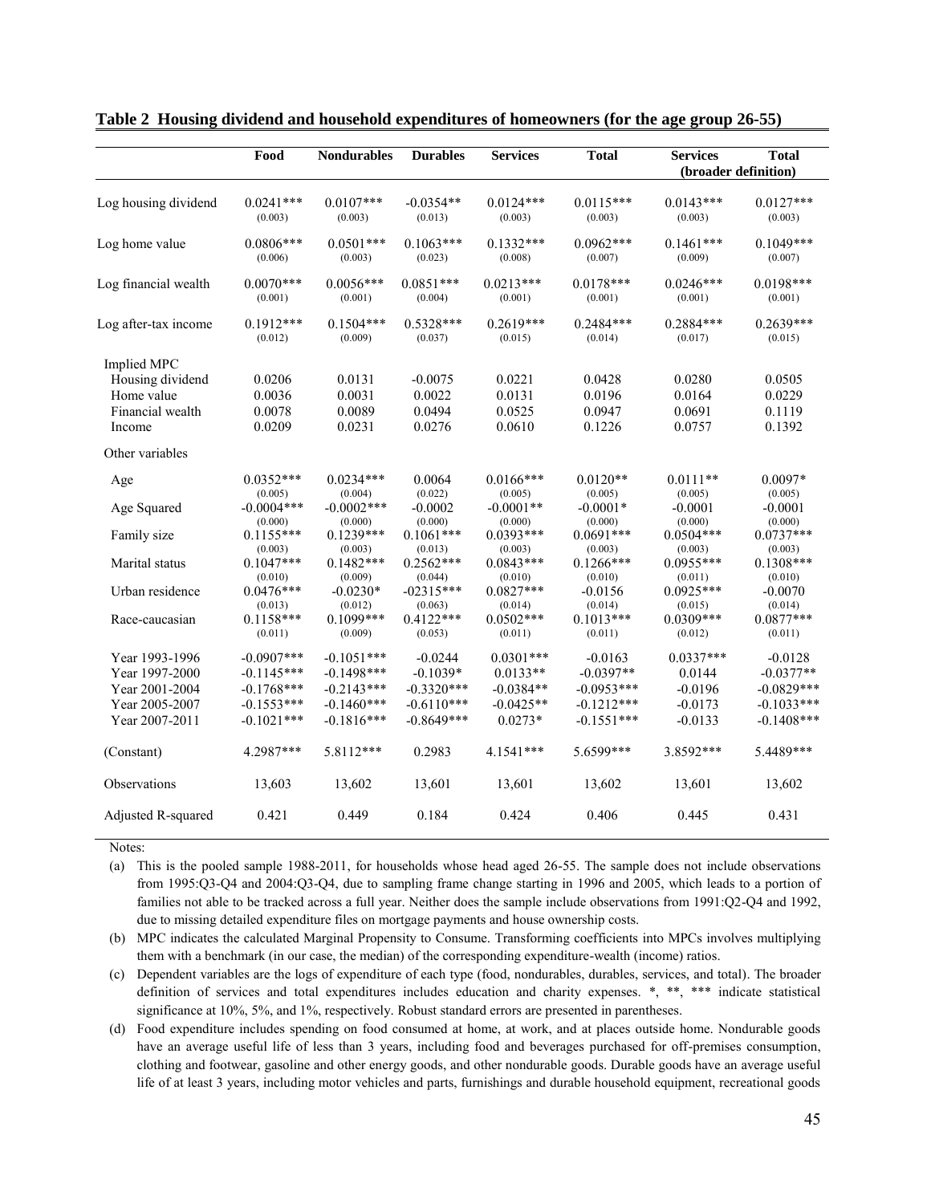**Table 2 Housing dividend and household expenditures of homeowners (for the age group 26-55)**

| | Food | Nondurables | Durables | Services | Total | Services (broader definition) | Total (broader definition) |
|---|---|---|---|---|---|---|---|
| Log housing dividend | 0.0241*** | 0.0107*** | -0.0354** | 0.0124*** | 0.0115*** | 0.0143*** | 0.0127*** |
| | (0.003) | (0.003) | (0.013) | (0.003) | (0.003) | (0.003) | (0.003) |
| Log home value | 0.0806*** | 0.0501*** | 0.1063*** | 0.1332*** | 0.0962*** | 0.1461*** | 0.1049*** |
| | (0.006) | (0.003) | (0.023) | (0.008) | (0.007) | (0.009) | (0.007) |
| Log financial wealth | 0.0070*** | 0.0056*** | 0.0851*** | 0.0213*** | 0.0178*** | 0.0246*** | 0.0198*** |
| | (0.001) | (0.001) | (0.004) | (0.001) | (0.001) | (0.001) | (0.001) |
| Log after-tax income | 0.1912*** | 0.1504*** | 0.5328*** | 0.2619*** | 0.2484*** | 0.2884*** | 0.2639*** |
| | (0.012) | (0.009) | (0.037) | (0.015) | (0.014) | (0.017) | (0.015) |
| Implied MPC | | | | | | | |
| Housing dividend | 0.0206 | 0.0131 | -0.0075 | 0.0221 | 0.0428 | 0.0280 | 0.0505 |
| Home value | 0.0036 | 0.0031 | 0.0022 | 0.0131 | 0.0196 | 0.0164 | 0.0229 |
| Financial wealth | 0.0078 | 0.0089 | 0.0494 | 0.0525 | 0.0947 | 0.0691 | 0.1119 |
| Income | 0.0209 | 0.0231 | 0.0276 | 0.0610 | 0.1226 | 0.0757 | 0.1392 |
| Other variables | | | | | | | |
| Age | 0.0352*** | 0.0234*** | 0.0064 | 0.0166*** | 0.0120** | 0.0111** | 0.0097* |
| | (0.005) | (0.004) | (0.022) | (0.005) | (0.005) | (0.005) | (0.005) |
| Age Squared | -0.0004*** | -0.0002*** | -0.0002 | -0.0001** | -0.0001* | -0.0001 | -0.0001 |
| | (0.000) | (0.000) | (0.000) | (0.000) | (0.000) | (0.000) | (0.000) |
| Family size | 0.1155*** | 0.1239*** | 0.1061*** | 0.0393*** | 0.0691*** | 0.0504*** | 0.0737*** |
| | (0.003) | (0.003) | (0.013) | (0.003) | (0.003) | (0.003) | (0.003) |
| Marital status | 0.1047*** | 0.1482*** | 0.2562*** | 0.0843*** | 0.1266*** | 0.0955*** | 0.1308*** |
| | (0.010) | (0.009) | (0.044) | (0.010) | (0.010) | (0.011) | (0.010) |
| Urban residence | 0.0476*** | -0.0230* | -02315*** | 0.0827*** | -0.0156 | 0.0925*** | -0.0070 |
| | (0.013) | (0.012) | (0.063) | (0.014) | (0.014) | (0.015) | (0.014) |
| Race-caucasian | 0.1158*** | 0.1099*** | 0.4122*** | 0.0502*** | 0.1013*** | 0.0309*** | 0.0877*** |
| | (0.011) | (0.009) | (0.053) | (0.011) | (0.011) | (0.012) | (0.011) |
| Year 1993-1996 | -0.0907*** | -0.1051*** | -0.0244 | 0.0301*** | -0.0163 | 0.0337*** | -0.0128 |
| Year 1997-2000 | -0.1145*** | -0.1498*** | -0.1039* | 0.0133** | -0.0397** | 0.0144 | -0.0377** |
| Year 2001-2004 | -0.1768*** | -0.2143*** | -0.3320*** | -0.0384** | -0.0953*** | -0.0196 | -0.0829*** |
| Year 2005-2007 | -0.1553*** | -0.1460*** | -0.6110*** | -0.0425** | -0.1212*** | -0.0173 | -0.1033*** |
| Year 2007-2011 | -0.1021*** | -0.1816*** | -0.8649*** | 0.0273* | -0.1551*** | -0.0133 | -0.1408*** |
| (Constant) | 4.2987*** | 5.8112*** | 0.2983 | 4.1541*** | 5.6599*** | 3.8592*** | 5.4489*** |
| Observations | 13,603 | 13,602 | 13,601 | 13,601 | 13,602 | 13,601 | 13,602 |
| Adjusted R-squared | 0.421 | 0.449 | 0.184 | 0.424 | 0.406 | 0.445 | 0.431 |

Notes:

(a) This is the pooled sample 1988-2011, for households whose head aged 26-55. The sample does not include observations from 1995:Q3-Q4 and 2004:Q3-Q4, due to sampling frame change starting in 1996 and 2005, which leads to a portion of families not able to be tracked across a full year. Neither does the sample include observations from 1991:Q2-Q4 and 1992, due to missing detailed expenditure files on mortgage payments and house ownership costs.

(b) MPC indicates the calculated Marginal Propensity to Consume. Transforming coefficients into MPCs involves multiplying them with a benchmark (in our case, the median) of the corresponding expenditure-wealth (income) ratios.

(c) Dependent variables are the logs of expenditure of each type (food, nondurables, durables, services, and total). The broader definition of services and total expenditures includes education and charity expenses. *, **, *** indicate statistical significance at 10%, 5%, and 1%, respectively. Robust standard errors are presented in parentheses.

(d) Food expenditure includes spending on food consumed at home, at work, and at places outside home. Nondurable goods have an average useful life of less than 3 years, including food and beverages purchased for off-premises consumption, clothing and footwear, gasoline and other energy goods, and other nondurable goods. Durable goods have an average useful life of at least 3 years, including motor vehicles and parts, furnishings and durable household equipment, recreational goods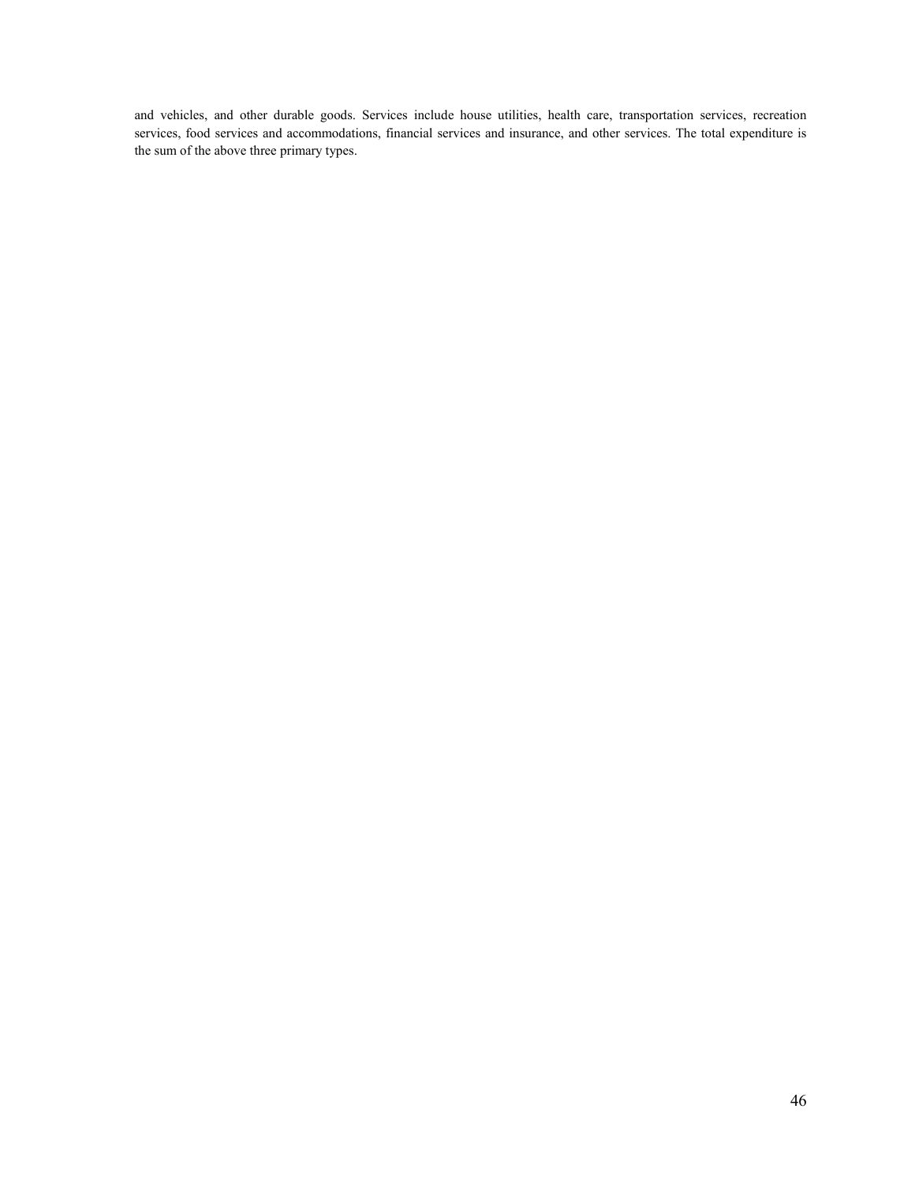and vehicles, and other durable goods. Services include house utilities, health care, transportation services, recreation services, food services and accommodations, financial services and insurance, and other services. The total expenditure is the sum of the above three primary types.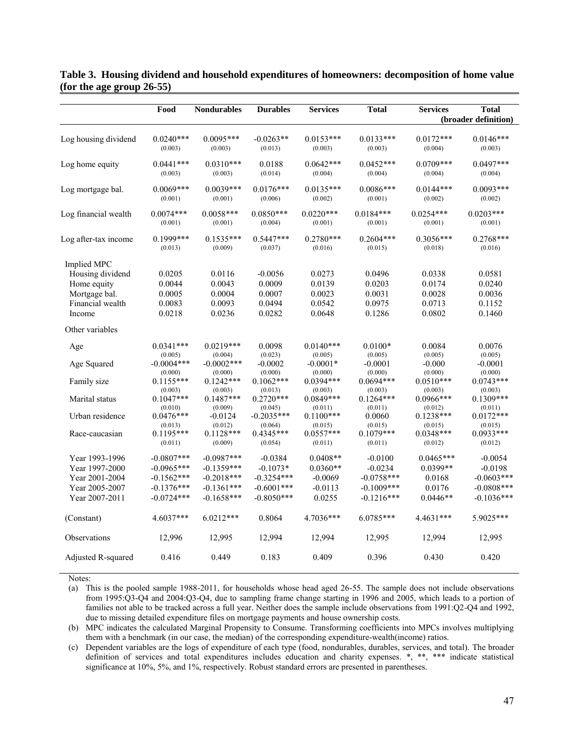**Table 3. Housing dividend and household expenditures of homeowners: decomposition of home value (for the age group 26-55)**

| | Food | Nondurables | Durables | Services | Total | Services (broader definition) | Total (broader definition) |
|---|---|---|---|---|---|---|---|
| Log housing dividend | 0.0240*** | 0.0095*** | -0.0263** | 0.0153*** | 0.0133*** | 0.0172*** | 0.0146*** |
| | (0.003) | (0.003) | (0.013) | (0.003) | (0.003) | (0.004) | (0.003) |
| Log home equity | 0.0441*** | 0.0310*** | 0.0188 | 0.0642*** | 0.0452*** | 0.0709*** | 0.0497*** |
| | (0.003) | (0.003) | (0.014) | (0.004) | (0.004) | (0.004) | (0.004) |
| Log mortgage bal. | 0.0069*** | 0.0039*** | 0.0176*** | 0.0135*** | 0.0086*** | 0.0144*** | 0.0093*** |
| | (0.001) | (0.001) | (0.006) | (0.002) | (0.001) | (0.002) | (0.002) |
| Log financial wealth | 0.0074*** | 0.0058*** | 0.0850*** | 0.0220*** | 0.0184*** | 0.0254*** | 0.0203*** |
| | (0.001) | (0.001) | (0.004) | (0.001) | (0.001) | (0.001) | (0.001) |
| Log after-tax income | 0.1999*** | 0.1535*** | 0.5447*** | 0.2780*** | 0.2604*** | 0.3056*** | 0.2768*** |
| | (0.013) | (0.009) | (0.037) | (0.016) | (0.015) | (0.018) | (0.016) |
| Implied MPC | | | | | | | |
| Housing dividend | 0.0205 | 0.0116 | -0.0056 | 0.0273 | 0.0496 | 0.0338 | 0.0581 |
| Home equity | 0.0044 | 0.0043 | 0.0009 | 0.0139 | 0.0203 | 0.0174 | 0.0240 |
| Mortgage bal. | 0.0005 | 0.0004 | 0.0007 | 0.0023 | 0.0031 | 0.0028 | 0.0036 |
| Financial wealth | 0.0083 | 0.0093 | 0.0494 | 0.0542 | 0.0975 | 0.0713 | 0.1152 |
| Income | 0.0218 | 0.0236 | 0.0282 | 0.0648 | 0.1286 | 0.0802 | 0.1460 |
| Other variables | | | | | | | |
| Age | 0.0341*** | 0.0219*** | 0.0098 | 0.0140*** | 0.0100* | 0.0084 | 0.0076 |
| | (0.005) | (0.004) | (0.023) | (0.005) | (0.005) | (0.005) | (0.005) |
| Age Squared | -0.0004*** | -0.0002*** | -0.0002 | -0.0001* | -0.0001 | -0.000 | -0.0001 |
| | (0.000) | (0.000) | (0.000) | (0.000) | (0.000) | (0.000) | (0.000) |
| Family size | 0.1155*** | 0.1242*** | 0.1062*** | 0.0394*** | 0.0694*** | 0.0510*** | 0.0743*** |
| | (0.003) | (0.003) | (0.013) | (0.003) | (0.003) | (0.003) | (0.003) |
| Marital status | 0.1047*** | 0.1487*** | 0.2720*** | 0.0849*** | 0.1264*** | 0.0966*** | 0.1309*** |
| | (0.010) | (0.009) | (0.045) | (0.011) | (0.011) | (0.012) | (0.011) |
| Urban residence | 0.0476*** | -0.0124 | -0.2035*** | 0.1100*** | 0.0060 | 0.1238*** | 0.0172*** |
| | (0.013) | (0.012) | (0.064) | (0.015) | (0.015) | (0.015) | (0.015) |
| Race-caucasian | 0.1195*** | 0.1128*** | 0.4345*** | 0.0557*** | 0.1079*** | 0.0348*** | 0.0933*** |
| | (0.011) | (0.009) | (0.054) | (0.011) | (0.011) | (0.012) | (0.012) |
| Year 1993-1996 | -0.0807*** | -0.0987*** | -0.0384 | 0.0408** | -0.0100 | 0.0465*** | -0.0054 |
| Year 1997-2000 | -0.0965*** | -0.1359*** | -0.1073* | 0.0360** | -0.0234 | 0.0399** | -0.0198 |
| Year 2001-2004 | -0.1562*** | -0.2018*** | -0.3254*** | -0.0069 | -0.0758*** | 0.0168 | -0.0603*** |
| Year 2005-2007 | -0.1376*** | -0.1361*** | -0.6001*** | -0.0113 | -0.1009*** | 0.0176 | -0.0808*** |
| Year 2007-2011 | -0.0724*** | -0.1658*** | -0.8050*** | 0.0255 | -0.1216*** | 0.0446** | -0.1036*** |
| (Constant) | 4.6037*** | 6.0212*** | 0.8064 | 4.7036*** | 6.0785*** | 4.4631*** | 5.9025*** |
| Observations | 12,996 | 12,995 | 12,994 | 12,994 | 12,995 | 12,994 | 12,995 |
| Adjusted R-squared | 0.416 | 0.449 | 0.183 | 0.409 | 0.396 | 0.430 | 0.420 |

Notes:

(a) This is the pooled sample 1988-2011, for households whose head aged 26-55. The sample does not include observations from 1995:Q3-Q4 and 2004:Q3-Q4, due to sampling frame change starting in 1996 and 2005, which leads to a portion of families not able to be tracked across a full year. Neither does the sample include observations from 1991:Q2-Q4 and 1992, due to missing detailed expenditure files on mortgage payments and house ownership costs.

(b) MPC indicates the calculated Marginal Propensity to Consume. Transforming coefficients into MPCs involves multiplying them with a benchmark (in our case, the median) of the corresponding expenditure-wealth(income) ratios.

(c) Dependent variables are the logs of expenditure of each type (food, nondurables, durables, services, and total). The broader definition of services and total expenditures includes education and charity expenses. *, **, *** indicate statistical significance at 10%, 5%, and 1%, respectively. Robust standard errors are presented in parentheses.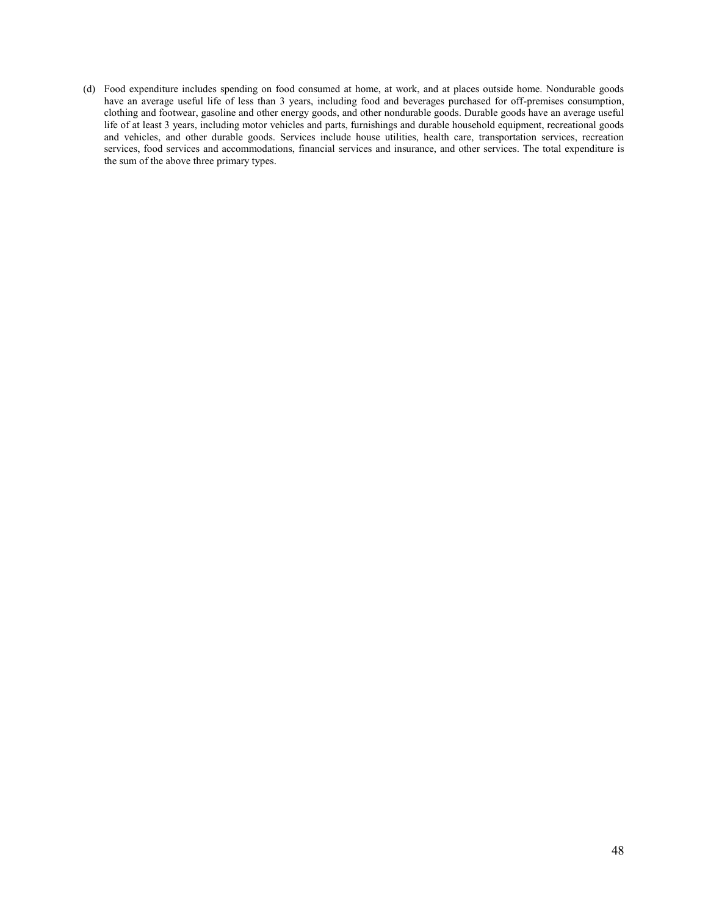(d) Food expenditure includes spending on food consumed at home, at work, and at places outside home. Nondurable goods have an average useful life of less than 3 years, including food and beverages purchased for off-premises consumption, clothing and footwear, gasoline and other energy goods, and other nondurable goods. Durable goods have an average useful life of at least 3 years, including motor vehicles and parts, furnishings and durable household equipment, recreational goods and vehicles, and other durable goods. Services include house utilities, health care, transportation services, recreation services, food services and accommodations, financial services and insurance, and other services. The total expenditure is the sum of the above three primary types.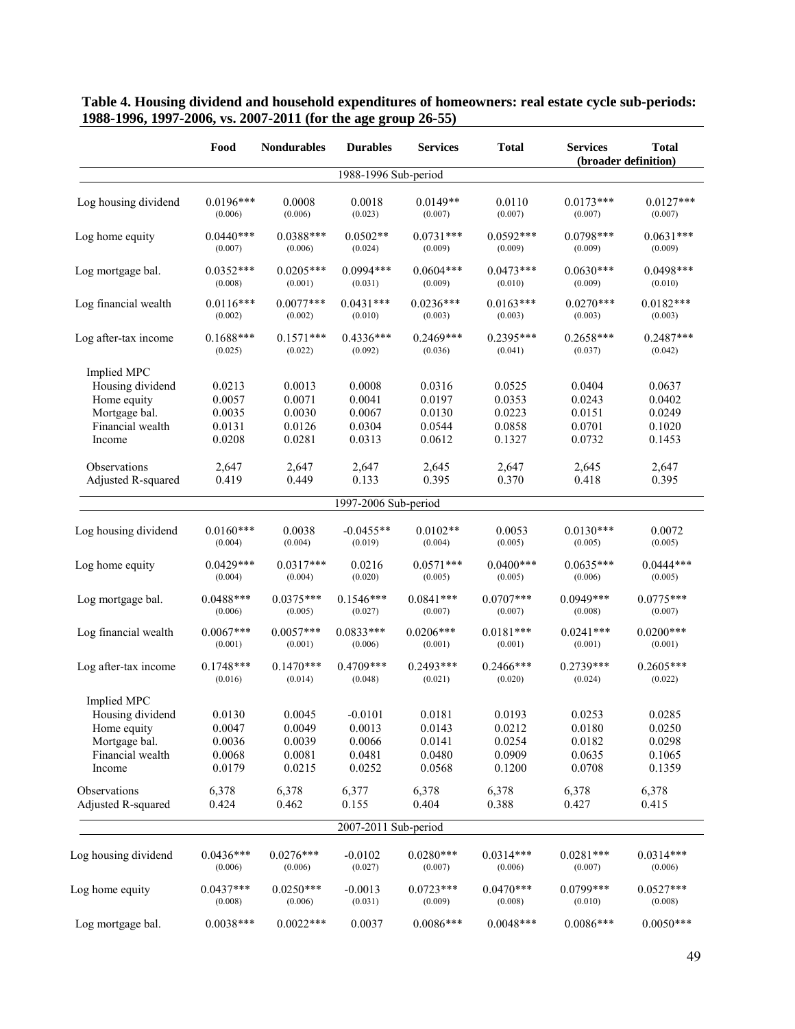**Table 4. Housing dividend and household expenditures of homeowners: real estate cycle sub-periods: 1988-1996, 1997-2006, vs. 2007-2011 (for the age group 26-55)**

| | Food | Nondurables | Durables | Services | Total | Services (broader definition) | Total (broader definition) |
|---|---|---|---|---|---|---|---|
| **1988-1996 Sub-period** | | | | | | | |
| Log housing dividend | 0.0196*** | 0.0008 | 0.0018 | 0.0149** | 0.0110 | 0.0173*** | 0.0127*** |
| | (0.006) | (0.006) | (0.023) | (0.007) | (0.007) | (0.007) | (0.007) |
| Log home equity | 0.0440*** | 0.0388*** | 0.0502** | 0.0731*** | 0.0592*** | 0.0798*** | 0.0631*** |
| | (0.007) | (0.006) | (0.024) | (0.009) | (0.009) | (0.009) | (0.009) |
| Log mortgage bal. | 0.0352*** | 0.0205*** | 0.0994*** | 0.0604*** | 0.0473*** | 0.0630*** | 0.0498*** |
| | (0.008) | (0.001) | (0.031) | (0.009) | (0.010) | (0.009) | (0.010) |
| Log financial wealth | 0.0116*** | 0.0077*** | 0.0431*** | 0.0236*** | 0.0163*** | 0.0270*** | 0.0182*** |
| | (0.002) | (0.002) | (0.010) | (0.003) | (0.003) | (0.003) | (0.003) |
| Log after-tax income | 0.1688*** | 0.1571*** | 0.4336*** | 0.2469*** | 0.2395*** | 0.2658*** | 0.2487*** |
| | (0.025) | (0.022) | (0.092) | (0.036) | (0.041) | (0.037) | (0.042) |
| Implied MPC | | | | | | | |
| Housing dividend | 0.0213 | 0.0013 | 0.0008 | 0.0316 | 0.0525 | 0.0404 | 0.0637 |
| Home equity | 0.0057 | 0.0071 | 0.0041 | 0.0197 | 0.0353 | 0.0243 | 0.0402 |
| Mortgage bal. | 0.0035 | 0.0030 | 0.0067 | 0.0130 | 0.0223 | 0.0151 | 0.0249 |
| Financial wealth | 0.0131 | 0.0126 | 0.0304 | 0.0544 | 0.0858 | 0.0701 | 0.1020 |
| Income | 0.0208 | 0.0281 | 0.0313 | 0.0612 | 0.1327 | 0.0732 | 0.1453 |
| Observations | 2,647 | 2,647 | 2,647 | 2,645 | 2,647 | 2,645 | 2,647 |
| Adjusted R-squared | 0.419 | 0.449 | 0.133 | 0.395 | 0.370 | 0.418 | 0.395 |
| **1997-2006 Sub-period** | | | | | | | |
| Log housing dividend | 0.0160*** | 0.0038 | -0.0455** | 0.0102** | 0.0053 | 0.0130*** | 0.0072 |
| | (0.004) | (0.004) | (0.019) | (0.004) | (0.005) | (0.005) | (0.005) |
| Log home equity | 0.0429*** | 0.0317*** | 0.0216 | 0.0571*** | 0.0400*** | 0.0635*** | 0.0444*** |
| | (0.004) | (0.004) | (0.020) | (0.005) | (0.005) | (0.006) | (0.005) |
| Log mortgage bal. | 0.0488*** | 0.0375*** | 0.1546*** | 0.0841*** | 0.0707*** | 0.0949*** | 0.0775*** |
| | (0.006) | (0.005) | (0.027) | (0.007) | (0.007) | (0.008) | (0.007) |
| Log financial wealth | 0.0067*** | 0.0057*** | 0.0833*** | 0.0206*** | 0.0181*** | 0.0241*** | 0.0200*** |
| | (0.001) | (0.001) | (0.006) | (0.001) | (0.001) | (0.001) | (0.001) |
| Log after-tax income | 0.1748*** | 0.1470*** | 0.4709*** | 0.2493*** | 0.2466*** | 0.2739*** | 0.2605*** |
| | (0.016) | (0.014) | (0.048) | (0.021) | (0.020) | (0.024) | (0.022) |
| Implied MPC | | | | | | | |
| Housing dividend | 0.0130 | 0.0045 | -0.0101 | 0.0181 | 0.0193 | 0.0253 | 0.0285 |
| Home equity | 0.0047 | 0.0049 | 0.0013 | 0.0143 | 0.0212 | 0.0180 | 0.0250 |
| Mortgage bal. | 0.0036 | 0.0039 | 0.0066 | 0.0141 | 0.0254 | 0.0182 | 0.0298 |
| Financial wealth | 0.0068 | 0.0081 | 0.0481 | 0.0480 | 0.0909 | 0.0635 | 0.1065 |
| Income | 0.0179 | 0.0215 | 0.0252 | 0.0568 | 0.1200 | 0.0708 | 0.1359 |
| Observations | 6,378 | 6,378 | 6,377 | 6,378 | 6,378 | 6,378 | 6,378 |
| Adjusted R-squared | 0.424 | 0.462 | 0.155 | 0.404 | 0.388 | 0.427 | 0.415 |
| **2007-2011 Sub-period** | | | | | | | |
| Log housing dividend | 0.0436*** | 0.0276*** | -0.0102 | 0.0280*** | 0.0314*** | 0.0281*** | 0.0314*** |
| | (0.006) | (0.006) | (0.027) | (0.007) | (0.006) | (0.007) | (0.006) |
| Log home equity | 0.0437*** | 0.0250*** | -0.0013 | 0.0723*** | 0.0470*** | 0.0799*** | 0.0527*** |
| | (0.008) | (0.006) | (0.031) | (0.009) | (0.008) | (0.010) | (0.008) |
| Log mortgage bal. | 0.0038*** | 0.0022*** | 0.0037 | 0.0086*** | 0.0048*** | 0.0086*** | 0.0050*** |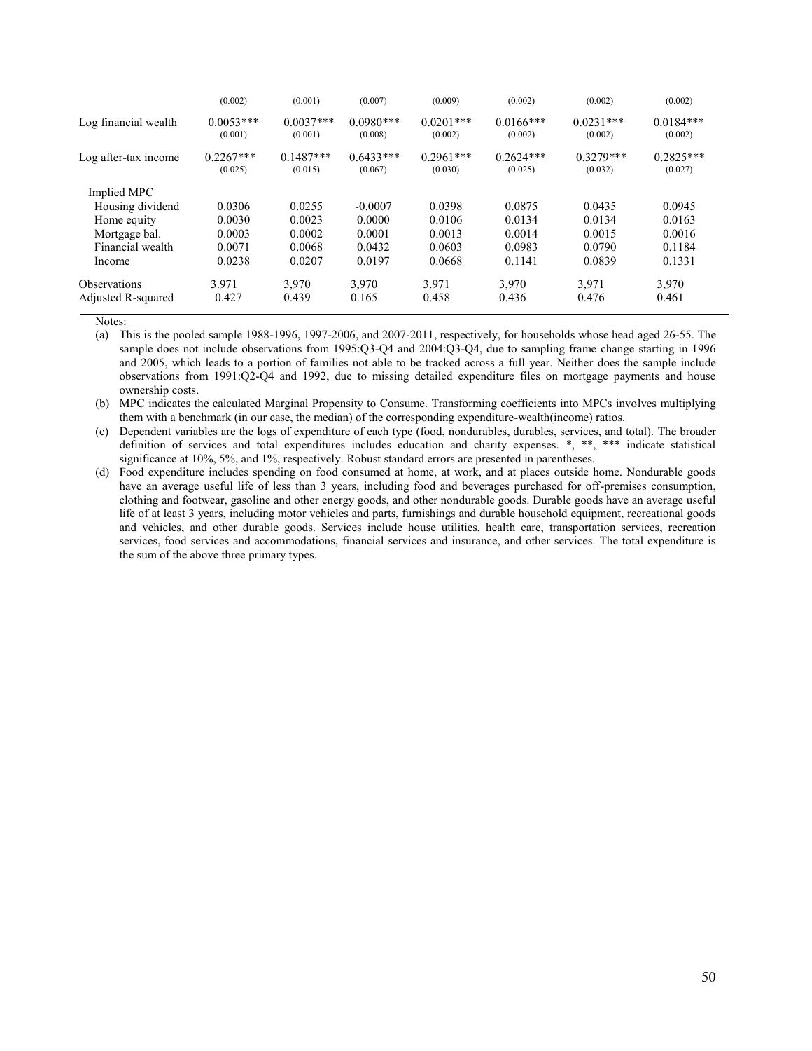| | | | | | | | |
|---|---|---|---|---|---|---|---|
| | (0.002) | (0.001) | (0.007) | (0.009) | (0.002) | (0.002) | (0.002) |
| Log financial wealth | 0.0053*** | 0.0037*** | 0.0980*** | 0.0201*** | 0.0166*** | 0.0231*** | 0.0184*** |
| | (0.001) | (0.001) | (0.008) | (0.002) | (0.002) | (0.002) | (0.002) |
| Log after-tax income | 0.2267*** | 0.1487*** | 0.6433*** | 0.2961*** | 0.2624*** | 0.3279*** | 0.2825*** |
| | (0.025) | (0.015) | (0.067) | (0.030) | (0.025) | (0.032) | (0.027) |
| Implied MPC | | | | | | | |
| Housing dividend | 0.0306 | 0.0255 | -0.0007 | 0.0398 | 0.0875 | 0.0435 | 0.0945 |
| Home equity | 0.0030 | 0.0023 | 0.0000 | 0.0106 | 0.0134 | 0.0134 | 0.0163 |
| Mortgage bal. | 0.0003 | 0.0002 | 0.0001 | 0.0013 | 0.0014 | 0.0015 | 0.0016 |
| Financial wealth | 0.0071 | 0.0068 | 0.0432 | 0.0603 | 0.0983 | 0.0790 | 0.1184 |
| Income | 0.0238 | 0.0207 | 0.0197 | 0.0668 | 0.1141 | 0.0839 | 0.1331 |
| Observations | 3,971 | 3,970 | 3,970 | 3,971 | 3,970 | 3,971 | 3,970 |
| Adjusted R-squared | 0.427 | 0.439 | 0.165 | 0.458 | 0.436 | 0.476 | 0.461 |

Notes:

(a) This is the pooled sample 1988-1996, 1997-2006, and 2007-2011, respectively, for households whose head aged 26-55. The sample does not include observations from 1995:Q3-Q4 and 2004:Q3-Q4, due to sampling frame change starting in 1996 and 2005, which leads to a portion of families not able to be tracked across a full year. Neither does the sample include observations from 1991:Q2-Q4 and 1992, due to missing detailed expenditure files on mortgage payments and house ownership costs.

(b) MPC indicates the calculated Marginal Propensity to Consume. Transforming coefficients into MPCs involves multiplying them with a benchmark (in our case, the median) of the corresponding expenditure-wealth(income) ratios.

(c) Dependent variables are the logs of expenditure of each type (food, nondurables, durables, services, and total). The broader definition of services and total expenditures includes education and charity expenses. *, **, *** indicate statistical significance at 10%, 5%, and 1%, respectively. Robust standard errors are presented in parentheses.

(d) Food expenditure includes spending on food consumed at home, at work, and at places outside home. Nondurable goods have an average useful life of less than 3 years, including food and beverages purchased for off-premises consumption, clothing and footwear, gasoline and other energy goods, and other nondurable goods. Durable goods have an average useful life of at least 3 years, including motor vehicles and parts, furnishings and durable household equipment, recreational goods and vehicles, and other durable goods. Services include house utilities, health care, transportation services, recreation services, food services and accommodations, financial services and insurance, and other services. The total expenditure is the sum of the above three primary types.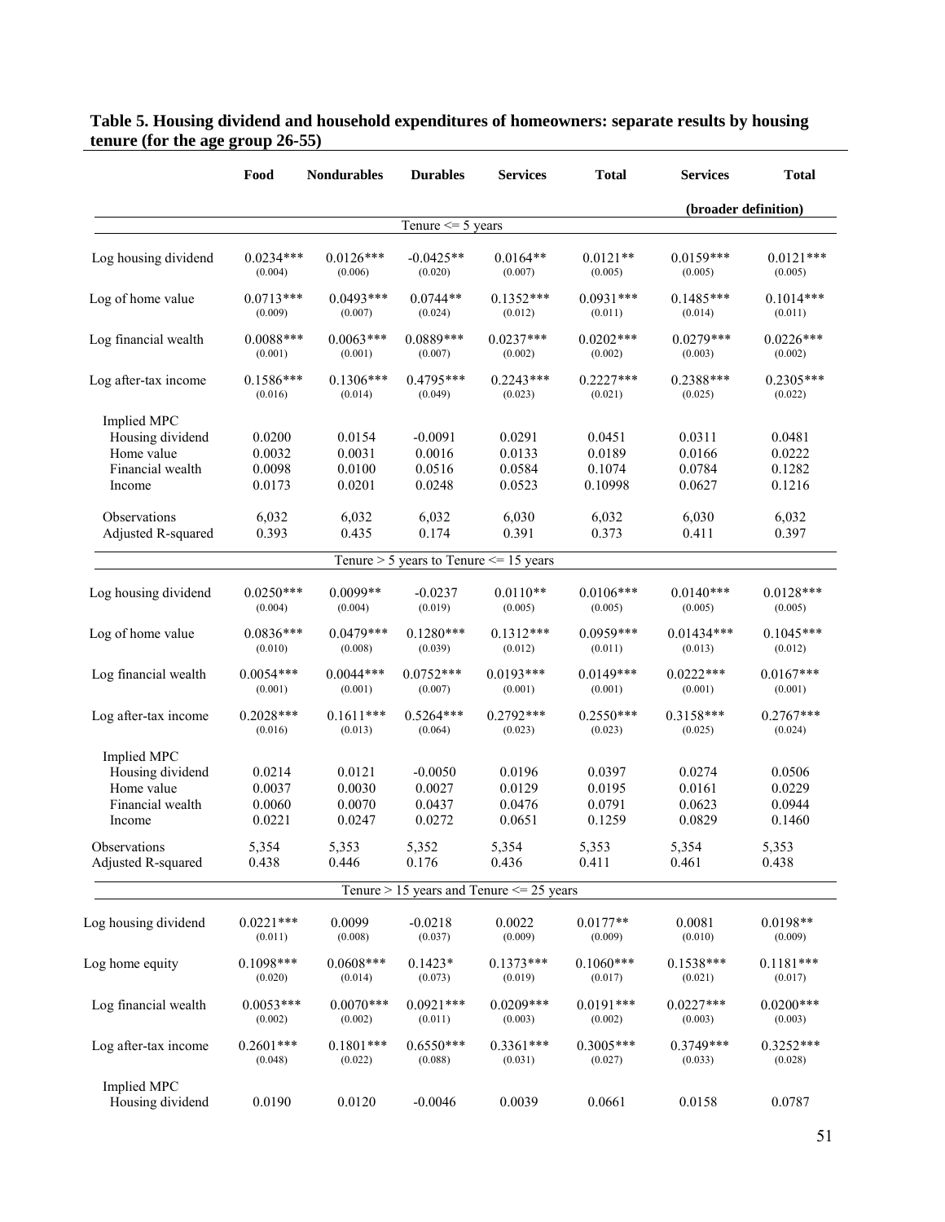**Table 5. Housing dividend and household expenditures of homeowners: separate results by housing tenure (for the age group 26-55)**

| | Food | Nondurables | Durables | Services | Total | Services | Total |
|---|---|---|---|---|---|---|---|
| | | | | | | (broader definition) | |
| **Tenure <= 5 years** | | | | | | | |
| Log housing dividend | 0.0234*** | 0.0126*** | -0.0425** | 0.0164** | 0.0121** | 0.0159*** | 0.0121*** |
| | (0.004) | (0.006) | (0.020) | (0.007) | (0.005) | (0.005) | (0.005) |
| Log of home value | 0.0713*** | 0.0493*** | 0.0744** | 0.1352*** | 0.0931*** | 0.1485*** | 0.1014*** |
| | (0.009) | (0.007) | (0.024) | (0.012) | (0.011) | (0.014) | (0.011) |
| Log financial wealth | 0.0088*** | 0.0063*** | 0.0889*** | 0.0237*** | 0.0202*** | 0.0279*** | 0.0226*** |
| | (0.001) | (0.001) | (0.007) | (0.002) | (0.002) | (0.003) | (0.002) |
| Log after-tax income | 0.1586*** | 0.1306*** | 0.4795*** | 0.2243*** | 0.2227*** | 0.2388*** | 0.2305*** |
| | (0.016) | (0.014) | (0.049) | (0.023) | (0.021) | (0.025) | (0.022) |
| Implied MPC | | | | | | | |
| Housing dividend | 0.0200 | 0.0154 | -0.0091 | 0.0291 | 0.0451 | 0.0311 | 0.0481 |
| Home value | 0.0032 | 0.0031 | 0.0016 | 0.0133 | 0.0189 | 0.0166 | 0.0222 |
| Financial wealth | 0.0098 | 0.0100 | 0.0516 | 0.0584 | 0.1074 | 0.0784 | 0.1282 |
| Income | 0.0173 | 0.0201 | 0.0248 | 0.0523 | 0.10998 | 0.0627 | 0.1216 |
| Observations | 6,032 | 6,032 | 6,032 | 6,030 | 6,032 | 6,030 | 6,032 |
| Adjusted R-squared | 0.393 | 0.435 | 0.174 | 0.391 | 0.373 | 0.411 | 0.397 |
| **Tenure > 5 years to Tenure <= 15 years** | | | | | | | |
| Log housing dividend | 0.0250*** | 0.0099** | -0.0237 | 0.0110** | 0.0106*** | 0.0140*** | 0.0128*** |
| | (0.004) | (0.004) | (0.019) | (0.005) | (0.005) | (0.005) | (0.005) |
| Log of home value | 0.0836*** | 0.0479*** | 0.1280*** | 0.1312*** | 0.0959*** | 0.01434*** | 0.1045*** |
| | (0.010) | (0.008) | (0.039) | (0.012) | (0.011) | (0.013) | (0.012) |
| Log financial wealth | 0.0054*** | 0.0044*** | 0.0752*** | 0.0193*** | 0.0149*** | 0.0222*** | 0.0167*** |
| | (0.001) | (0.001) | (0.007) | (0.001) | (0.001) | (0.001) | (0.001) |
| Log after-tax income | 0.2028*** | 0.1611*** | 0.5264*** | 0.2792*** | 0.2550*** | 0.3158*** | 0.2767*** |
| | (0.016) | (0.013) | (0.064) | (0.023) | (0.023) | (0.025) | (0.024) |
| Implied MPC | | | | | | | |
| Housing dividend | 0.0214 | 0.0121 | -0.0050 | 0.0196 | 0.0397 | 0.0274 | 0.0506 |
| Home value | 0.0037 | 0.0030 | 0.0027 | 0.0129 | 0.0195 | 0.0161 | 0.0229 |
| Financial wealth | 0.0060 | 0.0070 | 0.0437 | 0.0476 | 0.0791 | 0.0623 | 0.0944 |
| Income | 0.0221 | 0.0247 | 0.0272 | 0.0651 | 0.1259 | 0.0829 | 0.1460 |
| Observations | 5,354 | 5,353 | 5,352 | 5,354 | 5,353 | 5,354 | 5,353 |
| Adjusted R-squared | 0.438 | 0.446 | 0.176 | 0.436 | 0.411 | 0.461 | 0.438 |
| **Tenure > 15 years and Tenure <= 25 years** | | | | | | | |
| Log housing dividend | 0.0221*** | 0.0099 | -0.0218 | 0.0022 | 0.0177** | 0.0081 | 0.0198** |
| | (0.011) | (0.008) | (0.037) | (0.009) | (0.009) | (0.010) | (0.009) |
| Log home equity | 0.1098*** | 0.0608*** | 0.1423* | 0.1373*** | 0.1060*** | 0.1538*** | 0.1181*** |
| | (0.020) | (0.014) | (0.073) | (0.019) | (0.017) | (0.021) | (0.017) |
| Log financial wealth | 0.0053*** | 0.0070*** | 0.0921*** | 0.0209*** | 0.0191*** | 0.0227*** | 0.0200*** |
| | (0.002) | (0.002) | (0.011) | (0.003) | (0.002) | (0.003) | (0.003) |
| Log after-tax income | 0.2601*** | 0.1801*** | 0.6550*** | 0.3361*** | 0.3005*** | 0.3749*** | 0.3252*** |
| | (0.048) | (0.022) | (0.088) | (0.031) | (0.027) | (0.033) | (0.028) |
| Implied MPC | | | | | | | |
| Housing dividend | 0.0190 | 0.0120 | -0.0046 | 0.0039 | 0.0661 | 0.0158 | 0.0787 |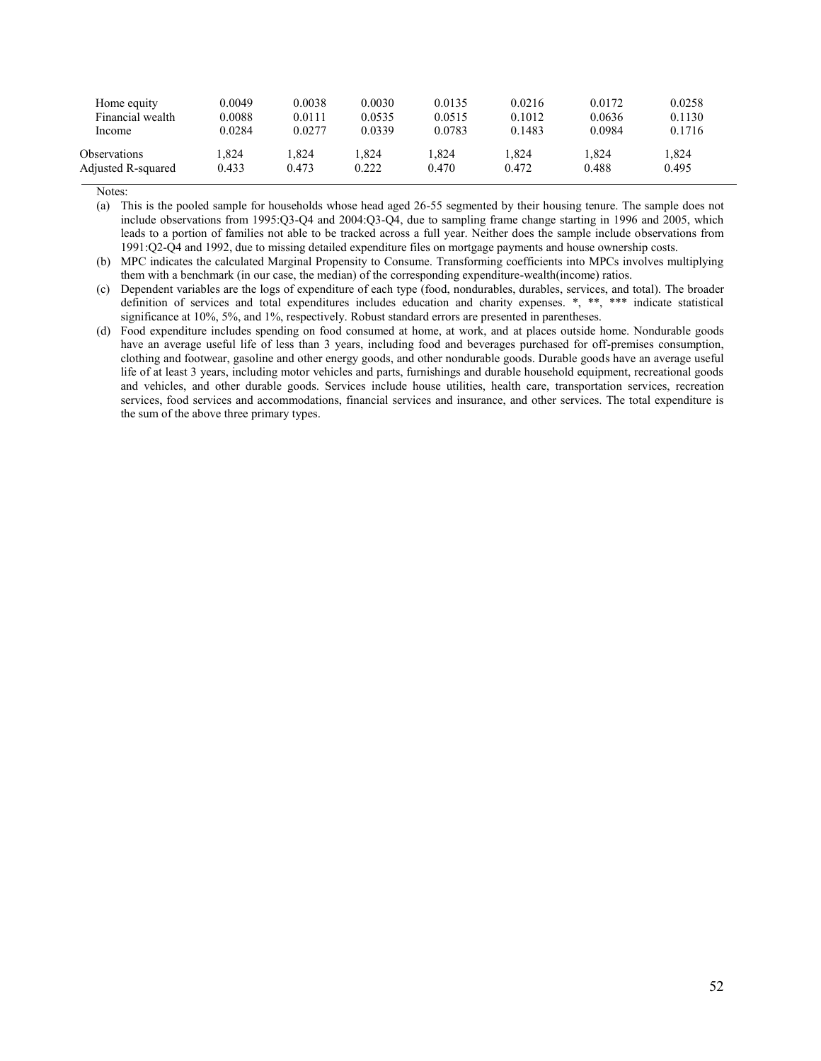| | | | | | | | |
|---|---|---|---|---|---|---|---|
| Home equity | 0.0049 | 0.0038 | 0.0030 | 0.0135 | 0.0216 | 0.0172 | 0.0258 |
| Financial wealth | 0.0088 | 0.0111 | 0.0535 | 0.0515 | 0.1012 | 0.0636 | 0.1130 |
| Income | 0.0284 | 0.0277 | 0.0339 | 0.0783 | 0.1483 | 0.0984 | 0.1716 |
| Observations | 1,824 | 1,824 | 1,824 | 1,824 | 1,824 | 1,824 | 1,824 |
| Adjusted R-squared | 0.433 | 0.473 | 0.222 | 0.470 | 0.472 | 0.488 | 0.495 |

Notes:

(a) This is the pooled sample for households whose head aged 26-55 segmented by their housing tenure. The sample does not include observations from 1995:Q3-Q4 and 2004:Q3-Q4, due to sampling frame change starting in 1996 and 2005, which leads to a portion of families not able to be tracked across a full year. Neither does the sample include observations from 1991:Q2-Q4 and 1992, due to missing detailed expenditure files on mortgage payments and house ownership costs.

(b) MPC indicates the calculated Marginal Propensity to Consume. Transforming coefficients into MPCs involves multiplying them with a benchmark (in our case, the median) of the corresponding expenditure-wealth(income) ratios.

(c) Dependent variables are the logs of expenditure of each type (food, nondurables, durables, services, and total). The broader definition of services and total expenditures includes education and charity expenses. *, **, *** indicate statistical significance at 10%, 5%, and 1%, respectively. Robust standard errors are presented in parentheses.

(d) Food expenditure includes spending on food consumed at home, at work, and at places outside home. Nondurable goods have an average useful life of less than 3 years, including food and beverages purchased for off-premises consumption, clothing and footwear, gasoline and other energy goods, and other nondurable goods. Durable goods have an average useful life of at least 3 years, including motor vehicles and parts, furnishings and durable household equipment, recreational goods and vehicles, and other durable goods. Services include house utilities, health care, transportation services, recreation services, food services and accommodations, financial services and insurance, and other services. The total expenditure is the sum of the above three primary types.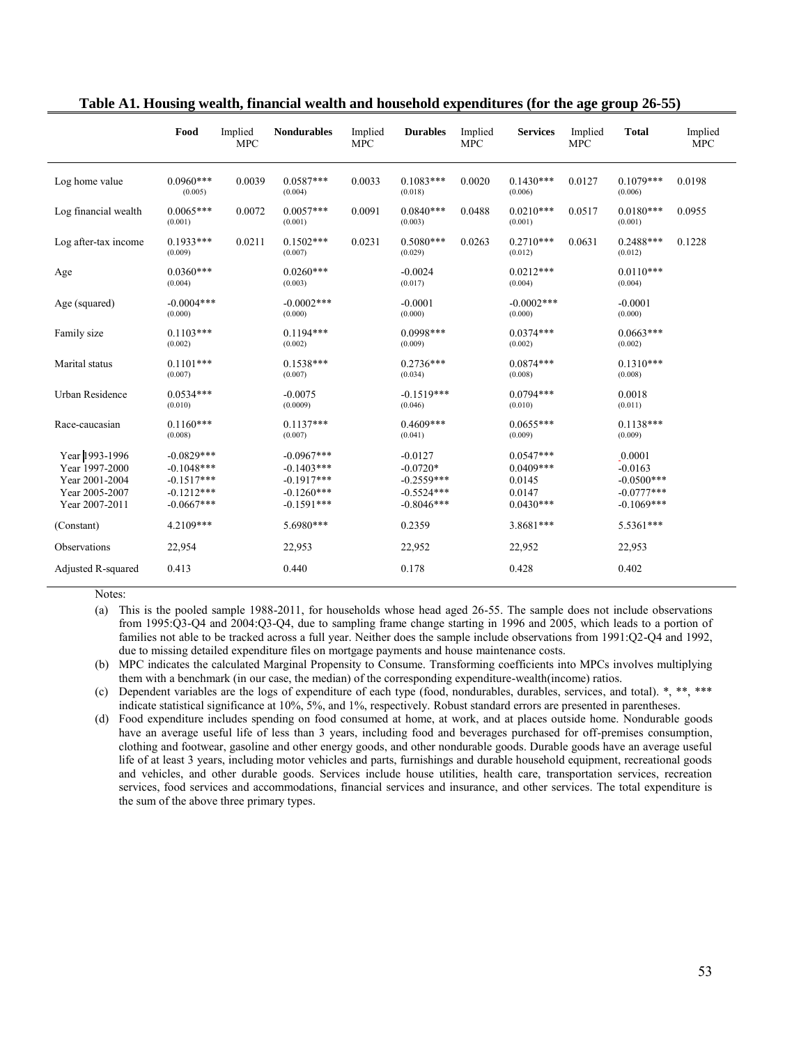**Table A1. Housing wealth, financial wealth and household expenditures (for the age group 26-55)**

| | Food | Implied MPC | Nondurables | Implied MPC | Durables | Implied MPC | Services | Implied MPC | Total | Implied MPC |
|---|---|---|---|---|---|---|---|---|---|---|
| Log home value | 0.0960*** (0.005) | 0.0039 | 0.0587*** (0.004) | 0.0033 | 0.1083*** (0.018) | 0.0020 | 0.1430*** (0.006) | 0.0127 | 0.1079*** (0.006) | 0.0198 |
| Log financial wealth | 0.0065*** (0.001) | 0.0072 | 0.0057*** (0.001) | 0.0091 | 0.0840*** (0.003) | 0.0488 | 0.0210*** (0.001) | 0.0517 | 0.0180*** (0.001) | 0.0955 |
| Log after-tax income | 0.1933*** (0.009) | 0.0211 | 0.1502*** (0.007) | 0.0231 | 0.5080*** (0.029) | 0.0263 | 0.2710*** (0.012) | 0.0631 | 0.2488*** (0.012) | 0.1228 |
| Age | 0.0360*** (0.004) | | 0.0260*** (0.003) | | -0.0024 (0.017) | | 0.0212*** (0.004) | | 0.0110*** (0.004) | |
| Age (squared) | -0.0004*** (0.000) | | -0.0002*** (0.000) | | -0.0001 (0.000) | | -0.0002*** (0.000) | | -0.0001 (0.000) | |
| Family size | 0.1103*** (0.002) | | 0.1194*** (0.002) | | 0.0998*** (0.009) | | 0.0374*** (0.002) | | 0.0663*** (0.002) | |
| Marital status | 0.1101*** (0.007) | | 0.1538*** (0.007) | | 0.2736*** (0.034) | | 0.0874*** (0.008) | | 0.1310*** (0.008) | |
| Urban Residence | 0.0534*** (0.010) | | -0.0075 (0.0009) | | -0.1519*** (0.046) | | 0.0794*** (0.010) | | 0.0018 (0.011) | |
| Race-caucasian | 0.1160*** (0.008) | | 0.1137*** (0.007) | | 0.4609*** (0.041) | | 0.0655*** (0.009) | | 0.1138*** (0.009) | |
| Year 1993-1996 | -0.0829*** | | -0.0967*** | | -0.0127 | | 0.0547*** | | 0.0001 | |
| Year 1997-2000 | -0.1048*** | | -0.1403*** | | -0.0720* | | 0.0409*** | | -0.0163 | |
| Year 2001-2004 | -0.1517*** | | -0.1917*** | | -0.2559*** | | 0.0145 | | -0.0500*** | |
| Year 2005-2007 | -0.1212*** | | -0.1260*** | | -0.5524*** | | 0.0147 | | -0.0777*** | |
| Year 2007-2011 | -0.0667*** | | -0.1591*** | | -0.8046*** | | 0.0430*** | | -0.1069*** | |
| (Constant) | 4.2109*** | | 5.6980*** | | 0.2359 | | 3.8681*** | | 5.5361*** | |
| Observations | 22,954 | | 22,953 | | 22,952 | | 22,952 | | 22,953 | |
| Adjusted R-squared | 0.413 | | 0.440 | | 0.178 | | 0.428 | | 0.402 | |

Notes:

(a) This is the pooled sample 1988-2011, for households whose head aged 26-55. The sample does not include observations from 1995:Q3-Q4 and 2004:Q3-Q4, due to sampling frame change starting in 1996 and 2005, which leads to a portion of families not able to be tracked across a full year. Neither does the sample include observations from 1991:Q2-Q4 and 1992, due to missing detailed expenditure files on mortgage payments and house maintenance costs.

(b) MPC indicates the calculated Marginal Propensity to Consume. Transforming coefficients into MPCs involves multiplying them with a benchmark (in our case, the median) of the corresponding expenditure-wealth(income) ratios.

(c) Dependent variables are the logs of expenditure of each type (food, nondurables, durables, services, and total). *, **, *** indicate statistical significance at 10%, 5%, and 1%, respectively. Robust standard errors are presented in parentheses.

(d) Food expenditure includes spending on food consumed at home, at work, and at places outside home. Nondurable goods have an average useful life of less than 3 years, including food and beverages purchased for off-premises consumption, clothing and footwear, gasoline and other energy goods, and other nondurable goods. Durable goods have an average useful life of at least 3 years, including motor vehicles and parts, furnishings and durable household equipment, recreational goods and vehicles, and other durable goods. Services include house utilities, health care, transportation services, recreation services, food services and accommodations, financial services and insurance, and other services. The total expenditure is the sum of the above three primary types.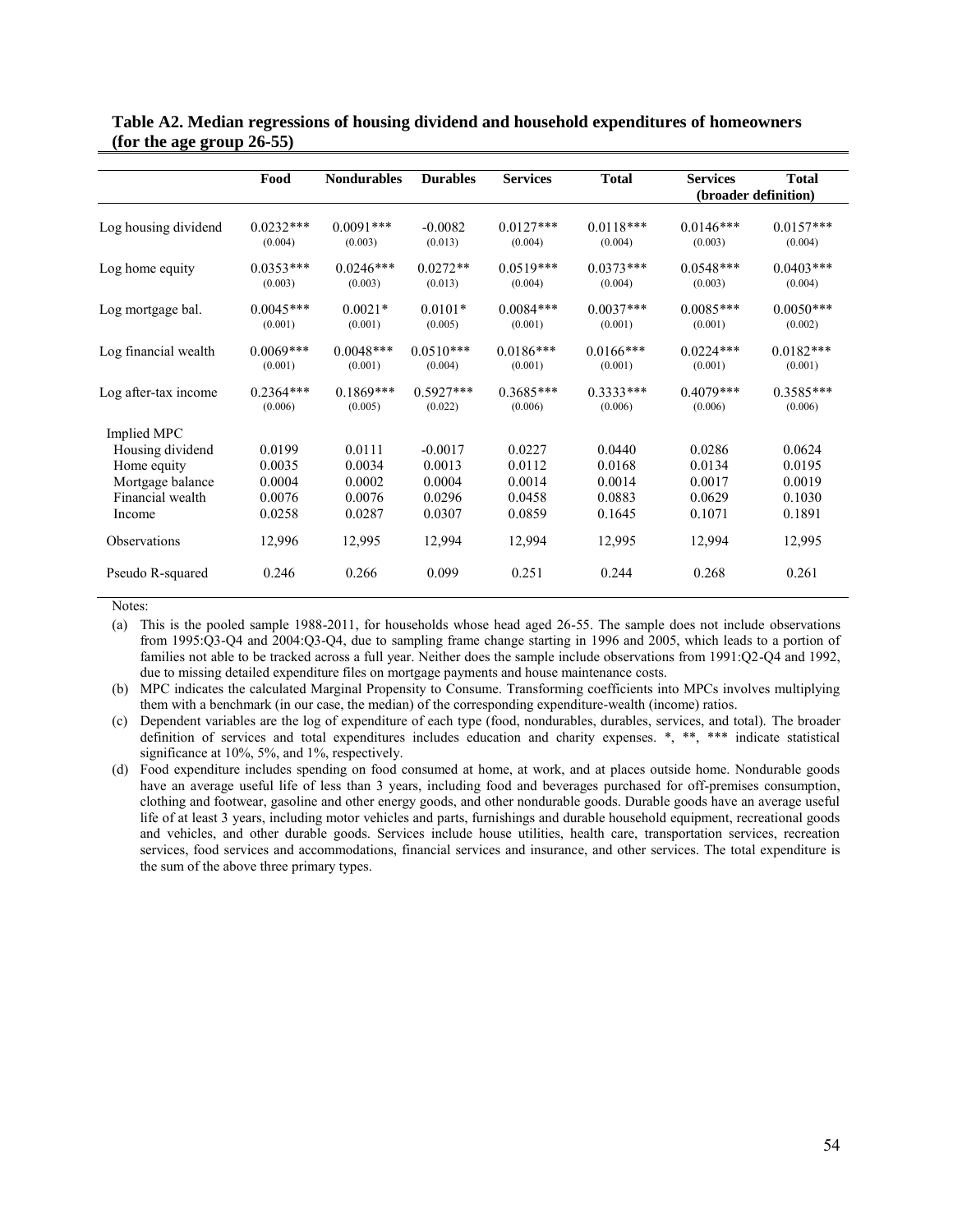**Table A2. Median regressions of housing dividend and household expenditures of homeowners (for the age group 26-55)**

| | Food | Nondurables | Durables | Services | Total | Services (broader definition) | Total (broader definition) |
|---|---|---|---|---|---|---|---|
| Log housing dividend | 0.0232*** | 0.0091*** | -0.0082 | 0.0127*** | 0.0118*** | 0.0146*** | 0.0157*** |
| | (0.004) | (0.003) | (0.013) | (0.004) | (0.004) | (0.003) | (0.004) |
| Log home equity | 0.0353*** | 0.0246*** | 0.0272** | 0.0519*** | 0.0373*** | 0.0548*** | 0.0403*** |
| | (0.003) | (0.003) | (0.013) | (0.004) | (0.004) | (0.003) | (0.004) |
| Log mortgage bal. | 0.0045*** | 0.0021* | 0.0101* | 0.0084*** | 0.0037*** | 0.0085*** | 0.0050*** |
| | (0.001) | (0.001) | (0.005) | (0.001) | (0.001) | (0.001) | (0.002) |
| Log financial wealth | 0.0069*** | 0.0048*** | 0.0510*** | 0.0186*** | 0.0166*** | 0.0224*** | 0.0182*** |
| | (0.001) | (0.001) | (0.004) | (0.001) | (0.001) | (0.001) | (0.001) |
| Log after-tax income | 0.2364*** | 0.1869*** | 0.5927*** | 0.3685*** | 0.3333*** | 0.4079*** | 0.3585*** |
| | (0.006) | (0.005) | (0.022) | (0.006) | (0.006) | (0.006) | (0.006) |
| Implied MPC | | | | | | | |
| Housing dividend | 0.0199 | 0.0111 | -0.0017 | 0.0227 | 0.0440 | 0.0286 | 0.0624 |
| Home equity | 0.0035 | 0.0034 | 0.0013 | 0.0112 | 0.0168 | 0.0134 | 0.0195 |
| Mortgage balance | 0.0004 | 0.0002 | 0.0004 | 0.0014 | 0.0014 | 0.0017 | 0.0019 |
| Financial wealth | 0.0076 | 0.0076 | 0.0296 | 0.0458 | 0.0883 | 0.0629 | 0.1030 |
| Income | 0.0258 | 0.0287 | 0.0307 | 0.0859 | 0.1645 | 0.1071 | 0.1891 |
| Observations | 12,996 | 12,995 | 12,994 | 12,994 | 12,995 | 12,994 | 12,995 |
| Pseudo R-squared | 0.246 | 0.266 | 0.099 | 0.251 | 0.244 | 0.268 | 0.261 |

Notes:

(a) This is the pooled sample 1988-2011, for households whose head aged 26-55. The sample does not include observations from 1995:Q3-Q4 and 2004:Q3-Q4, due to sampling frame change starting in 1996 and 2005, which leads to a portion of families not able to be tracked across a full year. Neither does the sample include observations from 1991:Q2-Q4 and 1992, due to missing detailed expenditure files on mortgage payments and house maintenance costs.

(b) MPC indicates the calculated Marginal Propensity to Consume. Transforming coefficients into MPCs involves multiplying them with a benchmark (in our case, the median) of the corresponding expenditure-wealth (income) ratios.

(c) Dependent variables are the log of expenditure of each type (food, nondurables, durables, services, and total). The broader definition of services and total expenditures includes education and charity expenses. *, **, *** indicate statistical significance at 10%, 5%, and 1%, respectively.

(d) Food expenditure includes spending on food consumed at home, at work, and at places outside home. Nondurable goods have an average useful life of less than 3 years, including food and beverages purchased for off-premises consumption, clothing and footwear, gasoline and other energy goods, and other nondurable goods. Durable goods have an average useful life of at least 3 years, including motor vehicles and parts, furnishings and durable household equipment, recreational goods and vehicles, and other durable goods. Services include house utilities, health care, transportation services, recreation services, food services and accommodations, financial services and insurance, and other services. The total expenditure is the sum of the above three primary types.